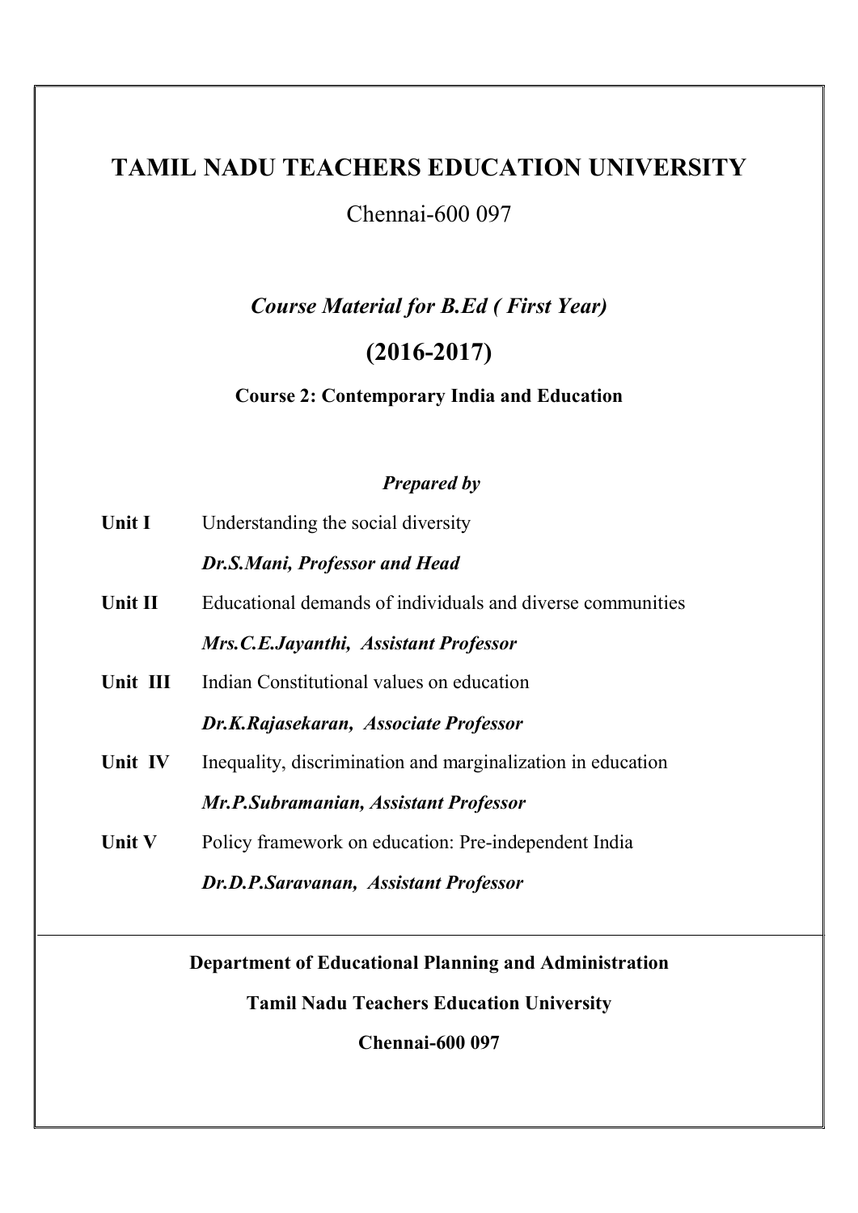# TAMIL NADU TEACHERS EDUCATION UNIVERSITY

Chennai-600 097

***Course Material for B.Ed ( First Year)***

## (2016-2017)

**Course 2: Contemporary India and Education**

***Prepared by***

**Unit I** Understanding the social diversity

***Dr.S.Mani, Professor and Head***

**Unit II** Educational demands of individuals and diverse communities

***Mrs.C.E.Jayanthi, Assistant Professor***

**Unit III** Indian Constitutional values on education

***Dr.K.Rajasekaran, Associate Professor***

**Unit IV** Inequality, discrimination and marginalization in education

***Mr.P.Subramanian, Assistant Professor***

**Unit V** Policy framework on education: Pre-independent India

***Dr.D.P.Saravanan, Assistant Professor***

---

**Department of Educational Planning and Administration**

**Tamil Nadu Teachers Education University**

**Chennai-600 097**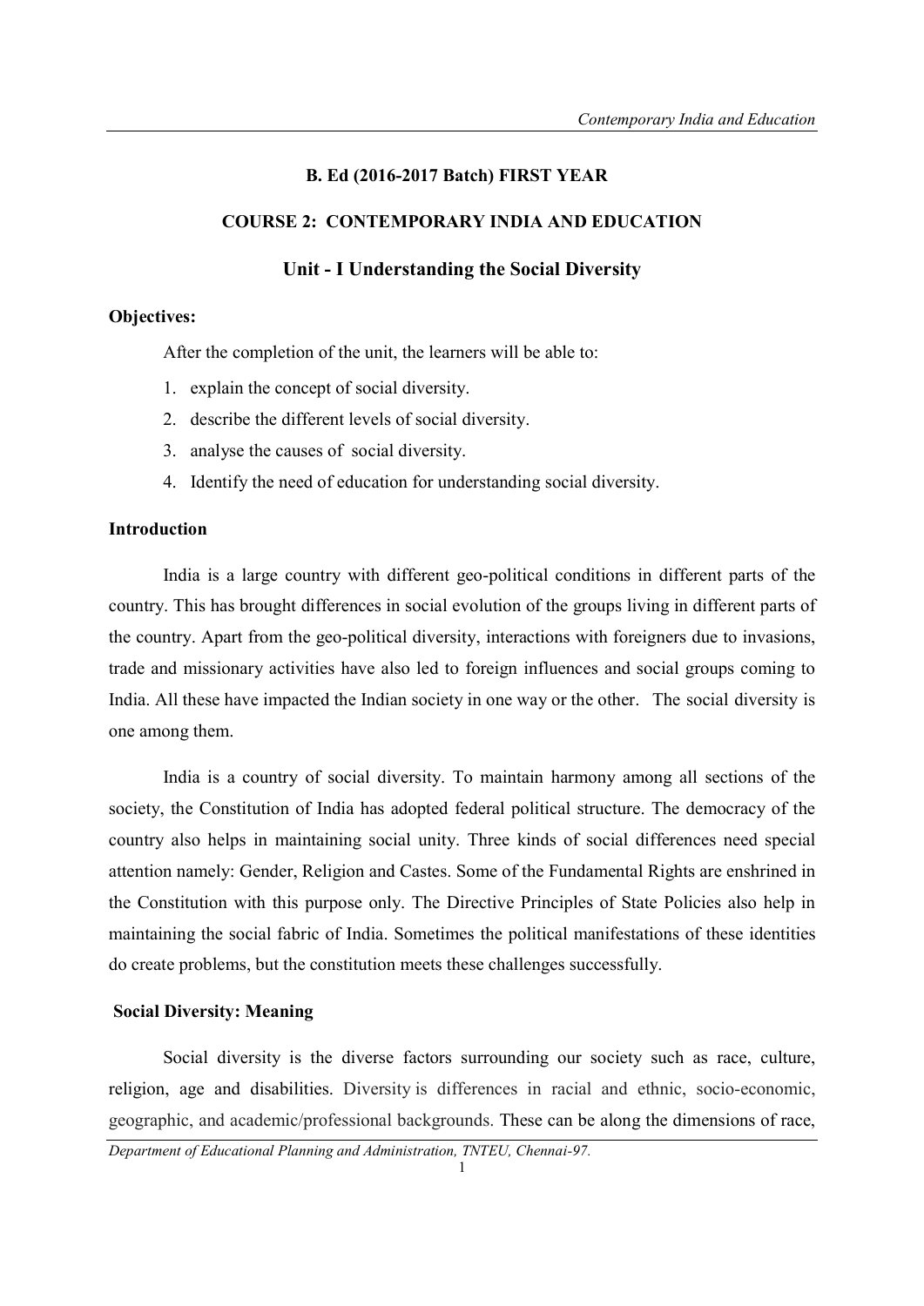**B. Ed (2016-2017 Batch) FIRST YEAR**

**COURSE 2: CONTEMPORARY INDIA AND EDUCATION**

## Unit - I Understanding the Social Diversity

**Objectives:**

After the completion of the unit, the learners will be able to:

1. explain the concept of social diversity.
2. describe the different levels of social diversity.
3. analyse the causes of social diversity.
4. Identify the need of education for understanding social diversity.

**Introduction**

India is a large country with different geo-political conditions in different parts of the country. This has brought differences in social evolution of the groups living in different parts of the country. Apart from the geo-political diversity, interactions with foreigners due to invasions, trade and missionary activities have also led to foreign influences and social groups coming to India. All these have impacted the Indian society in one way or the other. The social diversity is one among them.

India is a country of social diversity. To maintain harmony among all sections of the society, the Constitution of India has adopted federal political structure. The democracy of the country also helps in maintaining social unity. Three kinds of social differences need special attention namely: Gender, Religion and Castes. Some of the Fundamental Rights are enshrined in the Constitution with this purpose only. The Directive Principles of State Policies also help in maintaining the social fabric of India. Sometimes the political manifestations of these identities do create problems, but the constitution meets these challenges successfully.

**Social Diversity: Meaning**

Social diversity is the diverse factors surrounding our society such as race, culture, religion, age and disabilities. Diversity is differences in racial and ethnic, socio-economic, geographic, and academic/professional backgrounds. These can be along the dimensions of race,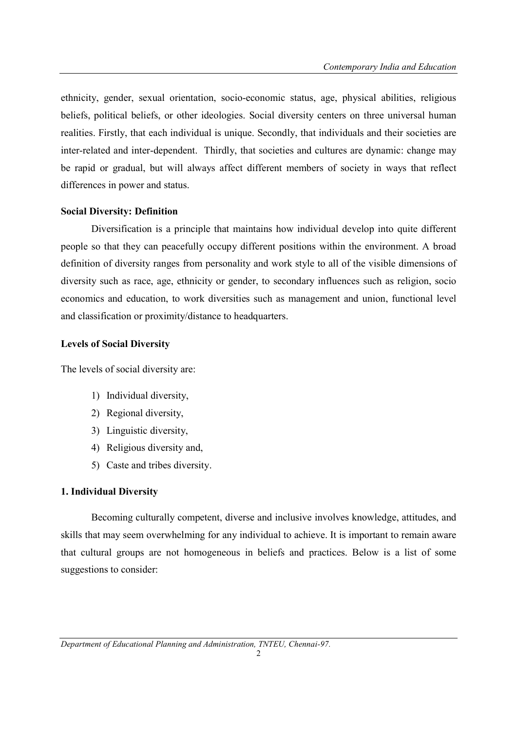ethnicity, gender, sexual orientation, socio-economic status, age, physical abilities, religious beliefs, political beliefs, or other ideologies. Social diversity centers on three universal human realities. Firstly, that each individual is unique. Secondly, that individuals and their societies are inter-related and inter-dependent. Thirdly, that societies and cultures are dynamic: change may be rapid or gradual, but will always affect different members of society in ways that reflect differences in power and status.

**Social Diversity: Definition**

Diversification is a principle that maintains how individual develop into quite different people so that they can peacefully occupy different positions within the environment. A broad definition of diversity ranges from personality and work style to all of the visible dimensions of diversity such as race, age, ethnicity or gender, to secondary influences such as religion, socio economics and education, to work diversities such as management and union, functional level and classification or proximity/distance to headquarters.

**Levels of Social Diversity**

The levels of social diversity are:

1) Individual diversity,
2) Regional diversity,
3) Linguistic diversity,
4) Religious diversity and,
5) Caste and tribes diversity.

**1. Individual Diversity**

Becoming culturally competent, diverse and inclusive involves knowledge, attitudes, and skills that may seem overwhelming for any individual to achieve. It is important to remain aware that cultural groups are not homogeneous in beliefs and practices. Below is a list of some suggestions to consider: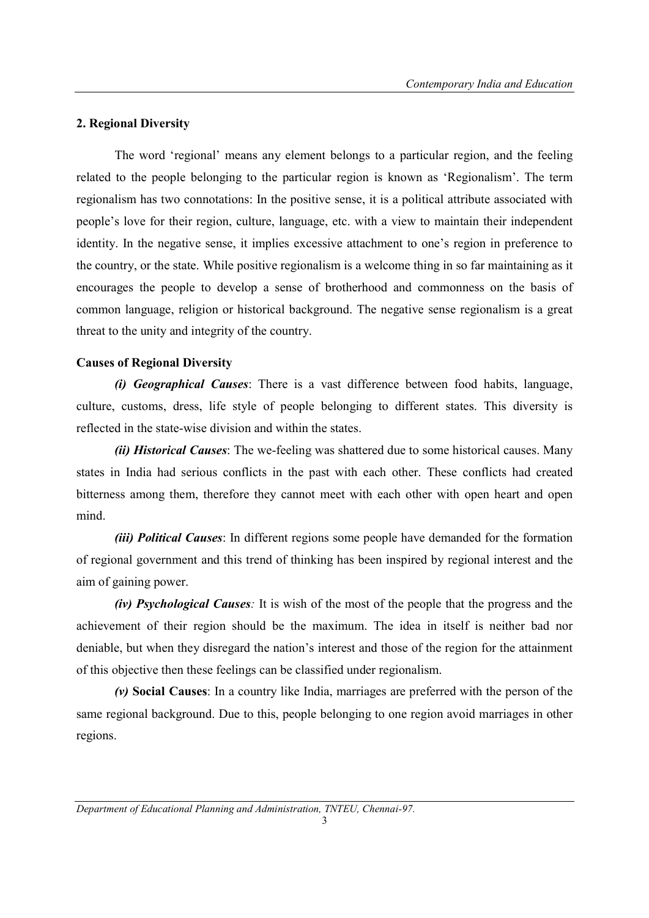## 2. Regional Diversity

The word 'regional' means any element belongs to a particular region, and the feeling related to the people belonging to the particular region is known as 'Regionalism'. The term regionalism has two connotations: In the positive sense, it is a political attribute associated with people's love for their region, culture, language, etc. with a view to maintain their independent identity. In the negative sense, it implies excessive attachment to one's region in preference to the country, or the state. While positive regionalism is a welcome thing in so far maintaining as it encourages the people to develop a sense of brotherhood and commonness on the basis of common language, religion or historical background. The negative sense regionalism is a great threat to the unity and integrity of the country.

### Causes of Regional Diversity

***(i) Geographical Causes***: There is a vast difference between food habits, language, culture, customs, dress, life style of people belonging to different states. This diversity is reflected in the state-wise division and within the states.

***(ii) Historical Causes***: The we-feeling was shattered due to some historical causes. Many states in India had serious conflicts in the past with each other. These conflicts had created bitterness among them, therefore they cannot meet with each other with open heart and open mind.

***(iii) Political Causes***: In different regions some people have demanded for the formation of regional government and this trend of thinking has been inspired by regional interest and the aim of gaining power.

***(iv) Psychological Causes****:* It is wish of the most of the people that the progress and the achievement of their region should be the maximum. The idea in itself is neither bad nor deniable, but when they disregard the nation's interest and those of the region for the attainment of this objective then these feelings can be classified under regionalism.

***(v)* Social Causes**: In a country like India, marriages are preferred with the person of the same regional background. Due to this, people belonging to one region avoid marriages in other regions.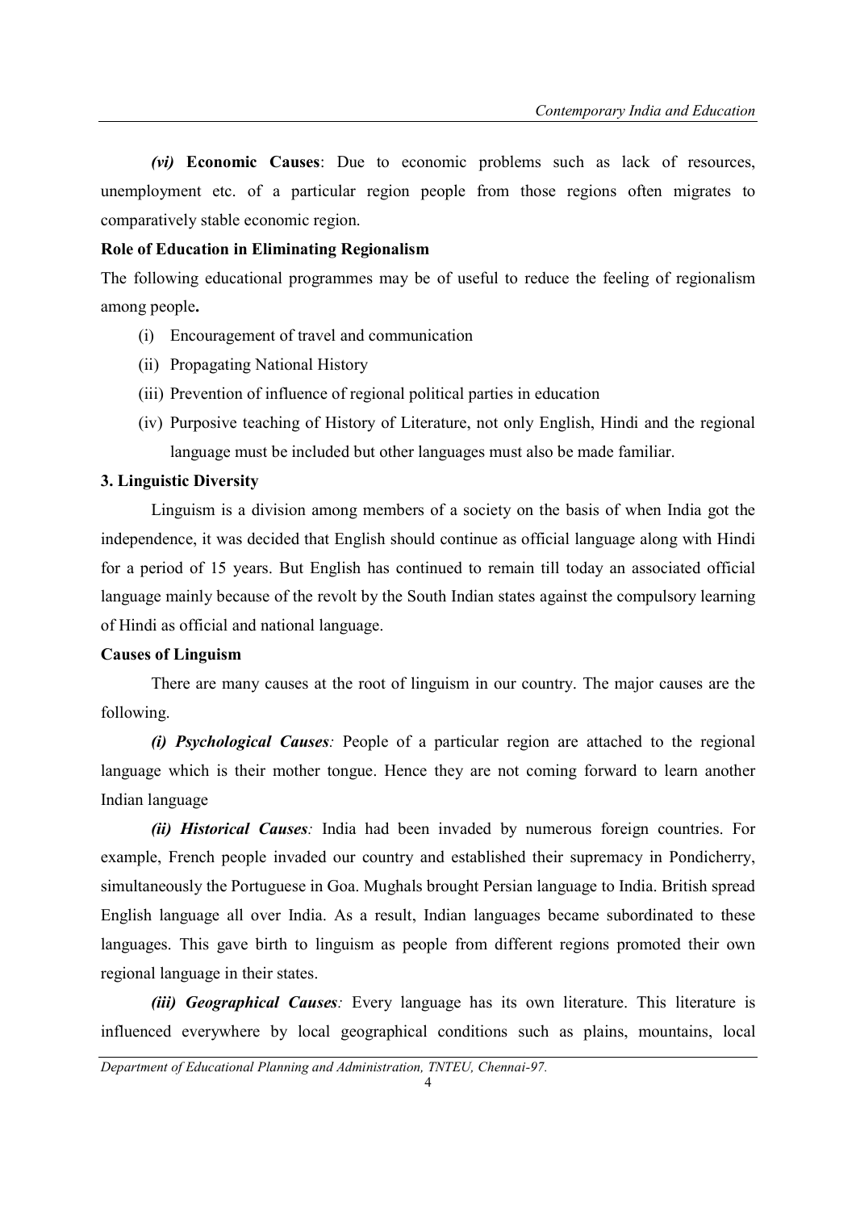*(vi)* **Economic Causes**: Due to economic problems such as lack of resources, unemployment etc. of a particular region people from those regions often migrates to comparatively stable economic region.

**Role of Education in Eliminating Regionalism**

The following educational programmes may be of useful to reduce the feeling of regionalism among people**.**

(i) Encouragement of travel and communication

(ii) Propagating National History

(iii) Prevention of influence of regional political parties in education

(iv) Purposive teaching of History of Literature, not only English, Hindi and the regional language must be included but other languages must also be made familiar.

**3. Linguistic Diversity**

Linguism is a division among members of a society on the basis of when India got the independence, it was decided that English should continue as official language along with Hindi for a period of 15 years. But English has continued to remain till today an associated official language mainly because of the revolt by the South Indian states against the compulsory learning of Hindi as official and national language.

**Causes of Linguism**

There are many causes at the root of linguism in our country. The major causes are the following.

***(i) Psychological Causes****:* People of a particular region are attached to the regional language which is their mother tongue. Hence they are not coming forward to learn another Indian language

***(ii) Historical Causes****:* India had been invaded by numerous foreign countries. For example, French people invaded our country and established their supremacy in Pondicherry, simultaneously the Portuguese in Goa. Mughals brought Persian language to India. British spread English language all over India. As a result, Indian languages became subordinated to these languages. This gave birth to linguism as people from different regions promoted their own regional language in their states.

***(iii) Geographical Causes****:* Every language has its own literature. This literature is influenced everywhere by local geographical conditions such as plains, mountains, local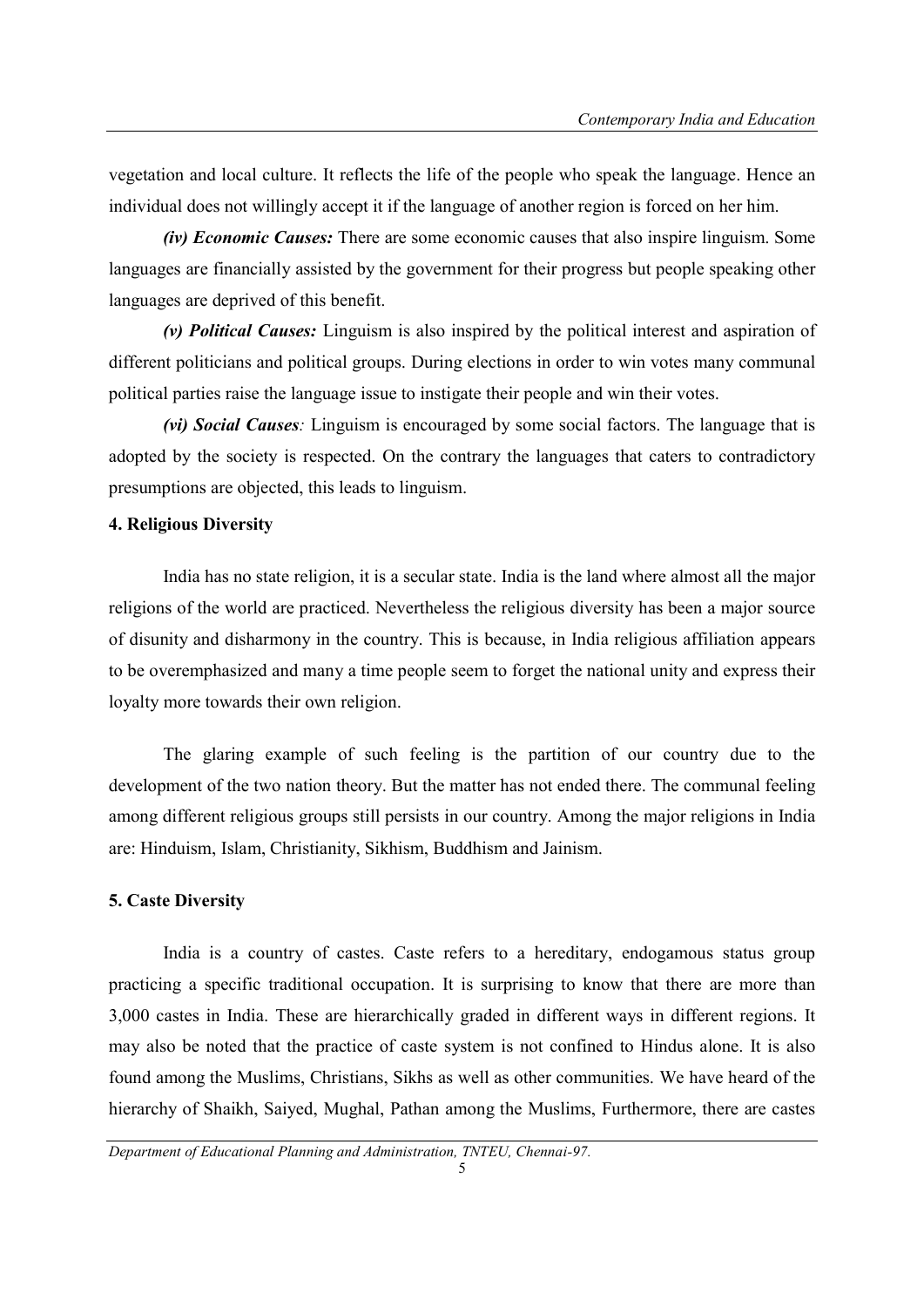vegetation and local culture. It reflects the life of the people who speak the language. Hence an individual does not willingly accept it if the language of another region is forced on her him.

***(iv) Economic Causes:*** There are some economic causes that also inspire linguism. Some languages are financially assisted by the government for their progress but people speaking other languages are deprived of this benefit.

***(v) Political Causes:*** Linguism is also inspired by the political interest and aspiration of different politicians and political groups. During elections in order to win votes many communal political parties raise the language issue to instigate their people and win their votes.

***(vi) Social Causes****:* Linguism is encouraged by some social factors. The language that is adopted by the society is respected. On the contrary the languages that caters to contradictory presumptions are objected, this leads to linguism.

**4. Religious Diversity**

India has no state religion, it is a secular state. India is the land where almost all the major religions of the world are practiced. Nevertheless the religious diversity has been a major source of disunity and disharmony in the country. This is because, in India religious affiliation appears to be overemphasized and many a time people seem to forget the national unity and express their loyalty more towards their own religion.

The glaring example of such feeling is the partition of our country due to the development of the two nation theory. But the matter has not ended there. The communal feeling among different religious groups still persists in our country. Among the major religions in India are: Hinduism, Islam, Christianity, Sikhism, Buddhism and Jainism.

**5. Caste Diversity**

India is a country of castes. Caste refers to a hereditary, endogamous status group practicing a specific traditional occupation. It is surprising to know that there are more than 3,000 castes in India. These are hierarchically graded in different ways in different regions. It may also be noted that the practice of caste system is not confined to Hindus alone. It is also found among the Muslims, Christians, Sikhs as well as other communities. We have heard of the hierarchy of Shaikh, Saiyed, Mughal, Pathan among the Muslims, Furthermore, there are castes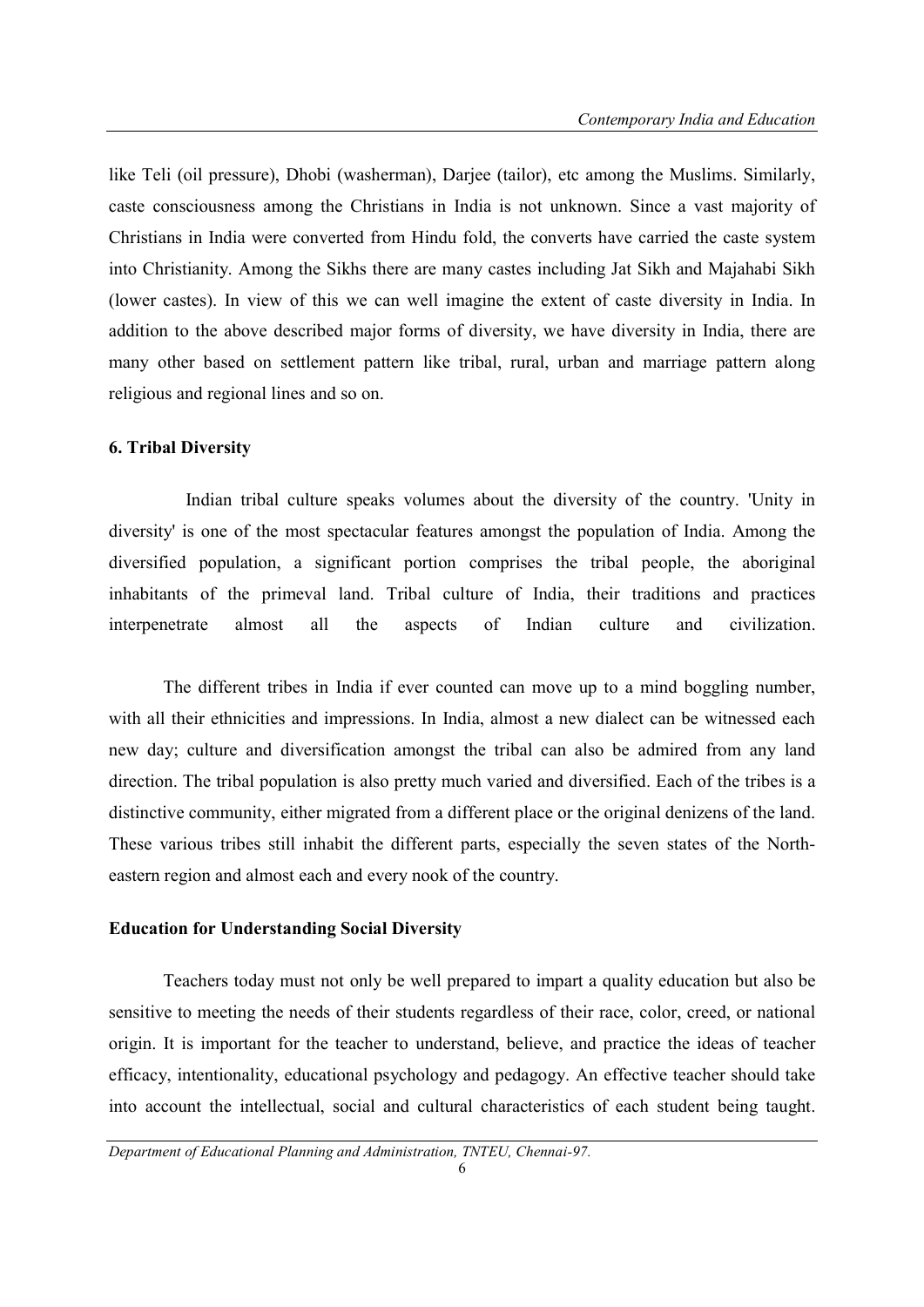like Teli (oil pressure), Dhobi (washerman), Darjee (tailor), etc among the Muslims. Similarly, caste consciousness among the Christians in India is not unknown. Since a vast majority of Christians in India were converted from Hindu fold, the converts have carried the caste system into Christianity. Among the Sikhs there are many castes including Jat Sikh and Majahabi Sikh (lower castes). In view of this we can well imagine the extent of caste diversity in India. In addition to the above described major forms of diversity, we have diversity in India, there are many other based on settlement pattern like tribal, rural, urban and marriage pattern along religious and regional lines and so on.

**6. Tribal Diversity**

Indian tribal culture speaks volumes about the diversity of the country. 'Unity in diversity' is one of the most spectacular features amongst the population of India. Among the diversified population, a significant portion comprises the tribal people, the aboriginal inhabitants of the primeval land. Tribal culture of India, their traditions and practices interpenetrate almost all the aspects of Indian culture and civilization.

The different tribes in India if ever counted can move up to a mind boggling number, with all their ethnicities and impressions. In India, almost a new dialect can be witnessed each new day; culture and diversification amongst the tribal can also be admired from any land direction. The tribal population is also pretty much varied and diversified. Each of the tribes is a distinctive community, either migrated from a different place or the original denizens of the land. These various tribes still inhabit the different parts, especially the seven states of the North-eastern region and almost each and every nook of the country.

**Education for Understanding Social Diversity**

Teachers today must not only be well prepared to impart a quality education but also be sensitive to meeting the needs of their students regardless of their race, color, creed, or national origin. It is important for the teacher to understand, believe, and practice the ideas of teacher efficacy, intentionality, educational psychology and pedagogy. An effective teacher should take into account the intellectual, social and cultural characteristics of each student being taught.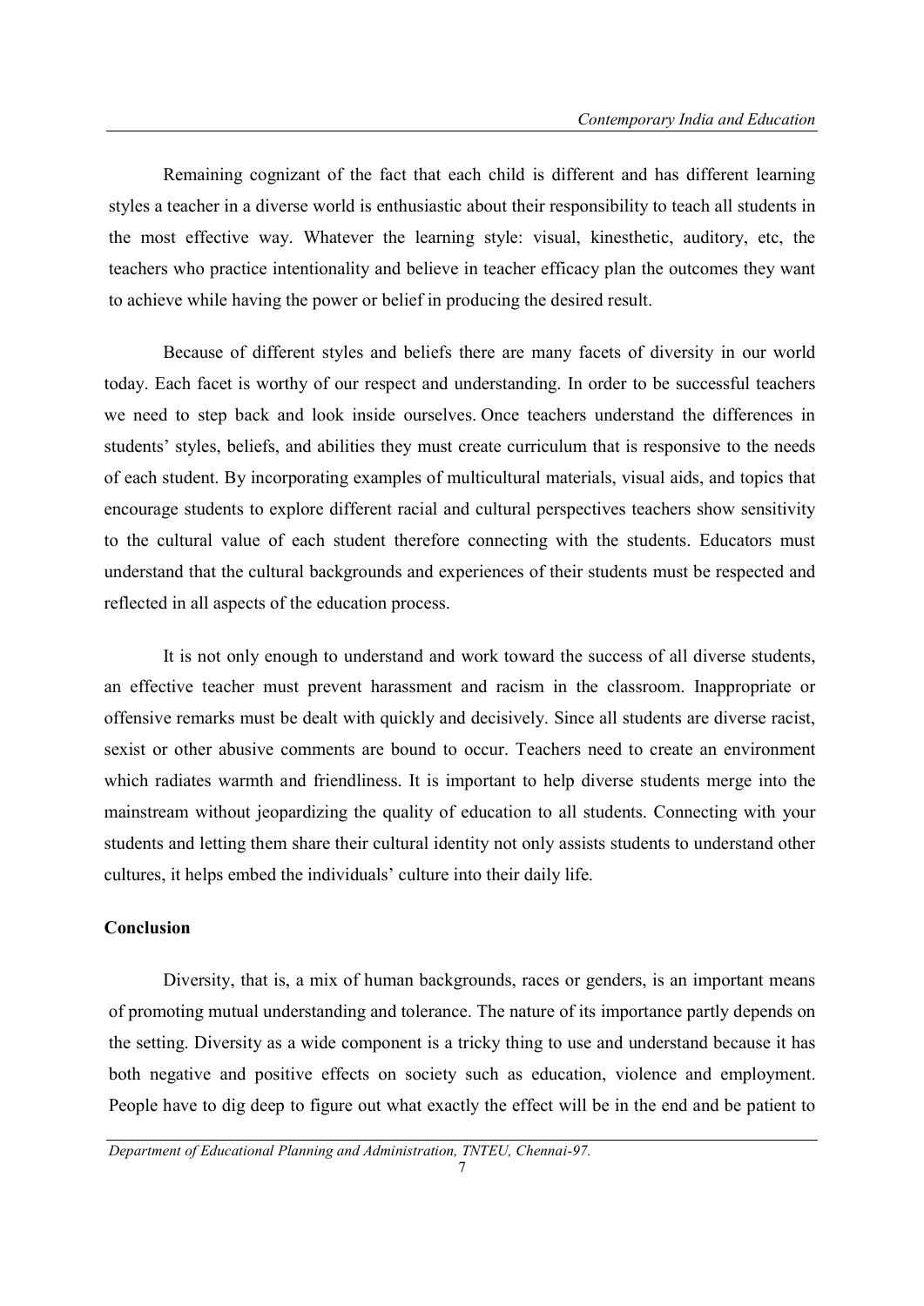Remaining cognizant of the fact that each child is different and has different learning styles a teacher in a diverse world is enthusiastic about their responsibility to teach all students in the most effective way. Whatever the learning style: visual, kinesthetic, auditory, etc, the teachers who practice intentionality and believe in teacher efficacy plan the outcomes they want to achieve while having the power or belief in producing the desired result.

Because of different styles and beliefs there are many facets of diversity in our world today. Each facet is worthy of our respect and understanding. In order to be successful teachers we need to step back and look inside ourselves. Once teachers understand the differences in students' styles, beliefs, and abilities they must create curriculum that is responsive to the needs of each student. By incorporating examples of multicultural materials, visual aids, and topics that encourage students to explore different racial and cultural perspectives teachers show sensitivity to the cultural value of each student therefore connecting with the students. Educators must understand that the cultural backgrounds and experiences of their students must be respected and reflected in all aspects of the education process.

It is not only enough to understand and work toward the success of all diverse students, an effective teacher must prevent harassment and racism in the classroom. Inappropriate or offensive remarks must be dealt with quickly and decisively. Since all students are diverse racist, sexist or other abusive comments are bound to occur. Teachers need to create an environment which radiates warmth and friendliness. It is important to help diverse students merge into the mainstream without jeopardizing the quality of education to all students. Connecting with your students and letting them share their cultural identity not only assists students to understand other cultures, it helps embed the individuals' culture into their daily life.

**Conclusion**

Diversity, that is, a mix of human backgrounds, races or genders, is an important means of promoting mutual understanding and tolerance. The nature of its importance partly depends on the setting. Diversity as a wide component is a tricky thing to use and understand because it has both negative and positive effects on society such as education, violence and employment. People have to dig deep to figure out what exactly the effect will be in the end and be patient to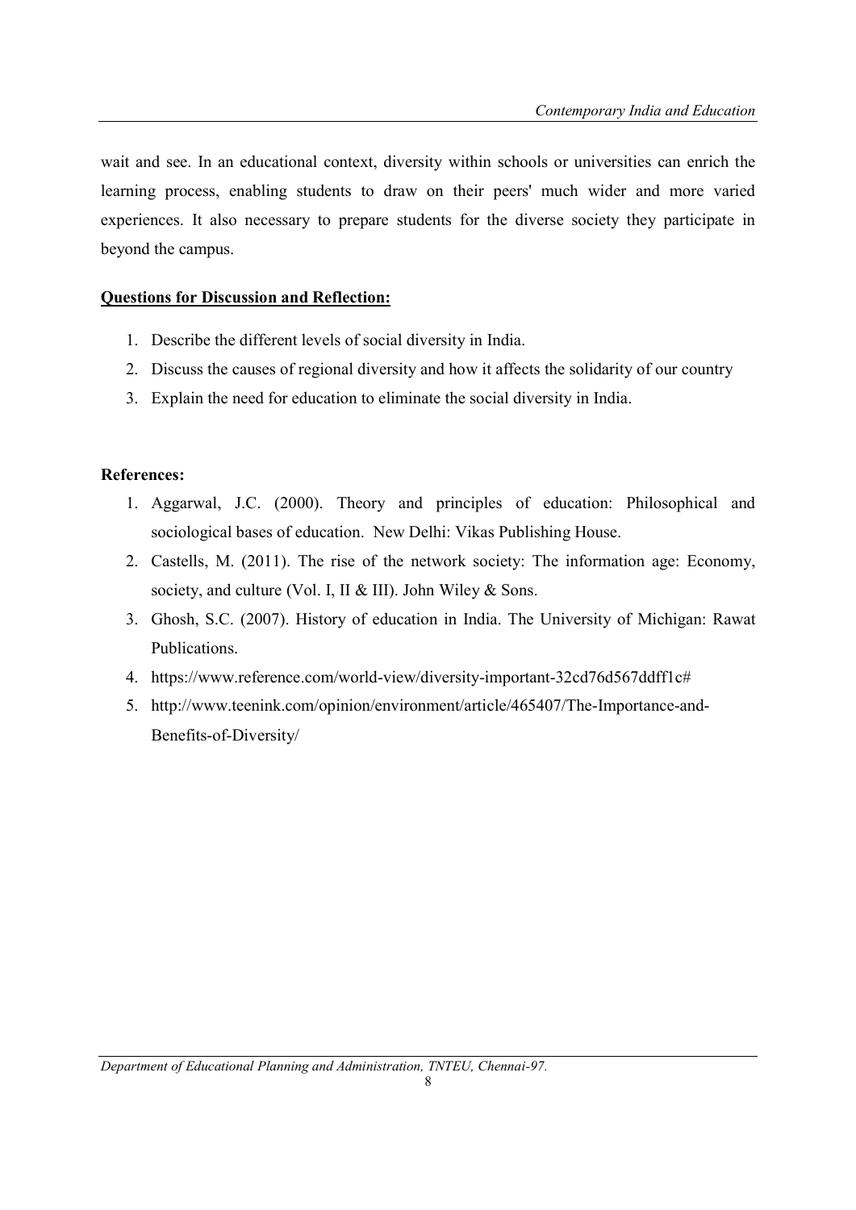wait and see. In an educational context, diversity within schools or universities can enrich the learning process, enabling students to draw on their peers' much wider and more varied experiences. It also necessary to prepare students for the diverse society they participate in beyond the campus.

**<u>Questions for Discussion and Reflection:</u>**

1. Describe the different levels of social diversity in India.
2. Discuss the causes of regional diversity and how it affects the solidarity of our country
3. Explain the need for education to eliminate the social diversity in India.

**References:**

1. Aggarwal, J.C. (2000). Theory and principles of education: Philosophical and sociological bases of education. New Delhi: Vikas Publishing House.
2. Castells, M. (2011). The rise of the network society: The information age: Economy, society, and culture (Vol. I, II & III). John Wiley & Sons.
3. Ghosh, S.C. (2007). History of education in India. The University of Michigan: Rawat Publications.
4. https://www.reference.com/world-view/diversity-important-32cd76d567ddff1c#
5. http://www.teenink.com/opinion/environment/article/465407/The-Importance-and-Benefits-of-Diversity/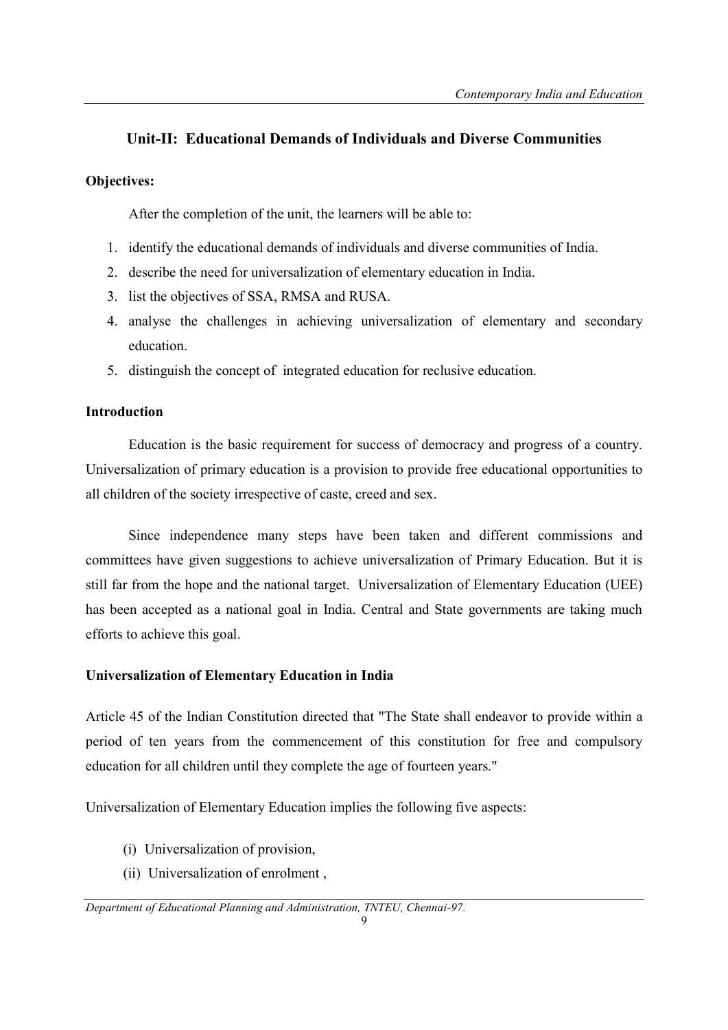## Unit-II: Educational Demands of Individuals and Diverse Communities

**Objectives:**

After the completion of the unit, the learners will be able to:

1. identify the educational demands of individuals and diverse communities of India.
2. describe the need for universalization of elementary education in India.
3. list the objectives of SSA, RMSA and RUSA.
4. analyse the challenges in achieving universalization of elementary and secondary education.
5. distinguish the concept of integrated education for reclusive education.

**Introduction**

Education is the basic requirement for success of democracy and progress of a country. Universalization of primary education is a provision to provide free educational opportunities to all children of the society irrespective of caste, creed and sex.

Since independence many steps have been taken and different commissions and committees have given suggestions to achieve universalization of Primary Education. But it is still far from the hope and the national target. Universalization of Elementary Education (UEE) has been accepted as a national goal in India. Central and State governments are taking much efforts to achieve this goal.

**Universalization of Elementary Education in India**

Article 45 of the Indian Constitution directed that "The State shall endeavor to provide within a period of ten years from the commencement of this constitution for free and compulsory education for all children until they complete the age of fourteen years."

Universalization of Elementary Education implies the following five aspects:

(i) Universalization of provision,
(ii) Universalization of enrolment ,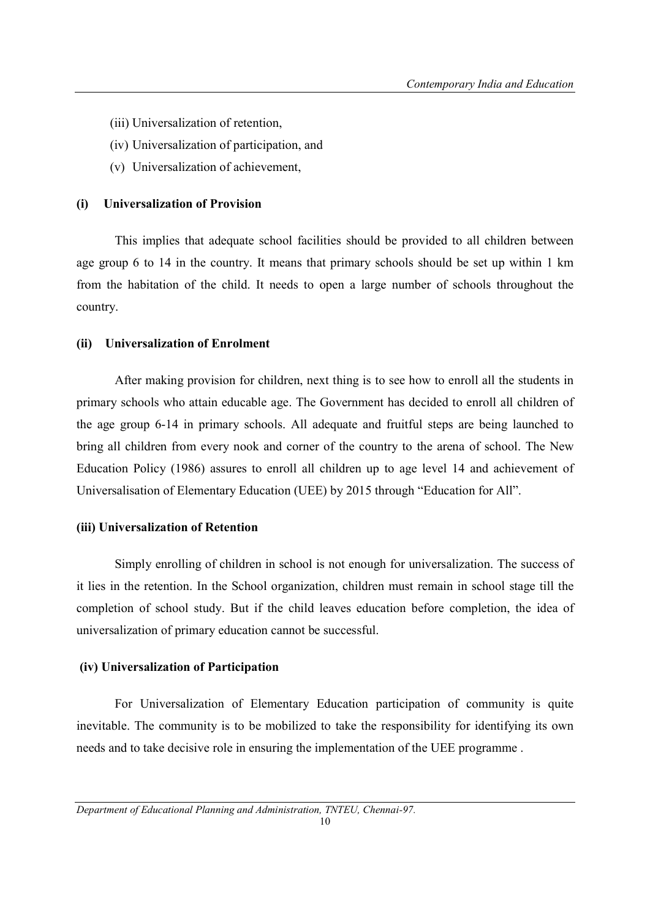(iii) Universalization of retention,

(iv) Universalization of participation, and

(v) Universalization of achievement,

**(i) Universalization of Provision**

This implies that adequate school facilities should be provided to all children between age group 6 to 14 in the country. It means that primary schools should be set up within 1 km from the habitation of the child. It needs to open a large number of schools throughout the country.

**(ii) Universalization of Enrolment**

After making provision for children, next thing is to see how to enroll all the students in primary schools who attain educable age. The Government has decided to enroll all children of the age group 6-14 in primary schools. All adequate and fruitful steps are being launched to bring all children from every nook and corner of the country to the arena of school. The New Education Policy (1986) assures to enroll all children up to age level 14 and achievement of Universalisation of Elementary Education (UEE) by 2015 through "Education for All".

**(iii) Universalization of Retention**

Simply enrolling of children in school is not enough for universalization. The success of it lies in the retention. In the School organization, children must remain in school stage till the completion of school study. But if the child leaves education before completion, the idea of universalization of primary education cannot be successful.

**(iv) Universalization of Participation**

For Universalization of Elementary Education participation of community is quite inevitable. The community is to be mobilized to take the responsibility for identifying its own needs and to take decisive role in ensuring the implementation of the UEE programme .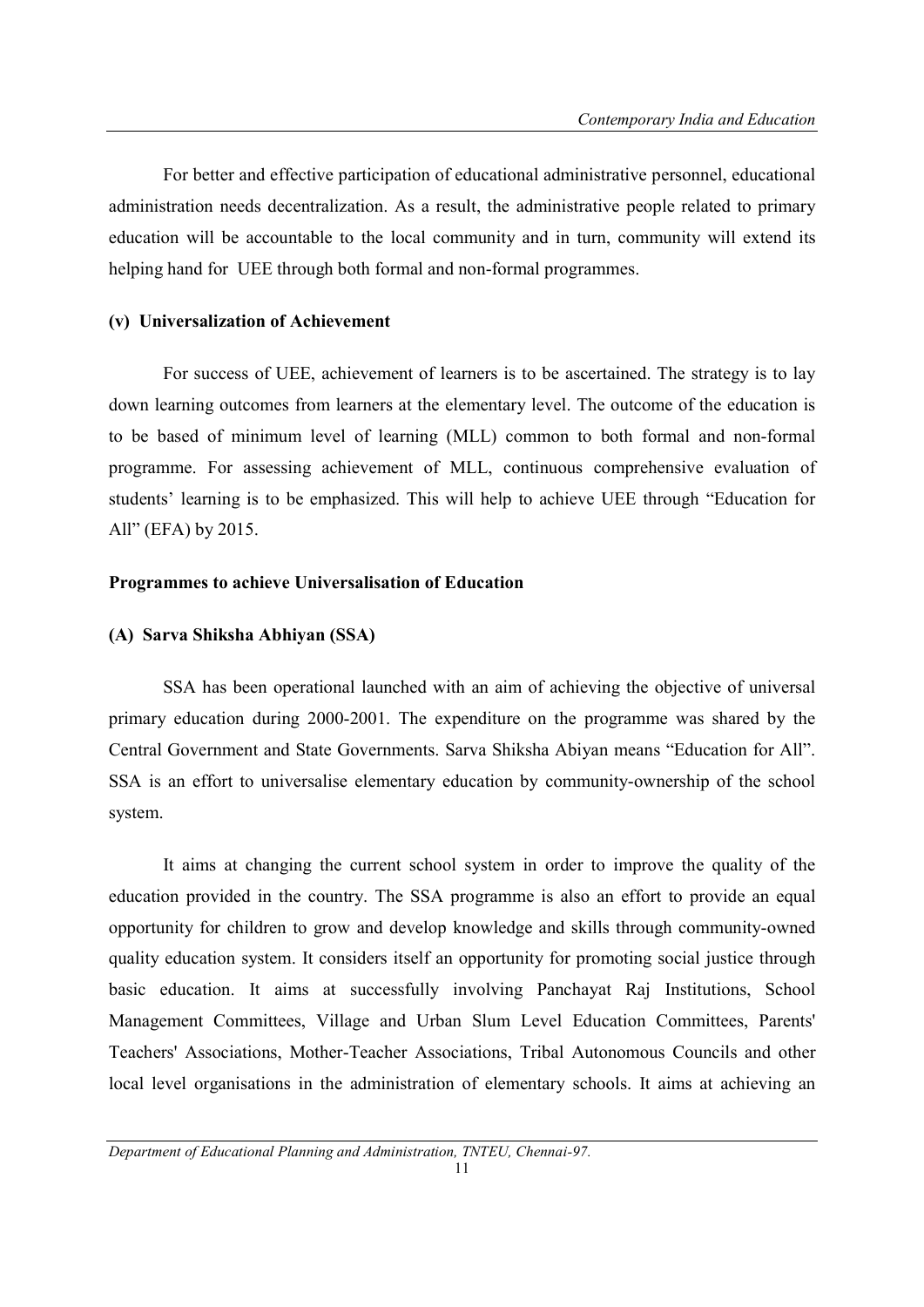For better and effective participation of educational administrative personnel, educational administration needs decentralization. As a result, the administrative people related to primary education will be accountable to the local community and in turn, community will extend its helping hand for UEE through both formal and non-formal programmes.

**(v) Universalization of Achievement**

For success of UEE, achievement of learners is to be ascertained. The strategy is to lay down learning outcomes from learners at the elementary level. The outcome of the education is to be based of minimum level of learning (MLL) common to both formal and non-formal programme. For assessing achievement of MLL, continuous comprehensive evaluation of students' learning is to be emphasized. This will help to achieve UEE through "Education for All" (EFA) by 2015.

**Programmes to achieve Universalisation of Education**

**(A) Sarva Shiksha Abhiyan (SSA)**

SSA has been operational launched with an aim of achieving the objective of universal primary education during 2000-2001. The expenditure on the programme was shared by the Central Government and State Governments. Sarva Shiksha Abiyan means "Education for All". SSA is an effort to universalise elementary education by community-ownership of the school system.

It aims at changing the current school system in order to improve the quality of the education provided in the country. The SSA programme is also an effort to provide an equal opportunity for children to grow and develop knowledge and skills through community-owned quality education system. It considers itself an opportunity for promoting social justice through basic education. It aims at successfully involving Panchayat Raj Institutions, School Management Committees, Village and Urban Slum Level Education Committees, Parents' Teachers' Associations, Mother-Teacher Associations, Tribal Autonomous Councils and other local level organisations in the administration of elementary schools. It aims at achieving an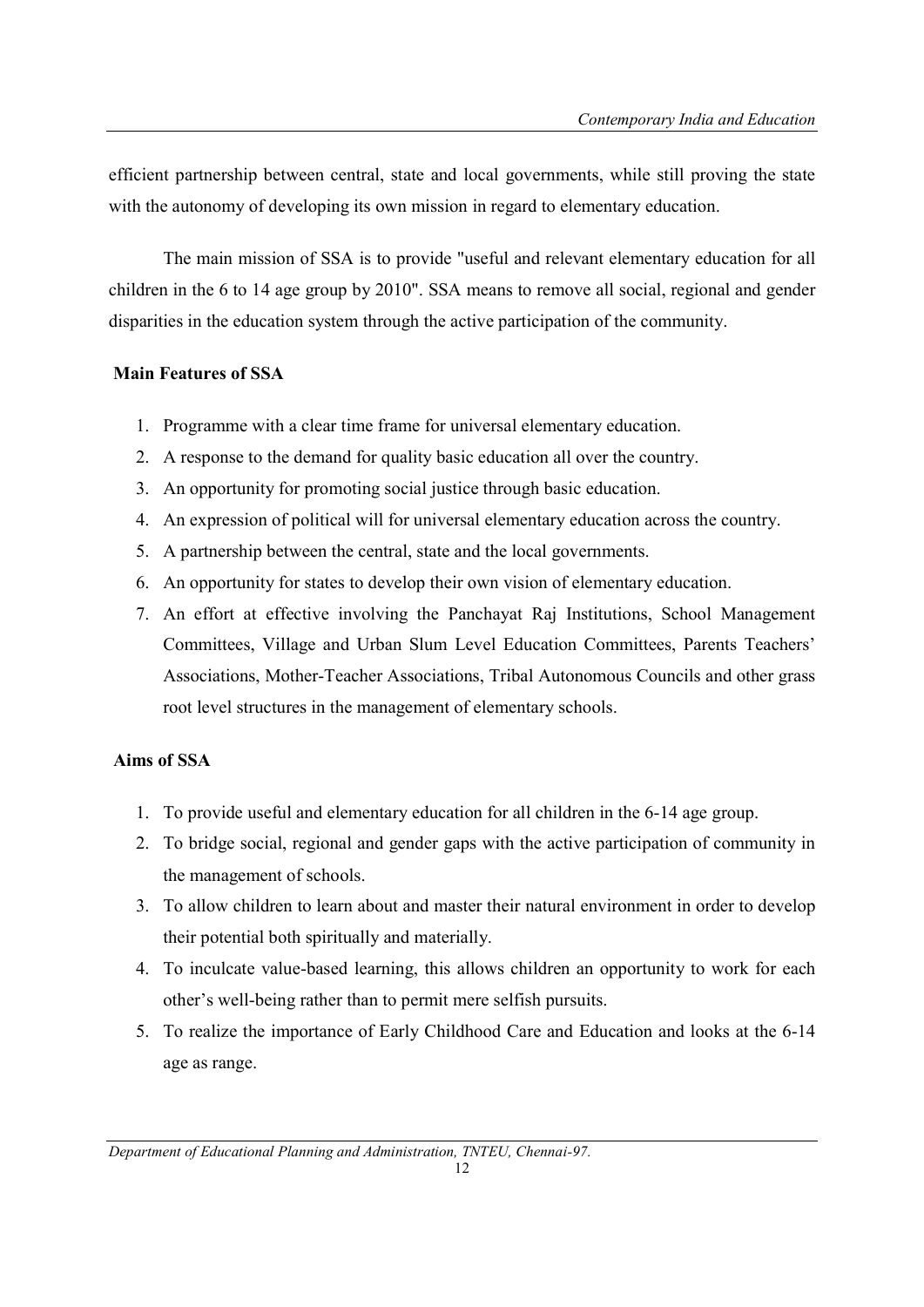efficient partnership between central, state and local governments, while still proving the state with the autonomy of developing its own mission in regard to elementary education.

The main mission of SSA is to provide "useful and relevant elementary education for all children in the 6 to 14 age group by 2010". SSA means to remove all social, regional and gender disparities in the education system through the active participation of the community.

**Main Features of SSA**

1. Programme with a clear time frame for universal elementary education.
2. A response to the demand for quality basic education all over the country.
3. An opportunity for promoting social justice through basic education.
4. An expression of political will for universal elementary education across the country.
5. A partnership between the central, state and the local governments.
6. An opportunity for states to develop their own vision of elementary education.
7. An effort at effective involving the Panchayat Raj Institutions, School Management Committees, Village and Urban Slum Level Education Committees, Parents Teachers' Associations, Mother-Teacher Associations, Tribal Autonomous Councils and other grass root level structures in the management of elementary schools.

**Aims of SSA**

1. To provide useful and elementary education for all children in the 6-14 age group.
2. To bridge social, regional and gender gaps with the active participation of community in the management of schools.
3. To allow children to learn about and master their natural environment in order to develop their potential both spiritually and materially.
4. To inculcate value-based learning, this allows children an opportunity to work for each other's well-being rather than to permit mere selfish pursuits.
5. To realize the importance of Early Childhood Care and Education and looks at the 6-14 age as range.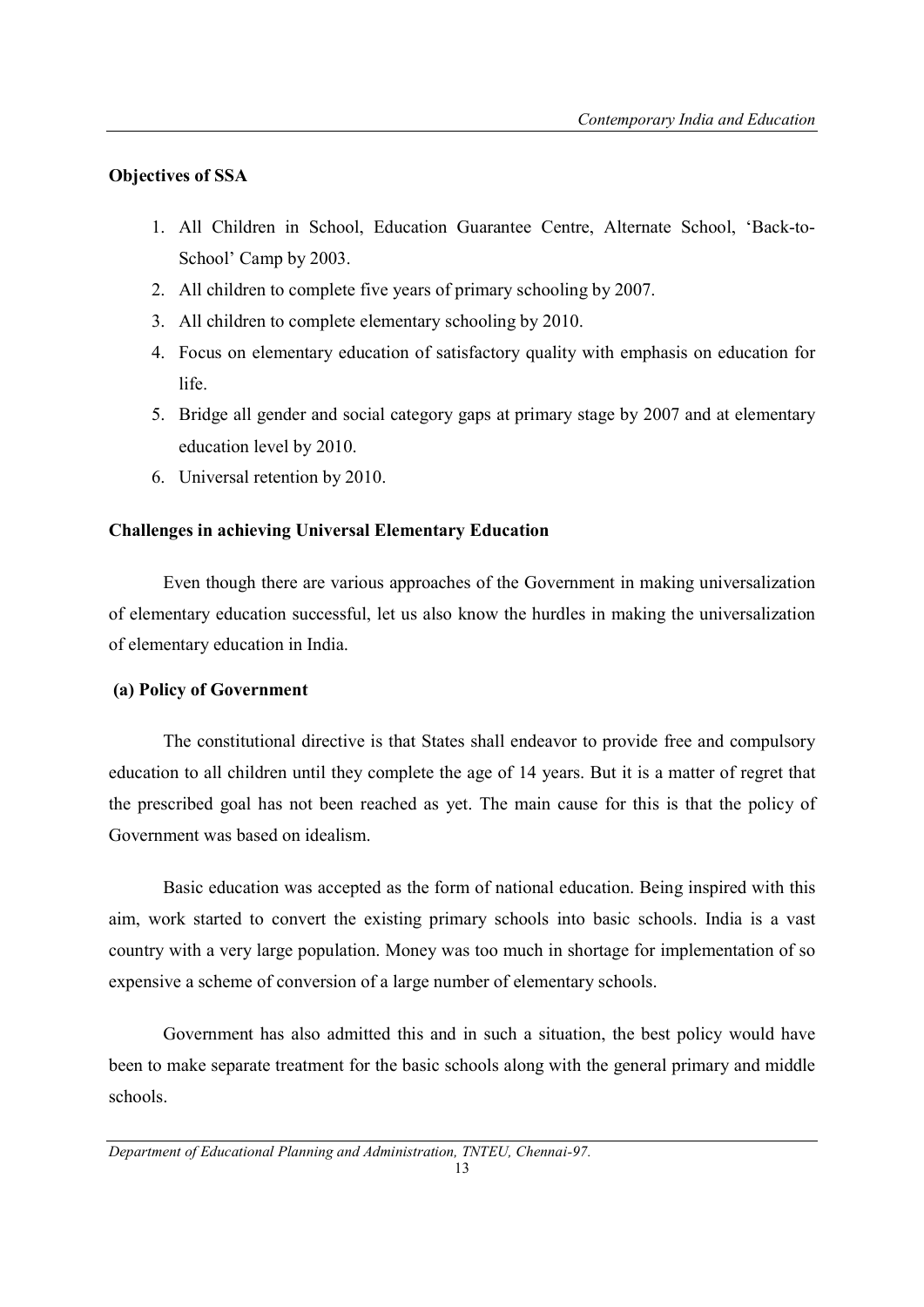**Objectives of SSA**

1. All Children in School, Education Guarantee Centre, Alternate School, 'Back-to-School' Camp by 2003.
2. All children to complete five years of primary schooling by 2007.
3. All children to complete elementary schooling by 2010.
4. Focus on elementary education of satisfactory quality with emphasis on education for life.
5. Bridge all gender and social category gaps at primary stage by 2007 and at elementary education level by 2010.
6. Universal retention by 2010.

**Challenges in achieving Universal Elementary Education**

Even though there are various approaches of the Government in making universalization of elementary education successful, let us also know the hurdles in making the universalization of elementary education in India.

**(a) Policy of Government**

The constitutional directive is that States shall endeavor to provide free and compulsory education to all children until they complete the age of 14 years. But it is a matter of regret that the prescribed goal has not been reached as yet. The main cause for this is that the policy of Government was based on idealism.

Basic education was accepted as the form of national education. Being inspired with this aim, work started to convert the existing primary schools into basic schools. India is a vast country with a very large population. Money was too much in shortage for implementation of so expensive a scheme of conversion of a large number of elementary schools.

Government has also admitted this and in such a situation, the best policy would have been to make separate treatment for the basic schools along with the general primary and middle schools.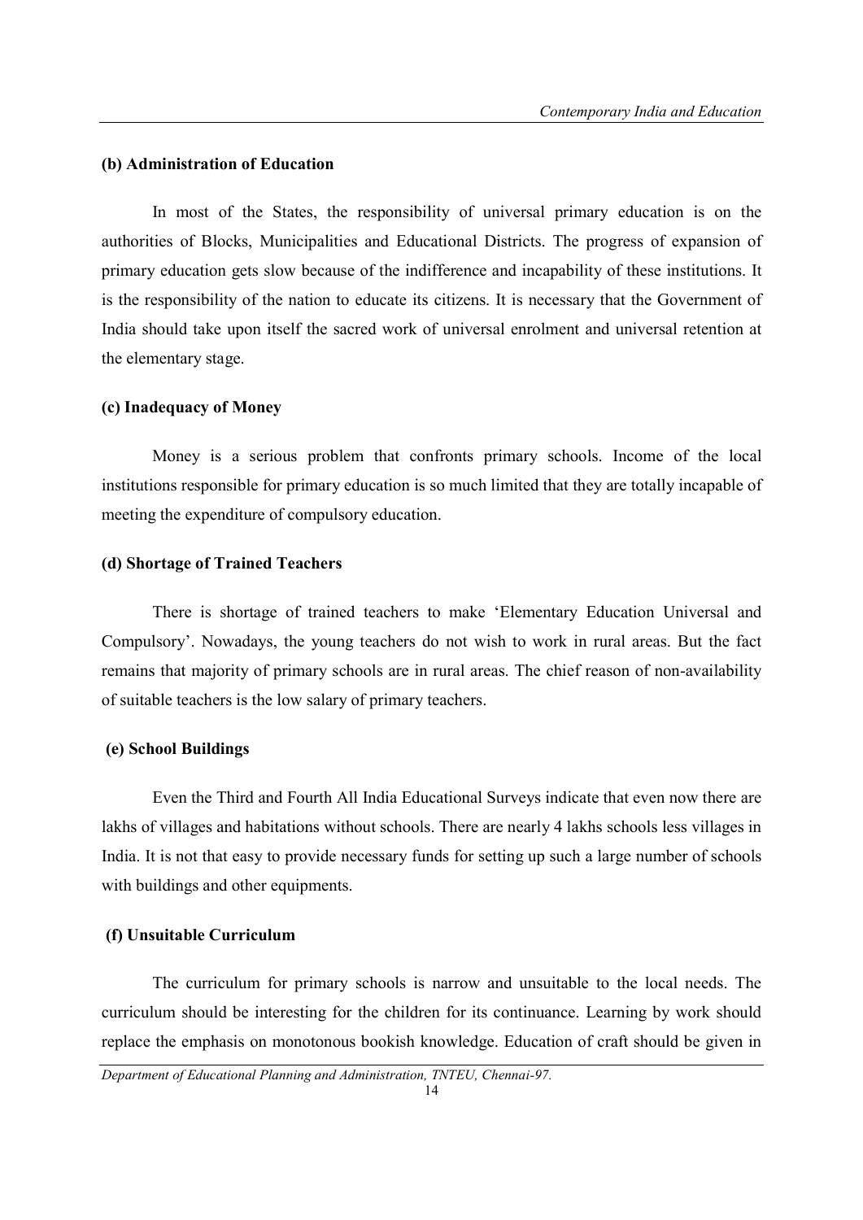### (b) Administration of Education

In most of the States, the responsibility of universal primary education is on the authorities of Blocks, Municipalities and Educational Districts. The progress of expansion of primary education gets slow because of the indifference and incapability of these institutions. It is the responsibility of the nation to educate its citizens. It is necessary that the Government of India should take upon itself the sacred work of universal enrolment and universal retention at the elementary stage.

### (c) Inadequacy of Money

Money is a serious problem that confronts primary schools. Income of the local institutions responsible for primary education is so much limited that they are totally incapable of meeting the expenditure of compulsory education.

### (d) Shortage of Trained Teachers

There is shortage of trained teachers to make 'Elementary Education Universal and Compulsory'. Nowadays, the young teachers do not wish to work in rural areas. But the fact remains that majority of primary schools are in rural areas. The chief reason of non-availability of suitable teachers is the low salary of primary teachers.

### (e) School Buildings

Even the Third and Fourth All India Educational Surveys indicate that even now there are lakhs of villages and habitations without schools. There are nearly 4 lakhs schools less villages in India. It is not that easy to provide necessary funds for setting up such a large number of schools with buildings and other equipments.

### (f) Unsuitable Curriculum

The curriculum for primary schools is narrow and unsuitable to the local needs. The curriculum should be interesting for the children for its continuance. Learning by work should replace the emphasis on monotonous bookish knowledge. Education of craft should be given in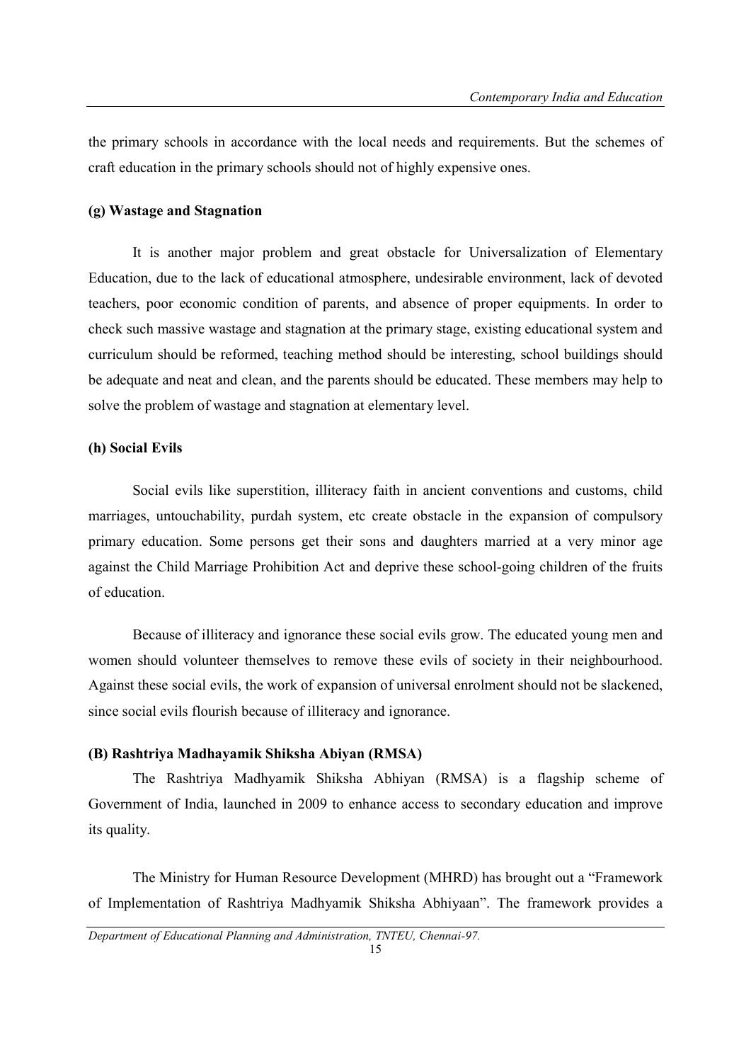the primary schools in accordance with the local needs and requirements. But the schemes of craft education in the primary schools should not of highly expensive ones.

#### (g) Wastage and Stagnation

It is another major problem and great obstacle for Universalization of Elementary Education, due to the lack of educational atmosphere, undesirable environment, lack of devoted teachers, poor economic condition of parents, and absence of proper equipments. In order to check such massive wastage and stagnation at the primary stage, existing educational system and curriculum should be reformed, teaching method should be interesting, school buildings should be adequate and neat and clean, and the parents should be educated. These members may help to solve the problem of wastage and stagnation at elementary level.

#### (h) Social Evils

Social evils like superstition, illiteracy faith in ancient conventions and customs, child marriages, untouchability, purdah system, etc create obstacle in the expansion of compulsory primary education. Some persons get their sons and daughters married at a very minor age against the Child Marriage Prohibition Act and deprive these school-going children of the fruits of education.

Because of illiteracy and ignorance these social evils grow. The educated young men and women should volunteer themselves to remove these evils of society in their neighbourhood. Against these social evils, the work of expansion of universal enrolment should not be slackened, since social evils flourish because of illiteracy and ignorance.

### (B) Rashtriya Madhayamik Shiksha Abiyan (RMSA)

The Rashtriya Madhyamik Shiksha Abhiyan (RMSA) is a flagship scheme of Government of India, launched in 2009 to enhance access to secondary education and improve its quality.

The Ministry for Human Resource Development (MHRD) has brought out a "Framework of Implementation of Rashtriya Madhyamik Shiksha Abhiyaan". The framework provides a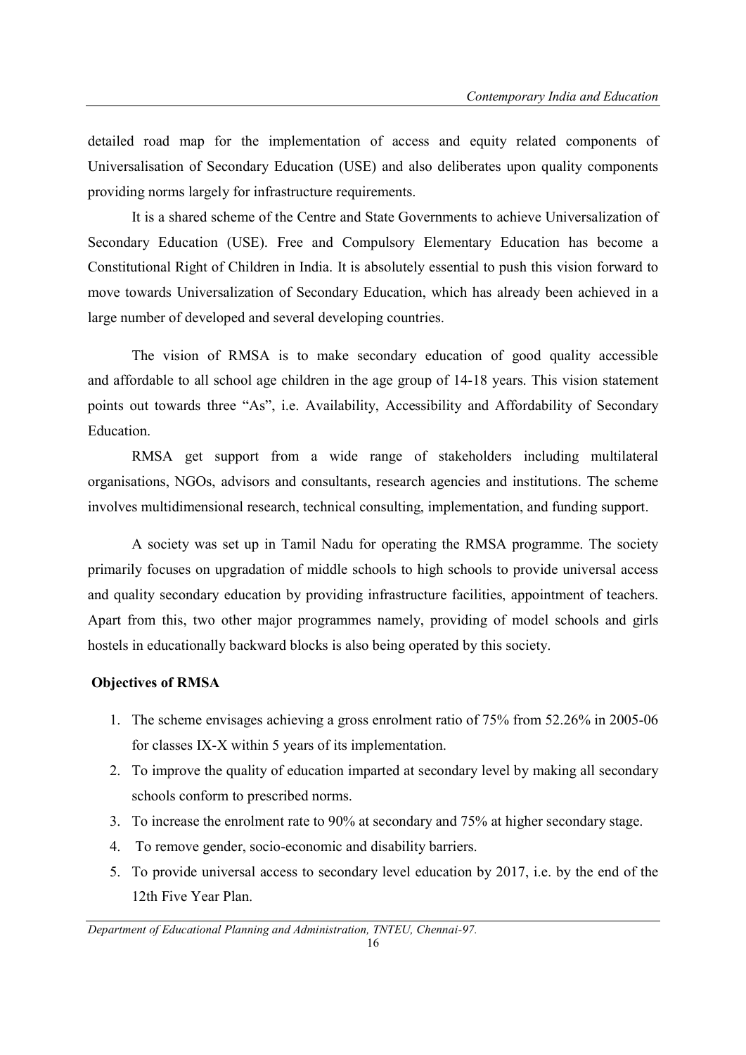detailed road map for the implementation of access and equity related components of Universalisation of Secondary Education (USE) and also deliberates upon quality components providing norms largely for infrastructure requirements.

It is a shared scheme of the Centre and State Governments to achieve Universalization of Secondary Education (USE). Free and Compulsory Elementary Education has become a Constitutional Right of Children in India. It is absolutely essential to push this vision forward to move towards Universalization of Secondary Education, which has already been achieved in a large number of developed and several developing countries.

The vision of RMSA is to make secondary education of good quality accessible and affordable to all school age children in the age group of 14-18 years. This vision statement points out towards three "As", i.e. Availability, Accessibility and Affordability of Secondary Education.

RMSA get support from a wide range of stakeholders including multilateral organisations, NGOs, advisors and consultants, research agencies and institutions. The scheme involves multidimensional research, technical consulting, implementation, and funding support.

A society was set up in Tamil Nadu for operating the RMSA programme. The society primarily focuses on upgradation of middle schools to high schools to provide universal access and quality secondary education by providing infrastructure facilities, appointment of teachers. Apart from this, two other major programmes namely, providing of model schools and girls hostels in educationally backward blocks is also being operated by this society.

**Objectives of RMSA**

1. The scheme envisages achieving a gross enrolment ratio of 75% from 52.26% in 2005-06 for classes IX-X within 5 years of its implementation.
2. To improve the quality of education imparted at secondary level by making all secondary schools conform to prescribed norms.
3. To increase the enrolment rate to 90% at secondary and 75% at higher secondary stage.
4. To remove gender, socio-economic and disability barriers.
5. To provide universal access to secondary level education by 2017, i.e. by the end of the 12th Five Year Plan.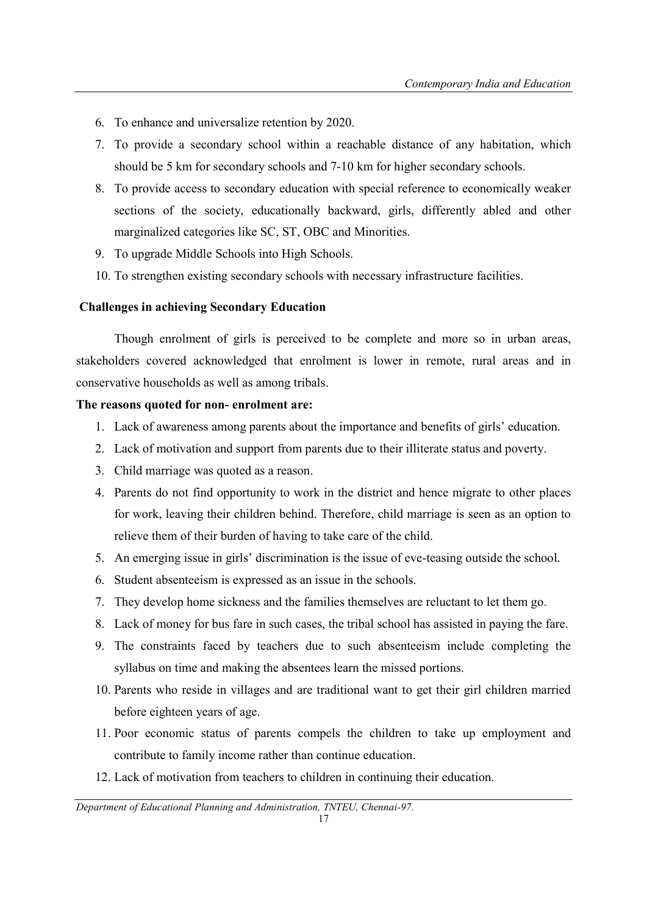6. To enhance and universalize retention by 2020.
7. To provide a secondary school within a reachable distance of any habitation, which should be 5 km for secondary schools and 7-10 km for higher secondary schools.
8. To provide access to secondary education with special reference to economically weaker sections of the society, educationally backward, girls, differently abled and other marginalized categories like SC, ST, OBC and Minorities.
9. To upgrade Middle Schools into High Schools.
10. To strengthen existing secondary schools with necessary infrastructure facilities.

**Challenges in achieving Secondary Education**

Though enrolment of girls is perceived to be complete and more so in urban areas, stakeholders covered acknowledged that enrolment is lower in remote, rural areas and in conservative households as well as among tribals.

**The reasons quoted for non- enrolment are:**

1. Lack of awareness among parents about the importance and benefits of girls' education.
2. Lack of motivation and support from parents due to their illiterate status and poverty.
3. Child marriage was quoted as a reason.
4. Parents do not find opportunity to work in the district and hence migrate to other places for work, leaving their children behind. Therefore, child marriage is seen as an option to relieve them of their burden of having to take care of the child.
5. An emerging issue in girls' discrimination is the issue of eve-teasing outside the school.
6. Student absenteeism is expressed as an issue in the schools.
7. They develop home sickness and the families themselves are reluctant to let them go.
8. Lack of money for bus fare in such cases, the tribal school has assisted in paying the fare.
9. The constraints faced by teachers due to such absenteeism include completing the syllabus on time and making the absentees learn the missed portions.
10. Parents who reside in villages and are traditional want to get their girl children married before eighteen years of age.
11. Poor economic status of parents compels the children to take up employment and contribute to family income rather than continue education.
12. Lack of motivation from teachers to children in continuing their education.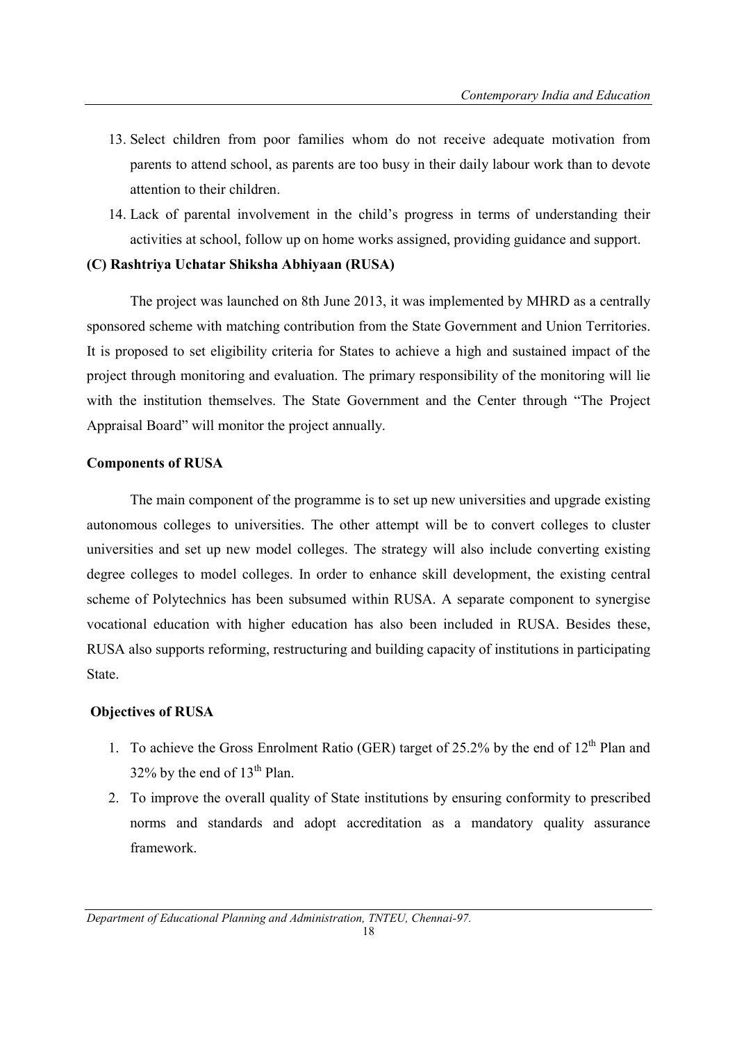13. Select children from poor families whom do not receive adequate motivation from parents to attend school, as parents are too busy in their daily labour work than to devote attention to their children.
14. Lack of parental involvement in the child's progress in terms of understanding their activities at school, follow up on home works assigned, providing guidance and support.

**(C) Rashtriya Uchatar Shiksha Abhiyaan (RUSA)**

The project was launched on 8th June 2013, it was implemented by MHRD as a centrally sponsored scheme with matching contribution from the State Government and Union Territories. It is proposed to set eligibility criteria for States to achieve a high and sustained impact of the project through monitoring and evaluation. The primary responsibility of the monitoring will lie with the institution themselves. The State Government and the Center through "The Project Appraisal Board" will monitor the project annually.

**Components of RUSA**

The main component of the programme is to set up new universities and upgrade existing autonomous colleges to universities. The other attempt will be to convert colleges to cluster universities and set up new model colleges. The strategy will also include converting existing degree colleges to model colleges. In order to enhance skill development, the existing central scheme of Polytechnics has been subsumed within RUSA. A separate component to synergise vocational education with higher education has also been included in RUSA. Besides these, RUSA also supports reforming, restructuring and building capacity of institutions in participating State.

**Objectives of RUSA**

1. To achieve the Gross Enrolment Ratio (GER) target of 25.2% by the end of 12th Plan and 32% by the end of 13th Plan.
2. To improve the overall quality of State institutions by ensuring conformity to prescribed norms and standards and adopt accreditation as a mandatory quality assurance framework.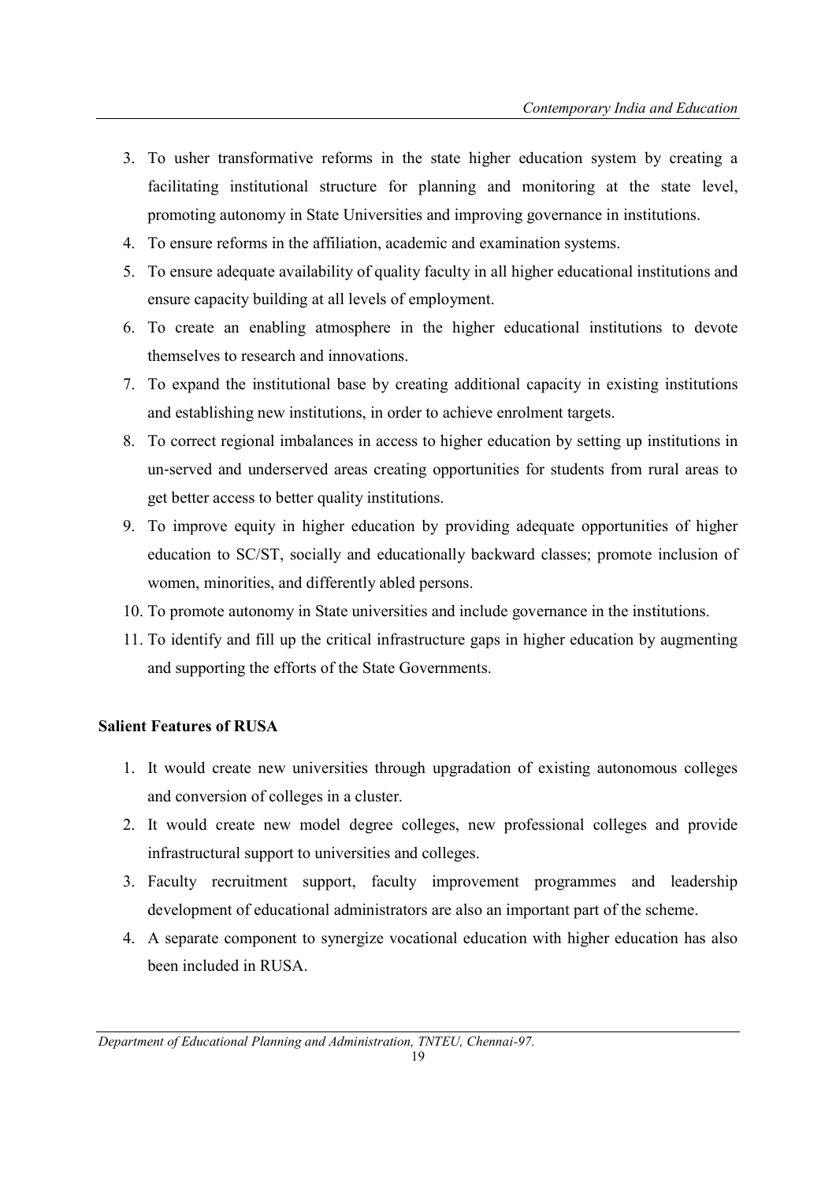3. To usher transformative reforms in the state higher education system by creating a facilitating institutional structure for planning and monitoring at the state level, promoting autonomy in State Universities and improving governance in institutions.
4. To ensure reforms in the affiliation, academic and examination systems.
5. To ensure adequate availability of quality faculty in all higher educational institutions and ensure capacity building at all levels of employment.
6. To create an enabling atmosphere in the higher educational institutions to devote themselves to research and innovations.
7. To expand the institutional base by creating additional capacity in existing institutions and establishing new institutions, in order to achieve enrolment targets.
8. To correct regional imbalances in access to higher education by setting up institutions in un-served and underserved areas creating opportunities for students from rural areas to get better access to better quality institutions.
9. To improve equity in higher education by providing adequate opportunities of higher education to SC/ST, socially and educationally backward classes; promote inclusion of women, minorities, and differently abled persons.
10. To promote autonomy in State universities and include governance in the institutions.
11. To identify and fill up the critical infrastructure gaps in higher education by augmenting and supporting the efforts of the State Governments.

**Salient Features of RUSA**

1. It would create new universities through upgradation of existing autonomous colleges and conversion of colleges in a cluster.
2. It would create new model degree colleges, new professional colleges and provide infrastructural support to universities and colleges.
3. Faculty recruitment support, faculty improvement programmes and leadership development of educational administrators are also an important part of the scheme.
4. A separate component to synergize vocational education with higher education has also been included in RUSA.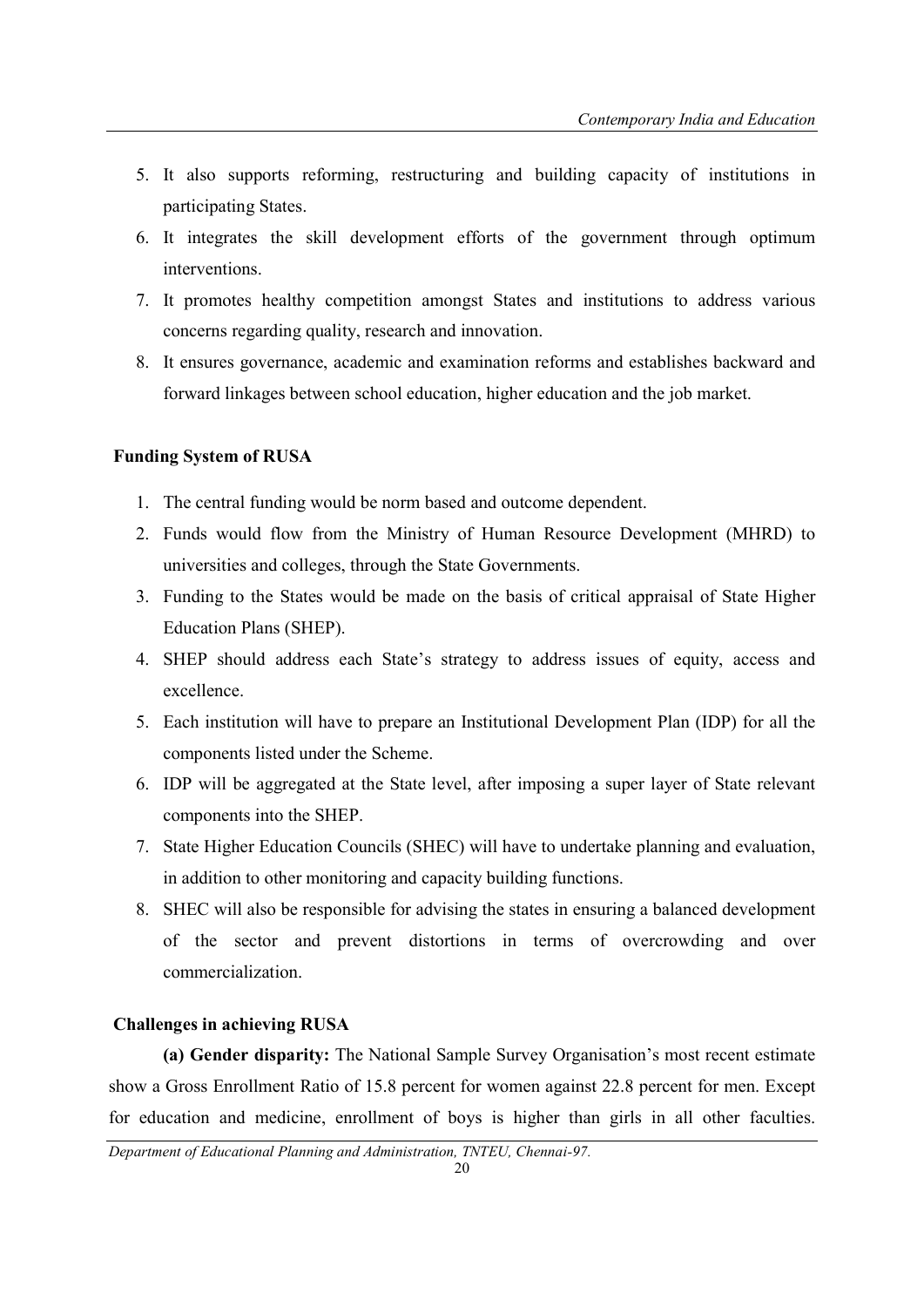5. It also supports reforming, restructuring and building capacity of institutions in participating States.
6. It integrates the skill development efforts of the government through optimum interventions.
7. It promotes healthy competition amongst States and institutions to address various concerns regarding quality, research and innovation.
8. It ensures governance, academic and examination reforms and establishes backward and forward linkages between school education, higher education and the job market.

**Funding System of RUSA**

1. The central funding would be norm based and outcome dependent.
2. Funds would flow from the Ministry of Human Resource Development (MHRD) to universities and colleges, through the State Governments.
3. Funding to the States would be made on the basis of critical appraisal of State Higher Education Plans (SHEP).
4. SHEP should address each State's strategy to address issues of equity, access and excellence.
5. Each institution will have to prepare an Institutional Development Plan (IDP) for all the components listed under the Scheme.
6. IDP will be aggregated at the State level, after imposing a super layer of State relevant components into the SHEP.
7. State Higher Education Councils (SHEC) will have to undertake planning and evaluation, in addition to other monitoring and capacity building functions.
8. SHEC will also be responsible for advising the states in ensuring a balanced development of the sector and prevent distortions in terms of overcrowding and over commercialization.

**Challenges in achieving RUSA**

**(a) Gender disparity:** The National Sample Survey Organisation's most recent estimate show a Gross Enrollment Ratio of 15.8 percent for women against 22.8 percent for men. Except for education and medicine, enrollment of boys is higher than girls in all other faculties.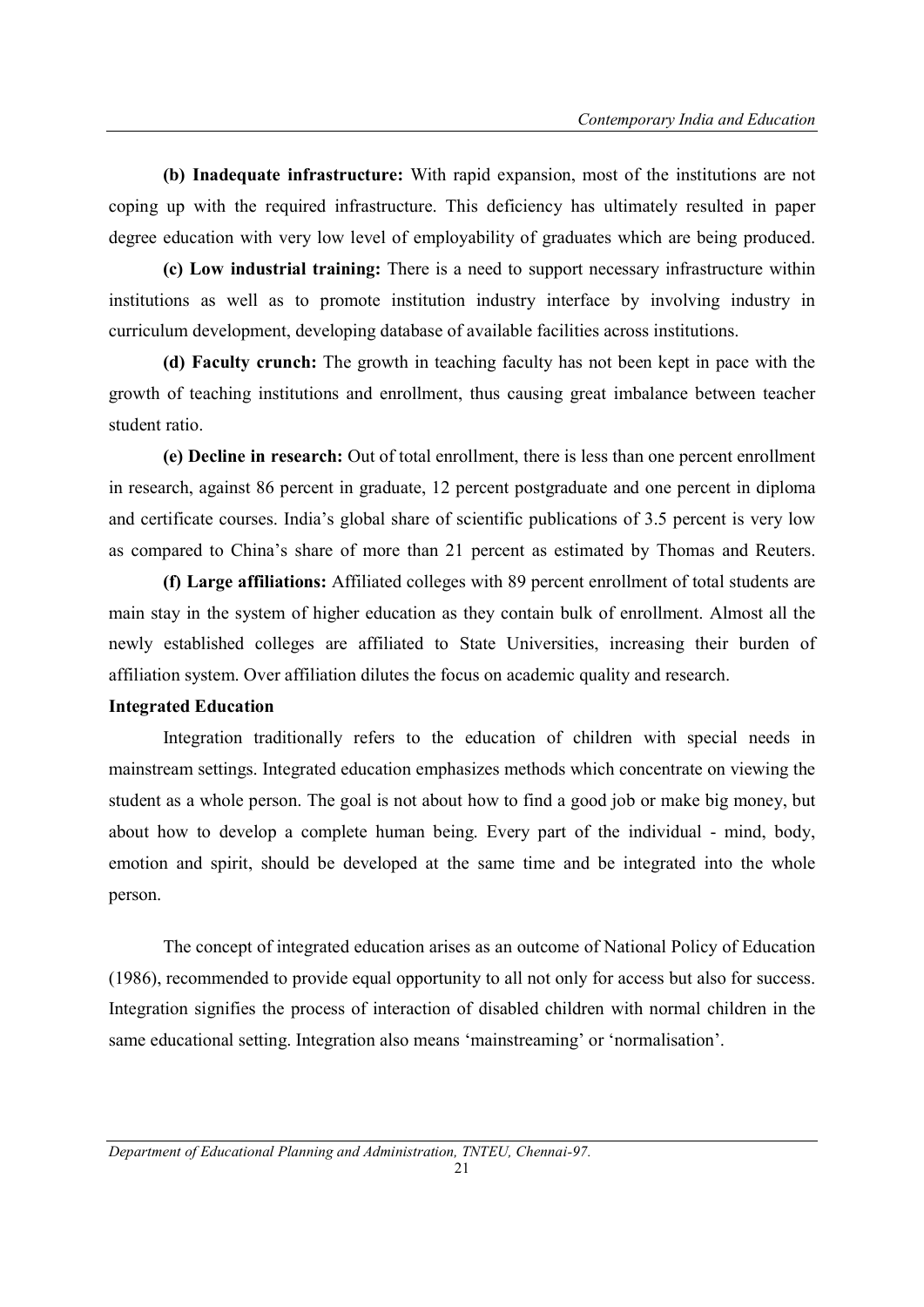**(b) Inadequate infrastructure:** With rapid expansion, most of the institutions are not coping up with the required infrastructure. This deficiency has ultimately resulted in paper degree education with very low level of employability of graduates which are being produced.

**(c) Low industrial training:** There is a need to support necessary infrastructure within institutions as well as to promote institution industry interface by involving industry in curriculum development, developing database of available facilities across institutions.

**(d) Faculty crunch:** The growth in teaching faculty has not been kept in pace with the growth of teaching institutions and enrollment, thus causing great imbalance between teacher student ratio.

**(e) Decline in research:** Out of total enrollment, there is less than one percent enrollment in research, against 86 percent in graduate, 12 percent postgraduate and one percent in diploma and certificate courses. India's global share of scientific publications of 3.5 percent is very low as compared to China's share of more than 21 percent as estimated by Thomas and Reuters.

**(f) Large affiliations:** Affiliated colleges with 89 percent enrollment of total students are main stay in the system of higher education as they contain bulk of enrollment. Almost all the newly established colleges are affiliated to State Universities, increasing their burden of affiliation system. Over affiliation dilutes the focus on academic quality and research.

**Integrated Education**

Integration traditionally refers to the education of children with special needs in mainstream settings. Integrated education emphasizes methods which concentrate on viewing the student as a whole person. The goal is not about how to find a good job or make big money, but about how to develop a complete human being. Every part of the individual - mind, body, emotion and spirit, should be developed at the same time and be integrated into the whole person.

The concept of integrated education arises as an outcome of National Policy of Education (1986), recommended to provide equal opportunity to all not only for access but also for success. Integration signifies the process of interaction of disabled children with normal children in the same educational setting. Integration also means 'mainstreaming' or 'normalisation'.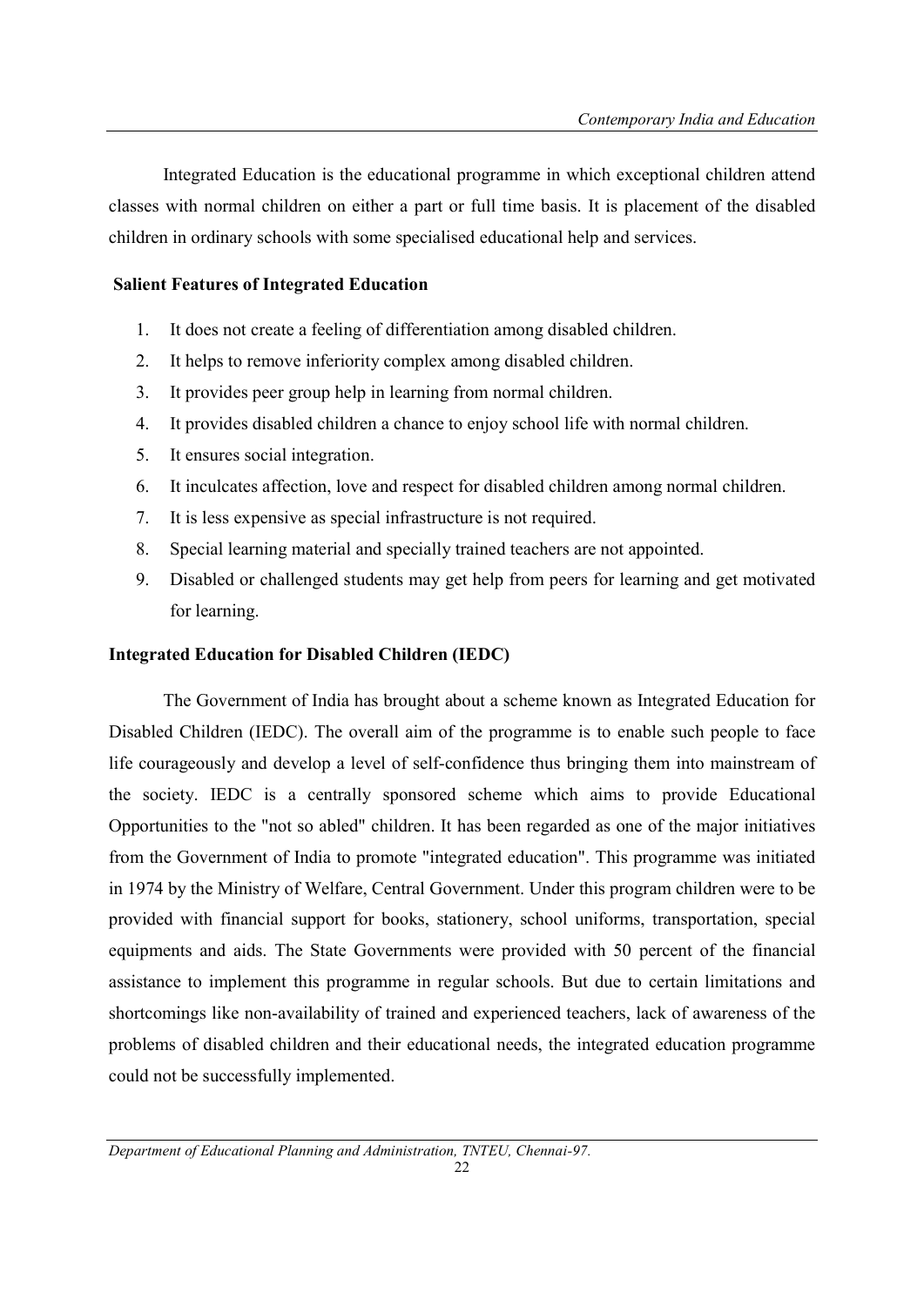Integrated Education is the educational programme in which exceptional children attend classes with normal children on either a part or full time basis. It is placement of the disabled children in ordinary schools with some specialised educational help and services.

**Salient Features of Integrated Education**

1. It does not create a feeling of differentiation among disabled children.
2. It helps to remove inferiority complex among disabled children.
3. It provides peer group help in learning from normal children.
4. It provides disabled children a chance to enjoy school life with normal children.
5. It ensures social integration.
6. It inculcates affection, love and respect for disabled children among normal children.
7. It is less expensive as special infrastructure is not required.
8. Special learning material and specially trained teachers are not appointed.
9. Disabled or challenged students may get help from peers for learning and get motivated for learning.

**Integrated Education for Disabled Children (IEDC)**

The Government of India has brought about a scheme known as Integrated Education for Disabled Children (IEDC). The overall aim of the programme is to enable such people to face life courageously and develop a level of self-confidence thus bringing them into mainstream of the society. IEDC is a centrally sponsored scheme which aims to provide Educational Opportunities to the "not so abled" children. It has been regarded as one of the major initiatives from the Government of India to promote "integrated education". This programme was initiated in 1974 by the Ministry of Welfare, Central Government. Under this program children were to be provided with financial support for books, stationery, school uniforms, transportation, special equipments and aids. The State Governments were provided with 50 percent of the financial assistance to implement this programme in regular schools. But due to certain limitations and shortcomings like non-availability of trained and experienced teachers, lack of awareness of the problems of disabled children and their educational needs, the integrated education programme could not be successfully implemented.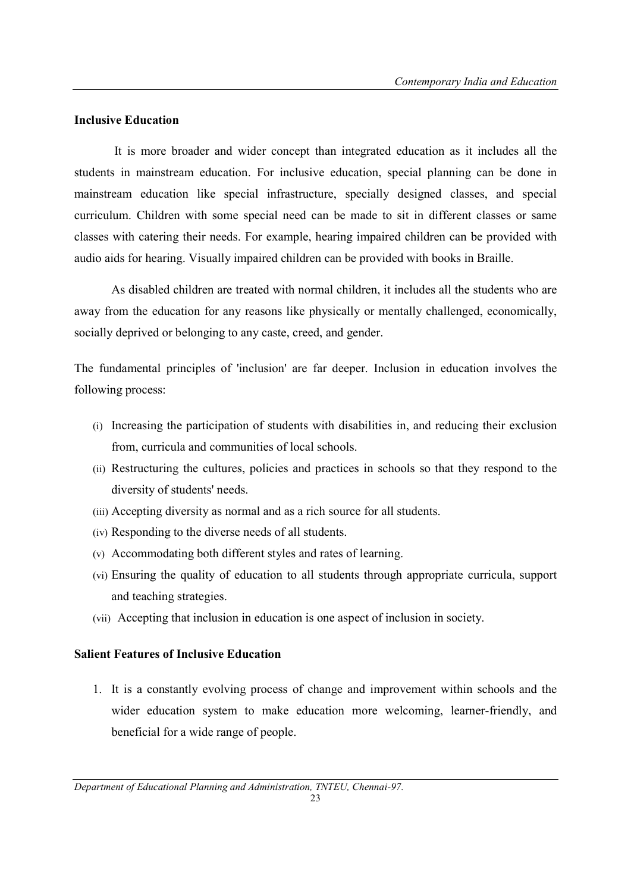## Inclusive Education

It is more broader and wider concept than integrated education as it includes all the students in mainstream education. For inclusive education, special planning can be done in mainstream education like special infrastructure, specially designed classes, and special curriculum. Children with some special need can be made to sit in different classes or same classes with catering their needs. For example, hearing impaired children can be provided with audio aids for hearing. Visually impaired children can be provided with books in Braille.

As disabled children are treated with normal children, it includes all the students who are away from the education for any reasons like physically or mentally challenged, economically, socially deprived or belonging to any caste, creed, and gender.

The fundamental principles of 'inclusion' are far deeper. Inclusion in education involves the following process:

(i) Increasing the participation of students with disabilities in, and reducing their exclusion from, curricula and communities of local schools.
(ii) Restructuring the cultures, policies and practices in schools so that they respond to the diversity of students' needs.
(iii) Accepting diversity as normal and as a rich source for all students.
(iv) Responding to the diverse needs of all students.
(v) Accommodating both different styles and rates of learning.
(vi) Ensuring the quality of education to all students through appropriate curricula, support and teaching strategies.
(vii) Accepting that inclusion in education is one aspect of inclusion in society.

## Salient Features of Inclusive Education

1. It is a constantly evolving process of change and improvement within schools and the wider education system to make education more welcoming, learner-friendly, and beneficial for a wide range of people.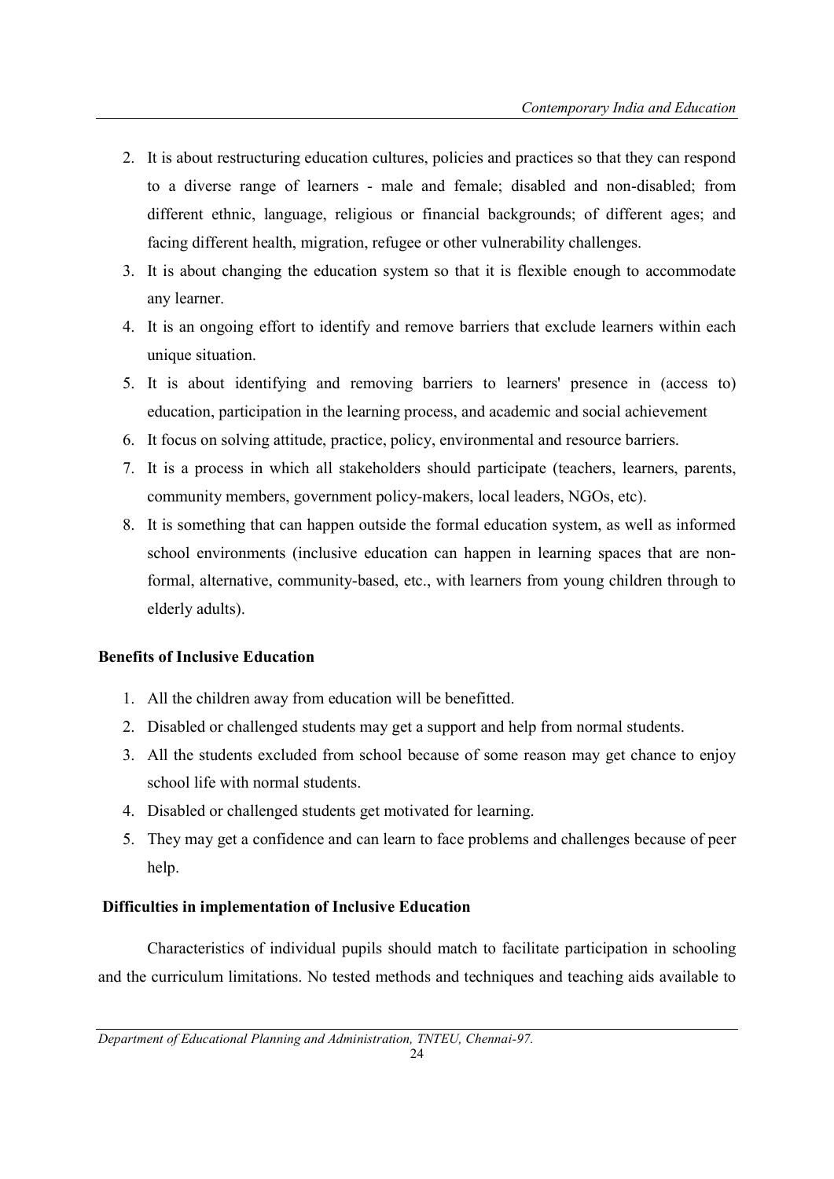2. It is about restructuring education cultures, policies and practices so that they can respond to a diverse range of learners - male and female; disabled and non-disabled; from different ethnic, language, religious or financial backgrounds; of different ages; and facing different health, migration, refugee or other vulnerability challenges.
3. It is about changing the education system so that it is flexible enough to accommodate any learner.
4. It is an ongoing effort to identify and remove barriers that exclude learners within each unique situation.
5. It is about identifying and removing barriers to learners' presence in (access to) education, participation in the learning process, and academic and social achievement
6. It focus on solving attitude, practice, policy, environmental and resource barriers.
7. It is a process in which all stakeholders should participate (teachers, learners, parents, community members, government policy-makers, local leaders, NGOs, etc).
8. It is something that can happen outside the formal education system, as well as informed school environments (inclusive education can happen in learning spaces that are non-formal, alternative, community-based, etc., with learners from young children through to elderly adults).

**Benefits of Inclusive Education**

1. All the children away from education will be benefitted.
2. Disabled or challenged students may get a support and help from normal students.
3. All the students excluded from school because of some reason may get chance to enjoy school life with normal students.
4. Disabled or challenged students get motivated for learning.
5. They may get a confidence and can learn to face problems and challenges because of peer help.

**Difficulties in implementation of Inclusive Education**

Characteristics of individual pupils should match to facilitate participation in schooling and the curriculum limitations. No tested methods and techniques and teaching aids available to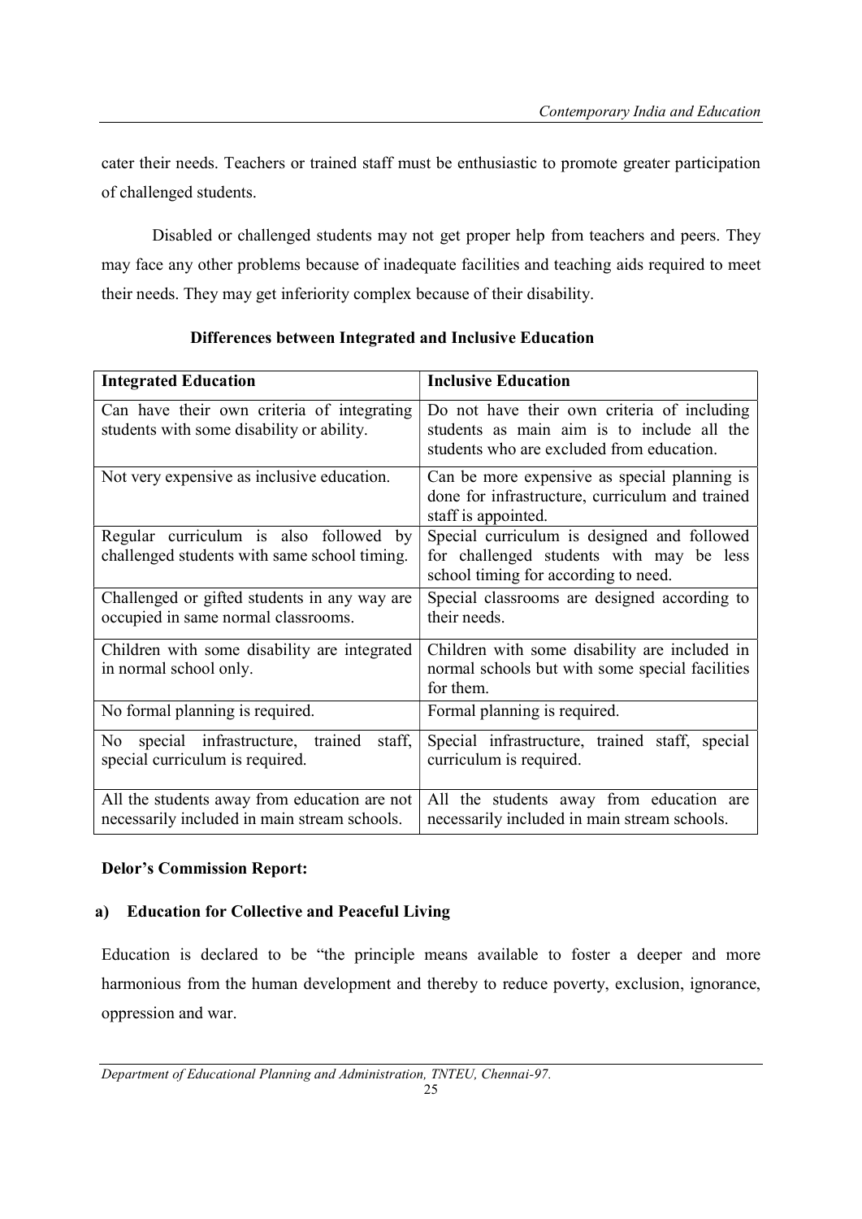cater their needs. Teachers or trained staff must be enthusiastic to promote greater participation of challenged students.

Disabled or challenged students may not get proper help from teachers and peers. They may face any other problems because of inadequate facilities and teaching aids required to meet their needs. They may get inferiority complex because of their disability.

**Differences between Integrated and Inclusive Education**

| **Integrated Education** | **Inclusive Education** |
|---|---|
| Can have their own criteria of integrating students with some disability or ability. | Do not have their own criteria of including students as main aim is to include all the students who are excluded from education. |
| Not very expensive as inclusive education. | Can be more expensive as special planning is done for infrastructure, curriculum and trained staff is appointed. |
| Regular curriculum is also followed by challenged students with same school timing. | Special curriculum is designed and followed for challenged students with may be less school timing for according to need. |
| Challenged or gifted students in any way are occupied in same normal classrooms. | Special classrooms are designed according to their needs. |
| Children with some disability are integrated in normal school only. | Children with some disability are included in normal schools but with some special facilities for them. |
| No formal planning is required. | Formal planning is required. |
| No special infrastructure, trained staff, special curriculum is required. | Special infrastructure, trained staff, special curriculum is required. |
| All the students away from education are not necessarily included in main stream schools. | All the students away from education are necessarily included in main stream schools. |

**Delor's Commission Report:**

**a) Education for Collective and Peaceful Living**

Education is declared to be "the principle means available to foster a deeper and more harmonious from the human development and thereby to reduce poverty, exclusion, ignorance, oppression and war.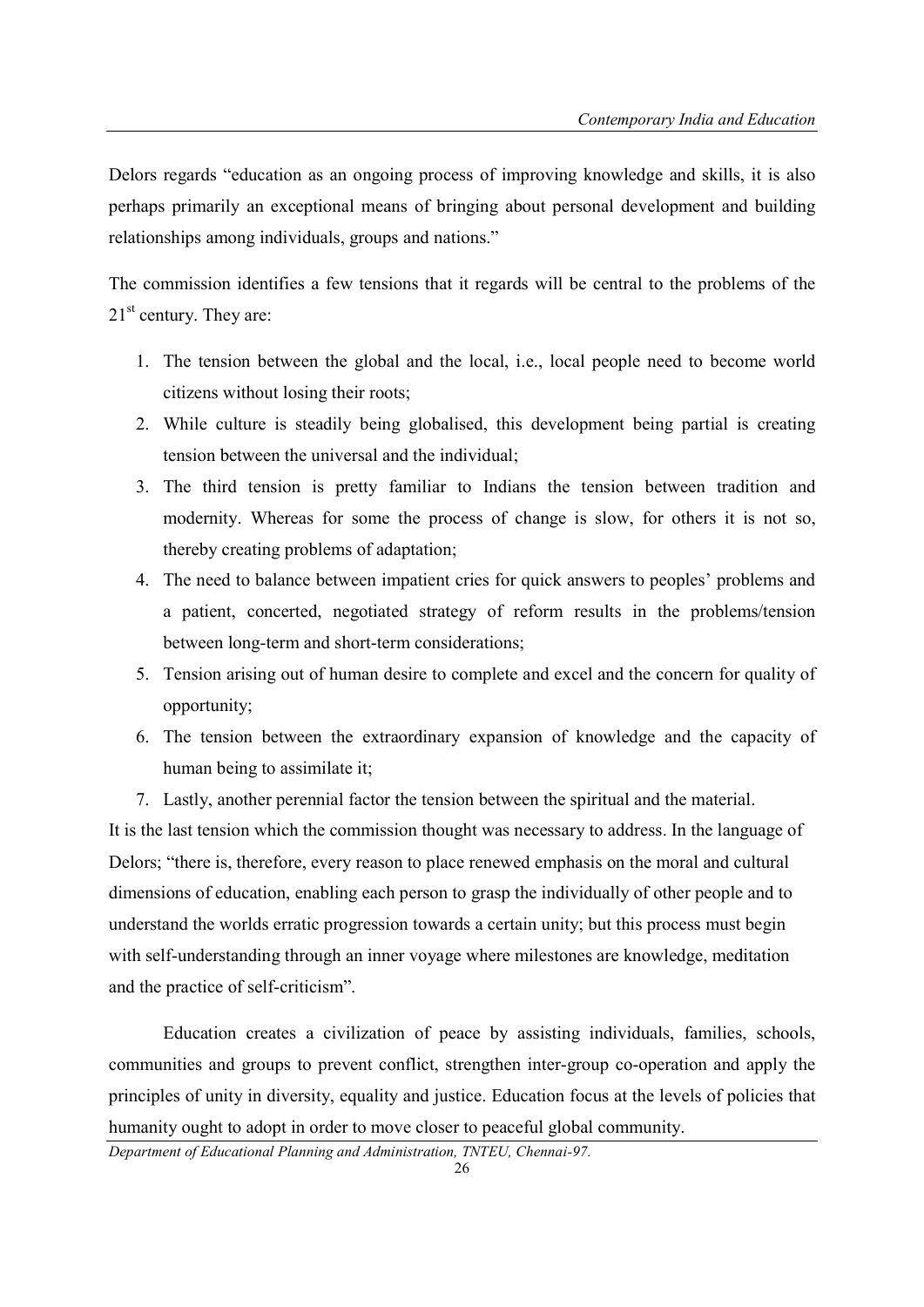Delors regards "education as an ongoing process of improving knowledge and skills, it is also perhaps primarily an exceptional means of bringing about personal development and building relationships among individuals, groups and nations."

The commission identifies a few tensions that it regards will be central to the problems of the 21st century. They are:

1. The tension between the global and the local, i.e., local people need to become world citizens without losing their roots;
2. While culture is steadily being globalised, this development being partial is creating tension between the universal and the individual;
3. The third tension is pretty familiar to Indians the tension between tradition and modernity. Whereas for some the process of change is slow, for others it is not so, thereby creating problems of adaptation;
4. The need to balance between impatient cries for quick answers to peoples' problems and a patient, concerted, negotiated strategy of reform results in the problems/tension between long-term and short-term considerations;
5. Tension arising out of human desire to complete and excel and the concern for quality of opportunity;
6. The tension between the extraordinary expansion of knowledge and the capacity of human being to assimilate it;
7. Lastly, another perennial factor the tension between the spiritual and the material.

It is the last tension which the commission thought was necessary to address. In the language of Delors; "there is, therefore, every reason to place renewed emphasis on the moral and cultural dimensions of education, enabling each person to grasp the individually of other people and to understand the worlds erratic progression towards a certain unity; but this process must begin with self-understanding through an inner voyage where milestones are knowledge, meditation and the practice of self-criticism".

Education creates a civilization of peace by assisting individuals, families, schools, communities and groups to prevent conflict, strengthen inter-group co-operation and apply the principles of unity in diversity, equality and justice. Education focus at the levels of policies that humanity ought to adopt in order to move closer to peaceful global community.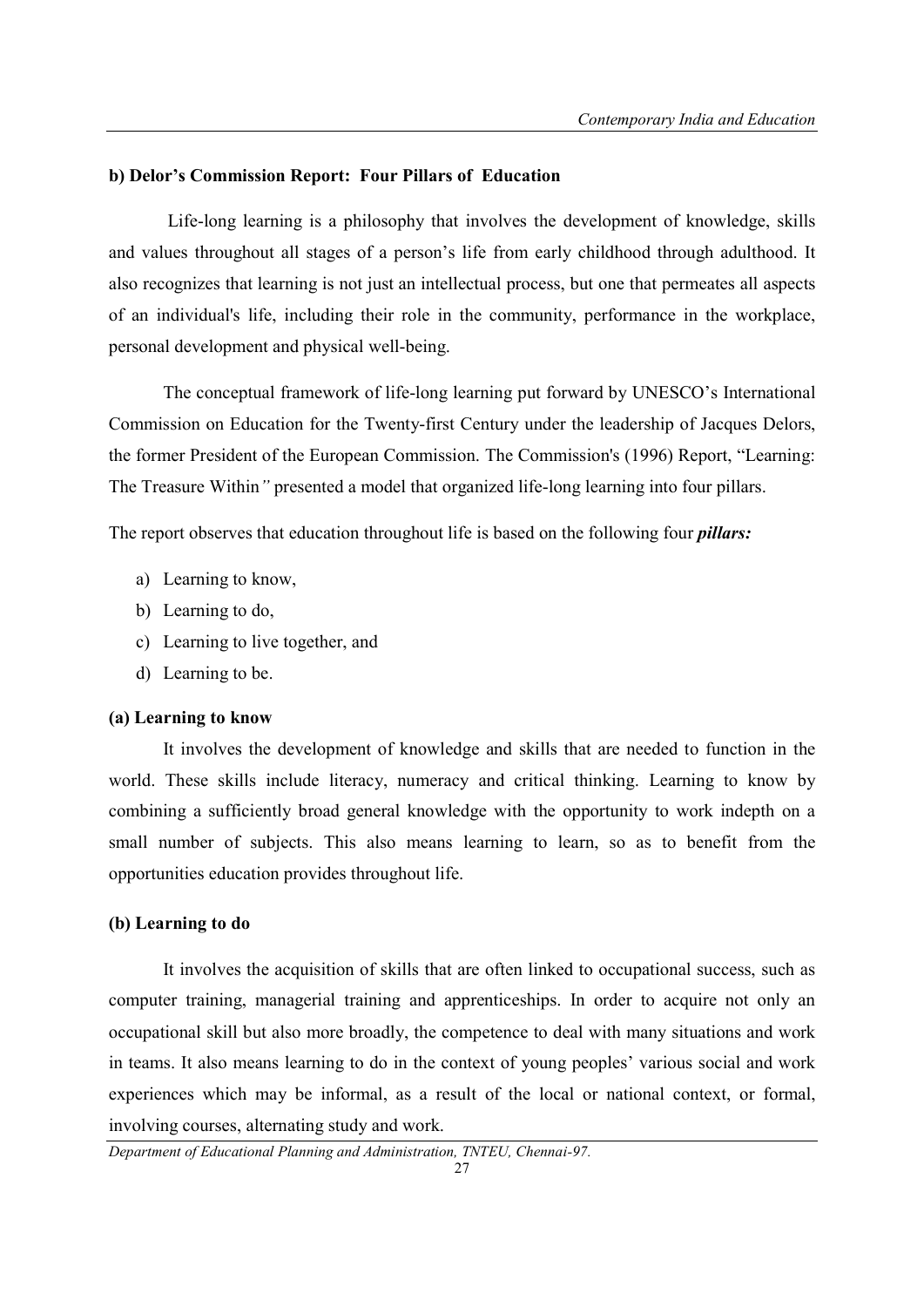### b) Delor's Commission Report: Four Pillars of Education

Life-long learning is a philosophy that involves the development of knowledge, skills and values throughout all stages of a person's life from early childhood through adulthood. It also recognizes that learning is not just an intellectual process, but one that permeates all aspects of an individual's life, including their role in the community, performance in the workplace, personal development and physical well-being.

The conceptual framework of life-long learning put forward by UNESCO's International Commission on Education for the Twenty-first Century under the leadership of Jacques Delors, the former President of the European Commission. The Commission's (1996) Report, "Learning: The Treasure Within*"* presented a model that organized life-long learning into four pillars.

The report observes that education throughout life is based on the following four ***pillars:***

a) Learning to know,
b) Learning to do,
c) Learning to live together, and
d) Learning to be.

#### (a) Learning to know

It involves the development of knowledge and skills that are needed to function in the world. These skills include literacy, numeracy and critical thinking. Learning to know by combining a sufficiently broad general knowledge with the opportunity to work indepth on a small number of subjects. This also means learning to learn, so as to benefit from the opportunities education provides throughout life.

#### (b) Learning to do

It involves the acquisition of skills that are often linked to occupational success, such as computer training, managerial training and apprenticeships. In order to acquire not only an occupational skill but also more broadly, the competence to deal with many situations and work in teams. It also means learning to do in the context of young peoples' various social and work experiences which may be informal, as a result of the local or national context, or formal, involving courses, alternating study and work.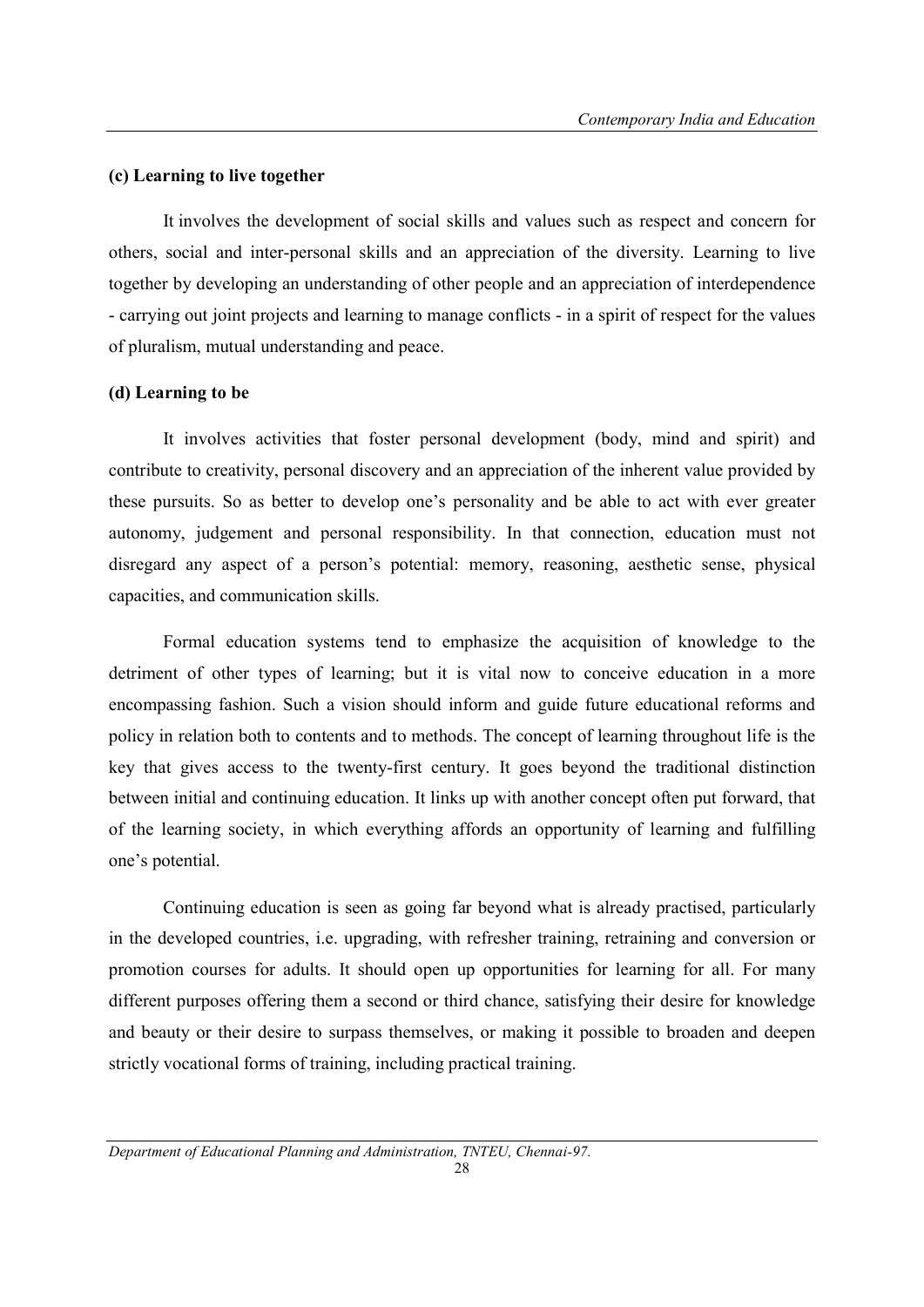**(c) Learning to live together**

It involves the development of social skills and values such as respect and concern for others, social and inter-personal skills and an appreciation of the diversity. Learning to live together by developing an understanding of other people and an appreciation of interdependence - carrying out joint projects and learning to manage conflicts - in a spirit of respect for the values of pluralism, mutual understanding and peace.

**(d) Learning to be**

It involves activities that foster personal development (body, mind and spirit) and contribute to creativity, personal discovery and an appreciation of the inherent value provided by these pursuits. So as better to develop one's personality and be able to act with ever greater autonomy, judgement and personal responsibility. In that connection, education must not disregard any aspect of a person's potential: memory, reasoning, aesthetic sense, physical capacities, and communication skills.

Formal education systems tend to emphasize the acquisition of knowledge to the detriment of other types of learning; but it is vital now to conceive education in a more encompassing fashion. Such a vision should inform and guide future educational reforms and policy in relation both to contents and to methods. The concept of learning throughout life is the key that gives access to the twenty-first century. It goes beyond the traditional distinction between initial and continuing education. It links up with another concept often put forward, that of the learning society, in which everything affords an opportunity of learning and fulfilling one's potential.

Continuing education is seen as going far beyond what is already practised, particularly in the developed countries, i.e. upgrading, with refresher training, retraining and conversion or promotion courses for adults. It should open up opportunities for learning for all. For many different purposes offering them a second or third chance, satisfying their desire for knowledge and beauty or their desire to surpass themselves, or making it possible to broaden and deepen strictly vocational forms of training, including practical training.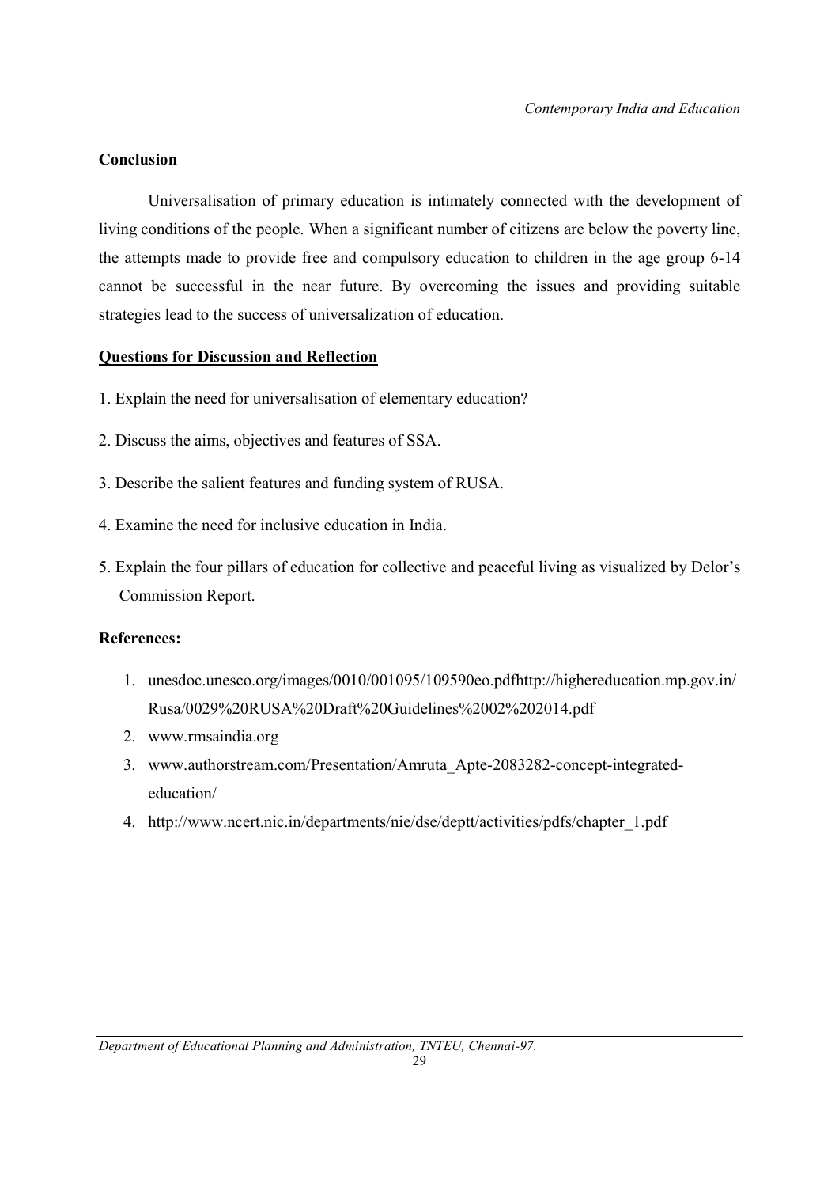## Conclusion

Universalisation of primary education is intimately connected with the development of living conditions of the people. When a significant number of citizens are below the poverty line, the attempts made to provide free and compulsory education to children in the age group 6-14 cannot be successful in the near future. By overcoming the issues and providing suitable strategies lead to the success of universalization of education.

## Questions for Discussion and Reflection

1. Explain the need for universalisation of elementary education?
2. Discuss the aims, objectives and features of SSA.
3. Describe the salient features and funding system of RUSA.
4. Examine the need for inclusive education in India.
5. Explain the four pillars of education for collective and peaceful living as visualized by Delor's Commission Report.

## References:

1. unesdoc.unesco.org/images/0010/001095/109590eo.pdfhttp://highereducation.mp.gov.in/Rusa/0029%20RUSA%20Draft%20Guidelines%2002%202014.pdf
2. www.rmsaindia.org
3. www.authorstream.com/Presentation/Amruta_Apte-2083282-concept-integrated-education/
4. http://www.ncert.nic.in/departments/nie/dse/deptt/activities/pdfs/chapter_1.pdf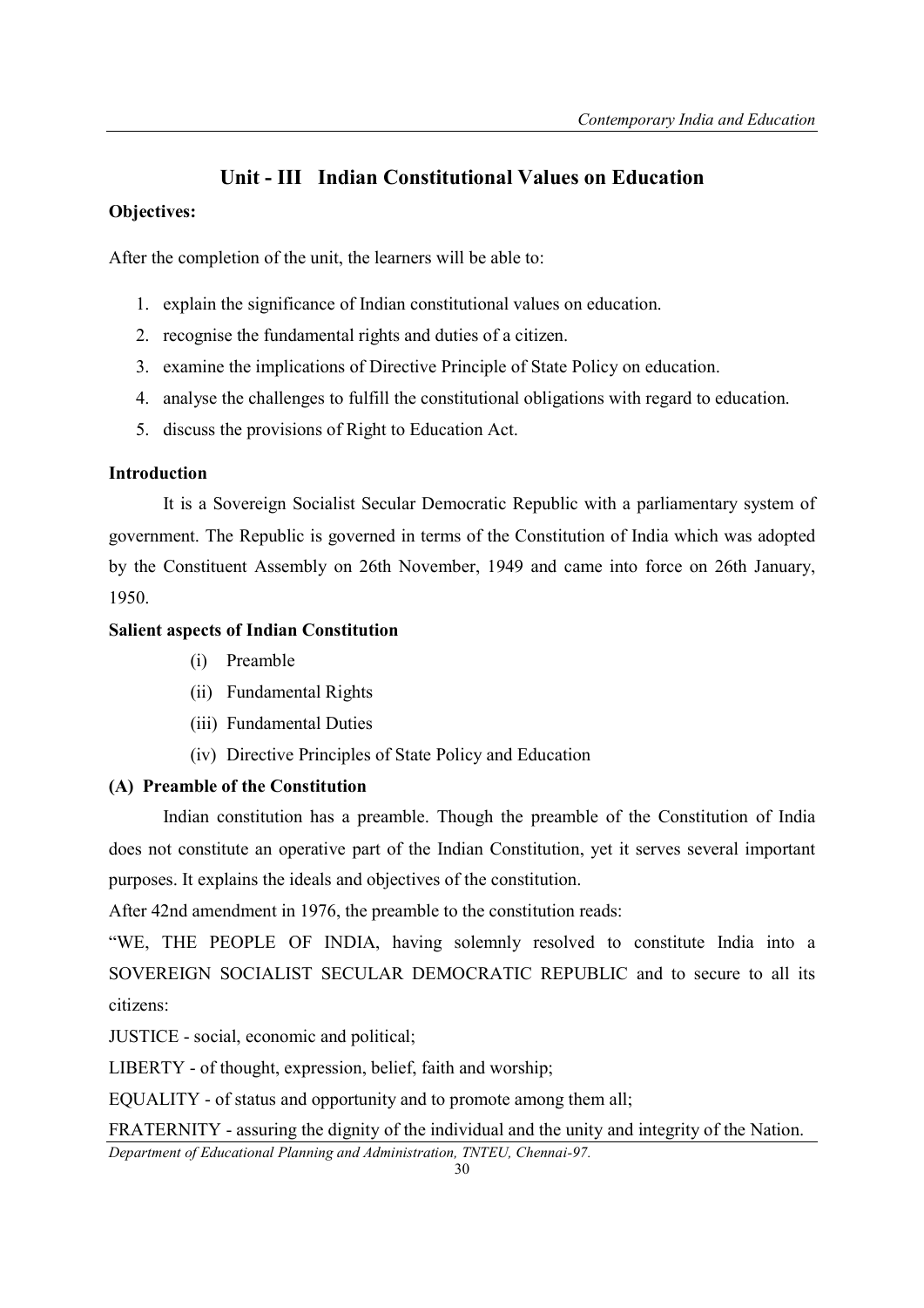# Unit - III Indian Constitutional Values on Education

**Objectives:**

After the completion of the unit, the learners will be able to:

1. explain the significance of Indian constitutional values on education.
2. recognise the fundamental rights and duties of a citizen.
3. examine the implications of Directive Principle of State Policy on education.
4. analyse the challenges to fulfill the constitutional obligations with regard to education.
5. discuss the provisions of Right to Education Act.

**Introduction**

It is a Sovereign Socialist Secular Democratic Republic with a parliamentary system of government. The Republic is governed in terms of the Constitution of India which was adopted by the Constituent Assembly on 26th November, 1949 and came into force on 26th January, 1950.

**Salient aspects of Indian Constitution**

(i) Preamble
(ii) Fundamental Rights
(iii) Fundamental Duties
(iv) Directive Principles of State Policy and Education

**(A) Preamble of the Constitution**

Indian constitution has a preamble. Though the preamble of the Constitution of India does not constitute an operative part of the Indian Constitution, yet it serves several important purposes. It explains the ideals and objectives of the constitution.

After 42nd amendment in 1976, the preamble to the constitution reads:

"WE, THE PEOPLE OF INDIA, having solemnly resolved to constitute India into a SOVEREIGN SOCIALIST SECULAR DEMOCRATIC REPUBLIC and to secure to all its citizens:

JUSTICE - social, economic and political;

LIBERTY - of thought, expression, belief, faith and worship;

EQUALITY - of status and opportunity and to promote among them all;

FRATERNITY - assuring the dignity of the individual and the unity and integrity of the Nation.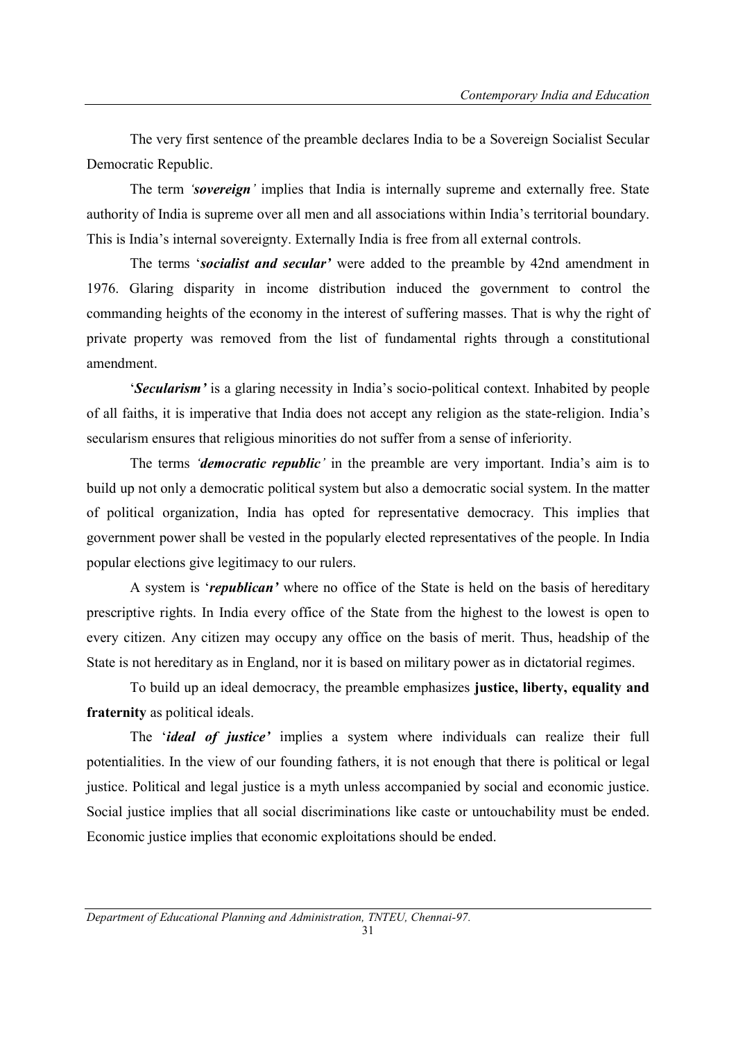The very first sentence of the preamble declares India to be a Sovereign Socialist Secular Democratic Republic.

The term *'**sovereign**'* implies that India is internally supreme and externally free. State authority of India is supreme over all men and all associations within India's territorial boundary. This is India's internal sovereignty. Externally India is free from all external controls.

The terms '***socialist and secular***' were added to the preamble by 42nd amendment in 1976. Glaring disparity in income distribution induced the government to control the commanding heights of the economy in the interest of suffering masses. That is why the right of private property was removed from the list of fundamental rights through a constitutional amendment.

'***Secularism***' is a glaring necessity in India's socio-political context. Inhabited by people of all faiths, it is imperative that India does not accept any religion as the state-religion. India's secularism ensures that religious minorities do not suffer from a sense of inferiority.

The terms *'**democratic republic**'* in the preamble are very important. India's aim is to build up not only a democratic political system but also a democratic social system. In the matter of political organization, India has opted for representative democracy. This implies that government power shall be vested in the popularly elected representatives of the people. In India popular elections give legitimacy to our rulers.

A system is '***republican***' where no office of the State is held on the basis of hereditary prescriptive rights. In India every office of the State from the highest to the lowest is open to every citizen. Any citizen may occupy any office on the basis of merit. Thus, headship of the State is not hereditary as in England, nor it is based on military power as in dictatorial regimes.

To build up an ideal democracy, the preamble emphasizes **justice, liberty, equality and fraternity** as political ideals.

The '***ideal of justice***' implies a system where individuals can realize their full potentialities. In the view of our founding fathers, it is not enough that there is political or legal justice. Political and legal justice is a myth unless accompanied by social and economic justice. Social justice implies that all social discriminations like caste or untouchability must be ended. Economic justice implies that economic exploitations should be ended.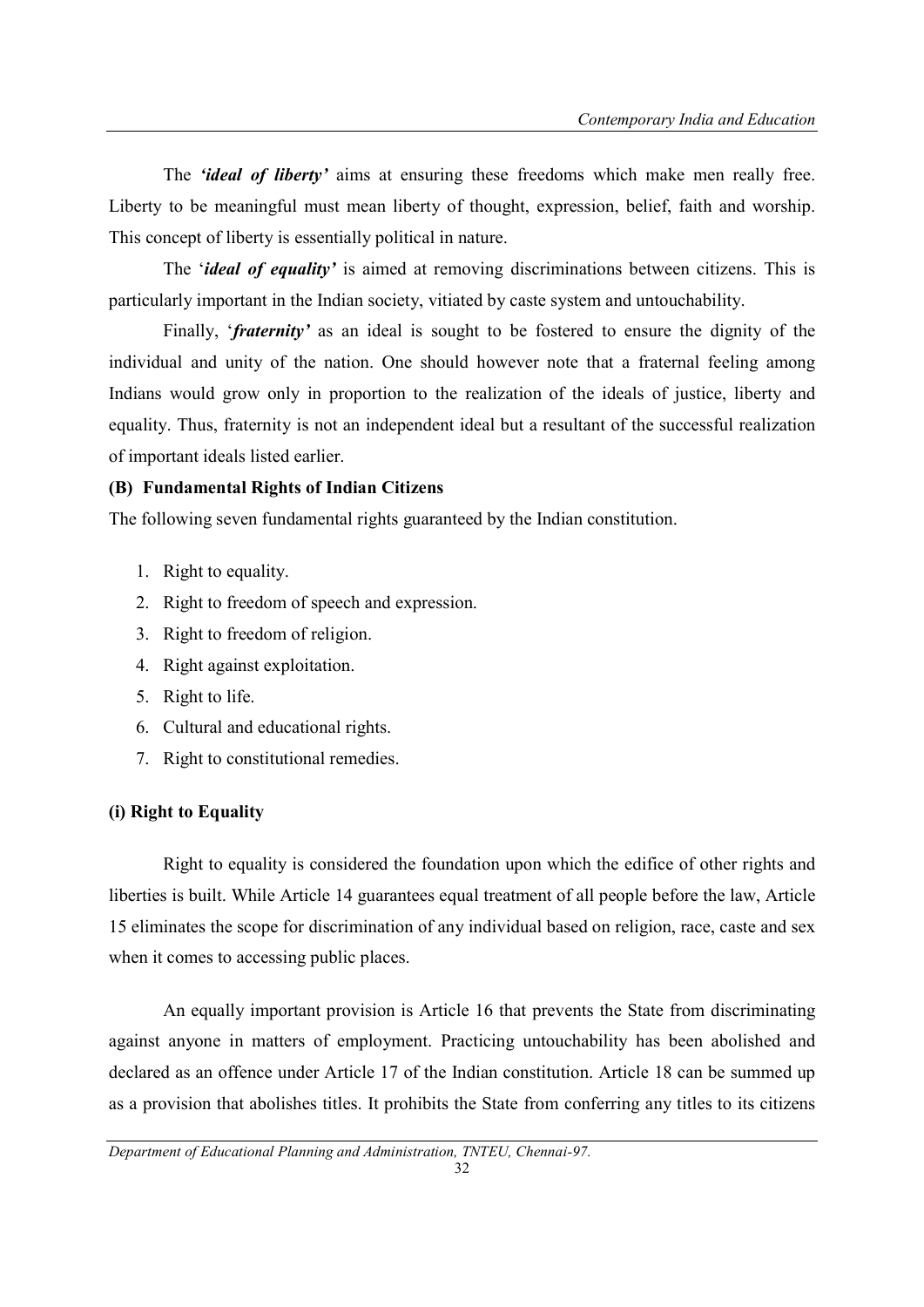The ***'ideal of liberty'*** aims at ensuring these freedoms which make men really free. Liberty to be meaningful must mean liberty of thought, expression, belief, faith and worship. This concept of liberty is essentially political in nature.

The '***ideal of equality'*** is aimed at removing discriminations between citizens. This is particularly important in the Indian society, vitiated by caste system and untouchability.

Finally, '***fraternity'*** as an ideal is sought to be fostered to ensure the dignity of the individual and unity of the nation. One should however note that a fraternal feeling among Indians would grow only in proportion to the realization of the ideals of justice, liberty and equality. Thus, fraternity is not an independent ideal but a resultant of the successful realization of important ideals listed earlier.

#### (B) Fundamental Rights of Indian Citizens

The following seven fundamental rights guaranteed by the Indian constitution.

1. Right to equality.
2. Right to freedom of speech and expression.
3. Right to freedom of religion.
4. Right against exploitation.
5. Right to life.
6. Cultural and educational rights.
7. Right to constitutional remedies.

#### (i) Right to Equality

Right to equality is considered the foundation upon which the edifice of other rights and liberties is built. While Article 14 guarantees equal treatment of all people before the law, Article 15 eliminates the scope for discrimination of any individual based on religion, race, caste and sex when it comes to accessing public places.

An equally important provision is Article 16 that prevents the State from discriminating against anyone in matters of employment. Practicing untouchability has been abolished and declared as an offence under Article 17 of the Indian constitution. Article 18 can be summed up as a provision that abolishes titles. It prohibits the State from conferring any titles to its citizens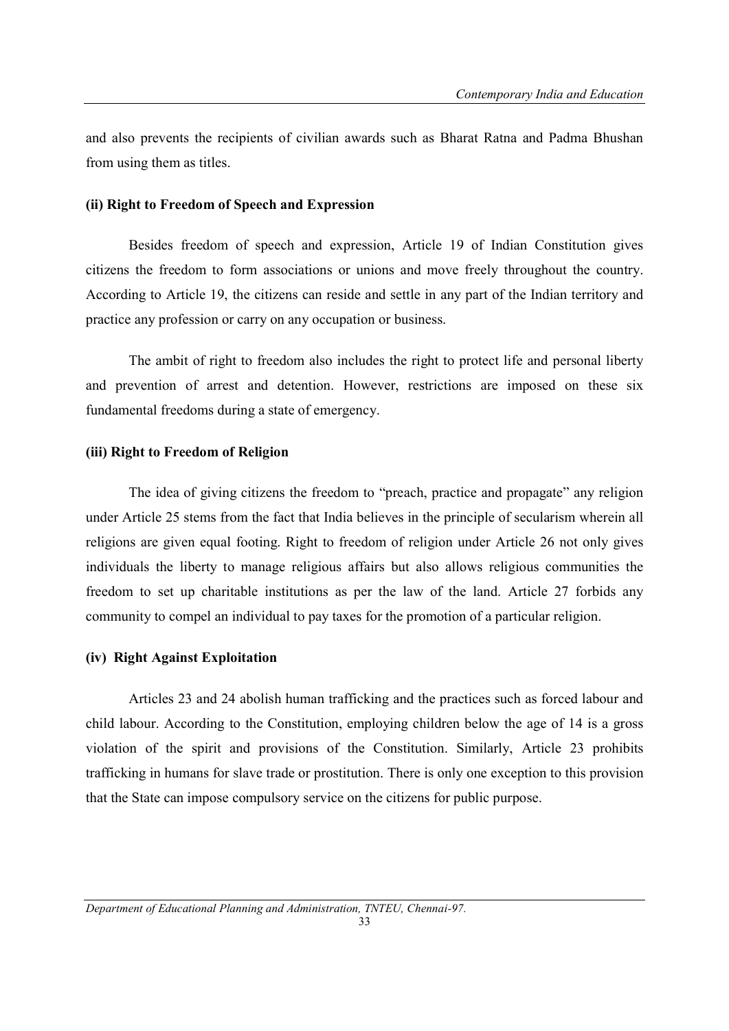and also prevents the recipients of civilian awards such as Bharat Ratna and Padma Bhushan from using them as titles.

**(ii) Right to Freedom of Speech and Expression**

Besides freedom of speech and expression, Article 19 of Indian Constitution gives citizens the freedom to form associations or unions and move freely throughout the country. According to Article 19, the citizens can reside and settle in any part of the Indian territory and practice any profession or carry on any occupation or business.

The ambit of right to freedom also includes the right to protect life and personal liberty and prevention of arrest and detention. However, restrictions are imposed on these six fundamental freedoms during a state of emergency.

**(iii) Right to Freedom of Religion**

The idea of giving citizens the freedom to "preach, practice and propagate" any religion under Article 25 stems from the fact that India believes in the principle of secularism wherein all religions are given equal footing. Right to freedom of religion under Article 26 not only gives individuals the liberty to manage religious affairs but also allows religious communities the freedom to set up charitable institutions as per the law of the land. Article 27 forbids any community to compel an individual to pay taxes for the promotion of a particular religion.

**(iv) Right Against Exploitation**

Articles 23 and 24 abolish human trafficking and the practices such as forced labour and child labour. According to the Constitution, employing children below the age of 14 is a gross violation of the spirit and provisions of the Constitution. Similarly, Article 23 prohibits trafficking in humans for slave trade or prostitution. There is only one exception to this provision that the State can impose compulsory service on the citizens for public purpose.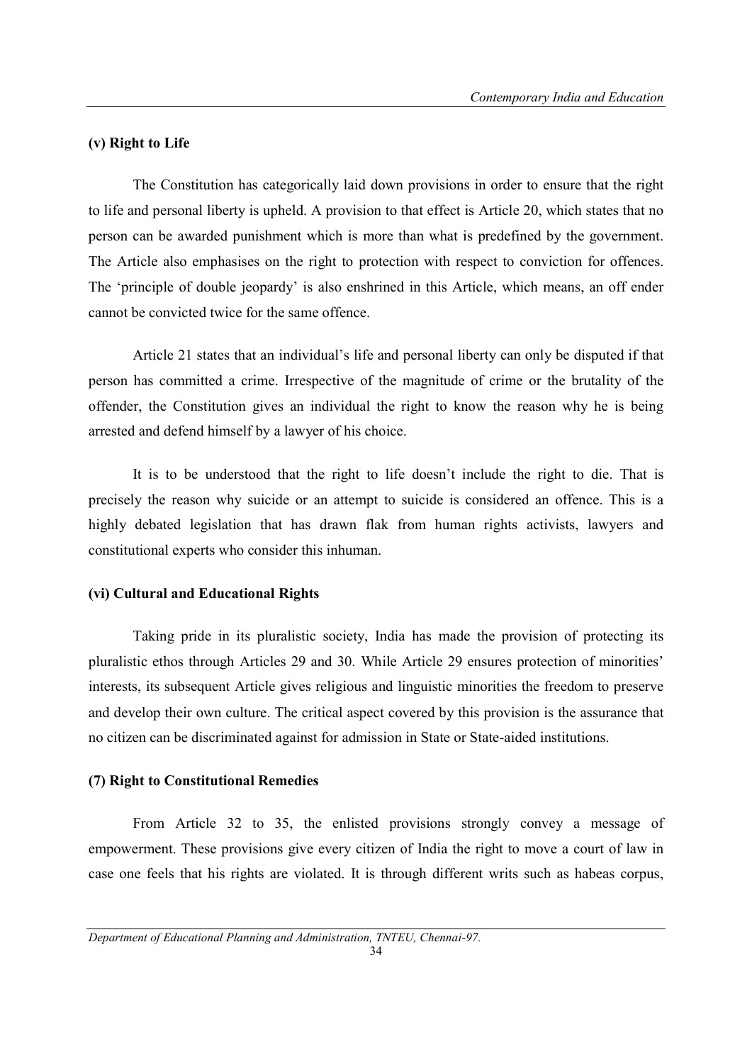**(v) Right to Life**

The Constitution has categorically laid down provisions in order to ensure that the right to life and personal liberty is upheld. A provision to that effect is Article 20, which states that no person can be awarded punishment which is more than what is predefined by the government. The Article also emphasises on the right to protection with respect to conviction for offences. The 'principle of double jeopardy' is also enshrined in this Article, which means, an off ender cannot be convicted twice for the same offence.

Article 21 states that an individual's life and personal liberty can only be disputed if that person has committed a crime. Irrespective of the magnitude of crime or the brutality of the offender, the Constitution gives an individual the right to know the reason why he is being arrested and defend himself by a lawyer of his choice.

It is to be understood that the right to life doesn't include the right to die. That is precisely the reason why suicide or an attempt to suicide is considered an offence. This is a highly debated legislation that has drawn flak from human rights activists, lawyers and constitutional experts who consider this inhuman.

**(vi) Cultural and Educational Rights**

Taking pride in its pluralistic society, India has made the provision of protecting its pluralistic ethos through Articles 29 and 30. While Article 29 ensures protection of minorities' interests, its subsequent Article gives religious and linguistic minorities the freedom to preserve and develop their own culture. The critical aspect covered by this provision is the assurance that no citizen can be discriminated against for admission in State or State-aided institutions.

**(7) Right to Constitutional Remedies**

From Article 32 to 35, the enlisted provisions strongly convey a message of empowerment. These provisions give every citizen of India the right to move a court of law in case one feels that his rights are violated. It is through different writs such as habeas corpus,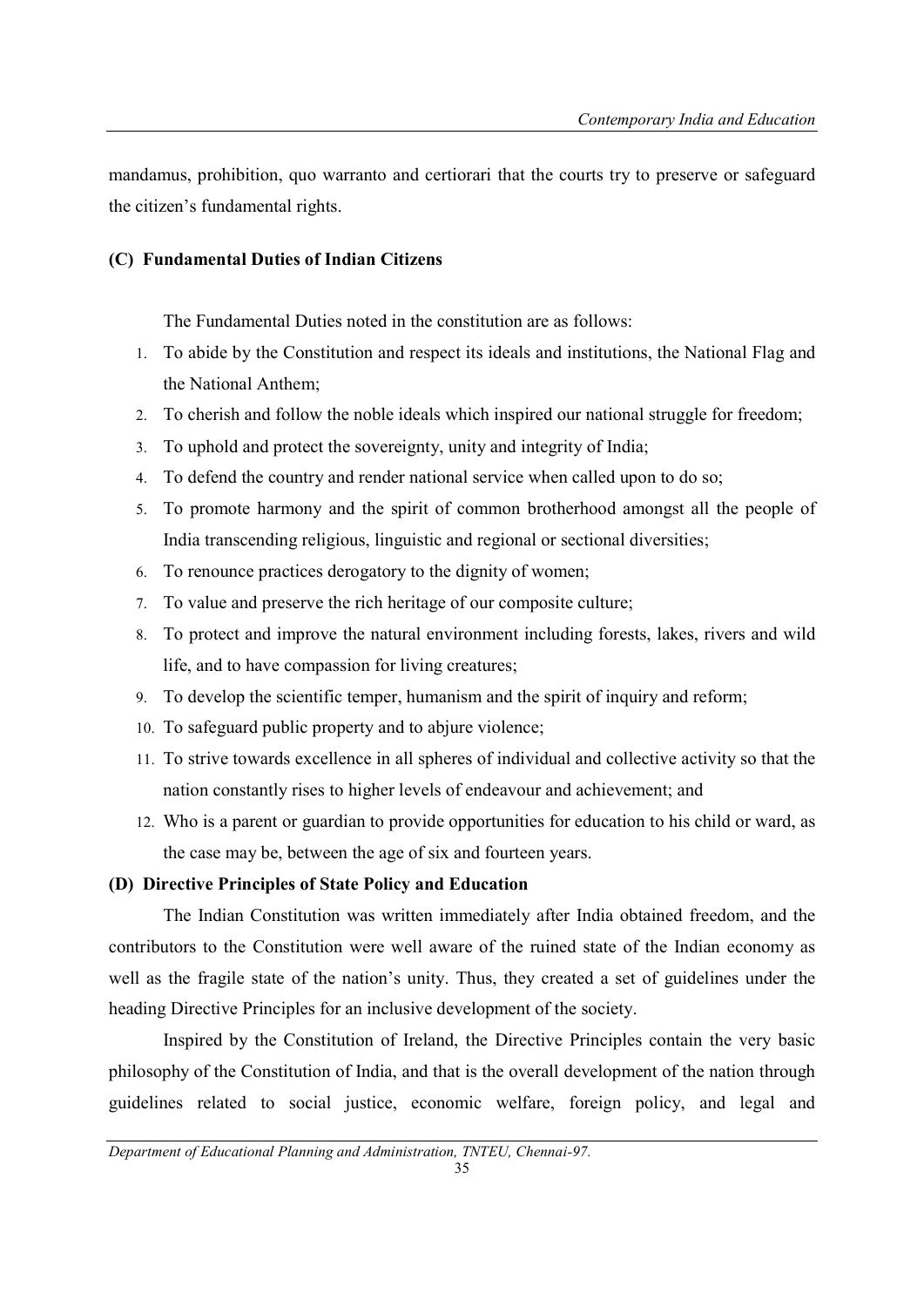mandamus, prohibition, quo warranto and certiorari that the courts try to preserve or safeguard the citizen's fundamental rights.

### (C) Fundamental Duties of Indian Citizens

The Fundamental Duties noted in the constitution are as follows:

1. To abide by the Constitution and respect its ideals and institutions, the National Flag and the National Anthem;
2. To cherish and follow the noble ideals which inspired our national struggle for freedom;
3. To uphold and protect the sovereignty, unity and integrity of India;
4. To defend the country and render national service when called upon to do so;
5. To promote harmony and the spirit of common brotherhood amongst all the people of India transcending religious, linguistic and regional or sectional diversities;
6. To renounce practices derogatory to the dignity of women;
7. To value and preserve the rich heritage of our composite culture;
8. To protect and improve the natural environment including forests, lakes, rivers and wild life, and to have compassion for living creatures;
9. To develop the scientific temper, humanism and the spirit of inquiry and reform;
10. To safeguard public property and to abjure violence;
11. To strive towards excellence in all spheres of individual and collective activity so that the nation constantly rises to higher levels of endeavour and achievement; and
12. Who is a parent or guardian to provide opportunities for education to his child or ward, as the case may be, between the age of six and fourteen years.

### (D) Directive Principles of State Policy and Education

The Indian Constitution was written immediately after India obtained freedom, and the contributors to the Constitution were well aware of the ruined state of the Indian economy as well as the fragile state of the nation's unity. Thus, they created a set of guidelines under the heading Directive Principles for an inclusive development of the society.

Inspired by the Constitution of Ireland, the Directive Principles contain the very basic philosophy of the Constitution of India, and that is the overall development of the nation through guidelines related to social justice, economic welfare, foreign policy, and legal and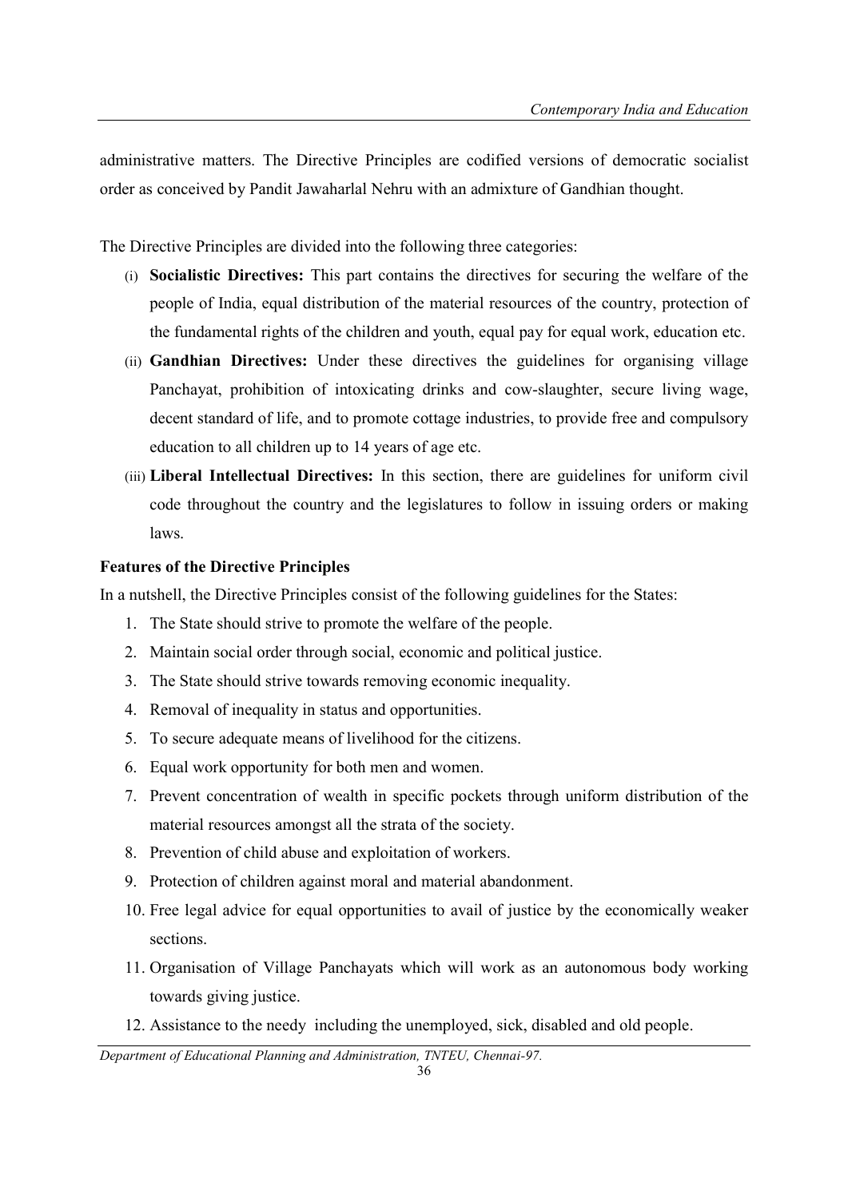administrative matters. The Directive Principles are codified versions of democratic socialist order as conceived by Pandit Jawaharlal Nehru with an admixture of Gandhian thought.

The Directive Principles are divided into the following three categories:

(i) **Socialistic Directives:** This part contains the directives for securing the welfare of the people of India, equal distribution of the material resources of the country, protection of the fundamental rights of the children and youth, equal pay for equal work, education etc.

(ii) **Gandhian Directives:** Under these directives the guidelines for organising village Panchayat, prohibition of intoxicating drinks and cow-slaughter, secure living wage, decent standard of life, and to promote cottage industries, to provide free and compulsory education to all children up to 14 years of age etc.

(iii) **Liberal Intellectual Directives:** In this section, there are guidelines for uniform civil code throughout the country and the legislatures to follow in issuing orders or making laws.

**Features of the Directive Principles**

In a nutshell, the Directive Principles consist of the following guidelines for the States:

1. The State should strive to promote the welfare of the people.
2. Maintain social order through social, economic and political justice.
3. The State should strive towards removing economic inequality.
4. Removal of inequality in status and opportunities.
5. To secure adequate means of livelihood for the citizens.
6. Equal work opportunity for both men and women.
7. Prevent concentration of wealth in specific pockets through uniform distribution of the material resources amongst all the strata of the society.
8. Prevention of child abuse and exploitation of workers.
9. Protection of children against moral and material abandonment.
10. Free legal advice for equal opportunities to avail of justice by the economically weaker sections.
11. Organisation of Village Panchayats which will work as an autonomous body working towards giving justice.
12. Assistance to the needy including the unemployed, sick, disabled and old people.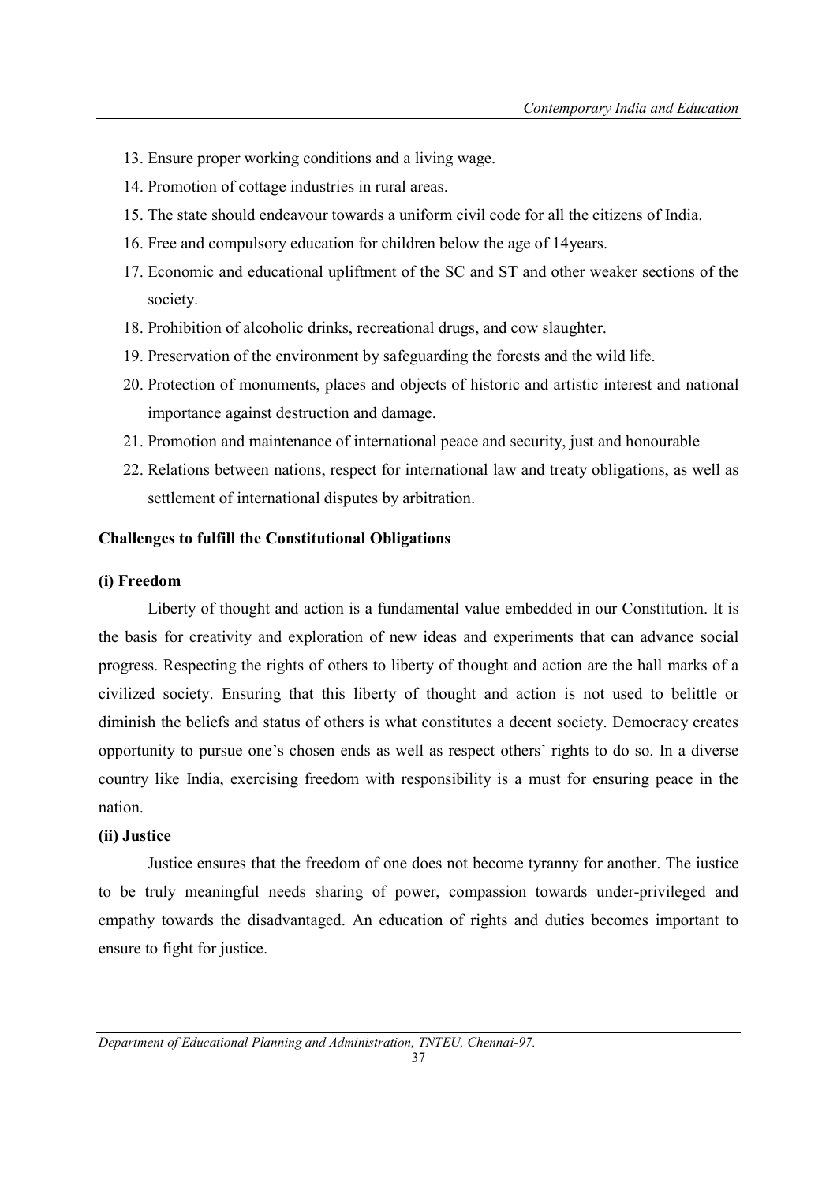13. Ensure proper working conditions and a living wage.
14. Promotion of cottage industries in rural areas.
15. The state should endeavour towards a uniform civil code for all the citizens of India.
16. Free and compulsory education for children below the age of 14years.
17. Economic and educational upliftment of the SC and ST and other weaker sections of the society.
18. Prohibition of alcoholic drinks, recreational drugs, and cow slaughter.
19. Preservation of the environment by safeguarding the forests and the wild life.
20. Protection of monuments, places and objects of historic and artistic interest and national importance against destruction and damage.
21. Promotion and maintenance of international peace and security, just and honourable
22. Relations between nations, respect for international law and treaty obligations, as well as settlement of international disputes by arbitration.

**Challenges to fulfill the Constitutional Obligations**

**(i) Freedom**

Liberty of thought and action is a fundamental value embedded in our Constitution. It is the basis for creativity and exploration of new ideas and experiments that can advance social progress. Respecting the rights of others to liberty of thought and action are the hall marks of a civilized society. Ensuring that this liberty of thought and action is not used to belittle or diminish the beliefs and status of others is what constitutes a decent society. Democracy creates opportunity to pursue one's chosen ends as well as respect others' rights to do so. In a diverse country like India, exercising freedom with responsibility is a must for ensuring peace in the nation.

**(ii) Justice**

Justice ensures that the freedom of one does not become tyranny for another. The iustice to be truly meaningful needs sharing of power, compassion towards under-privileged and empathy towards the disadvantaged. An education of rights and duties becomes important to ensure to fight for justice.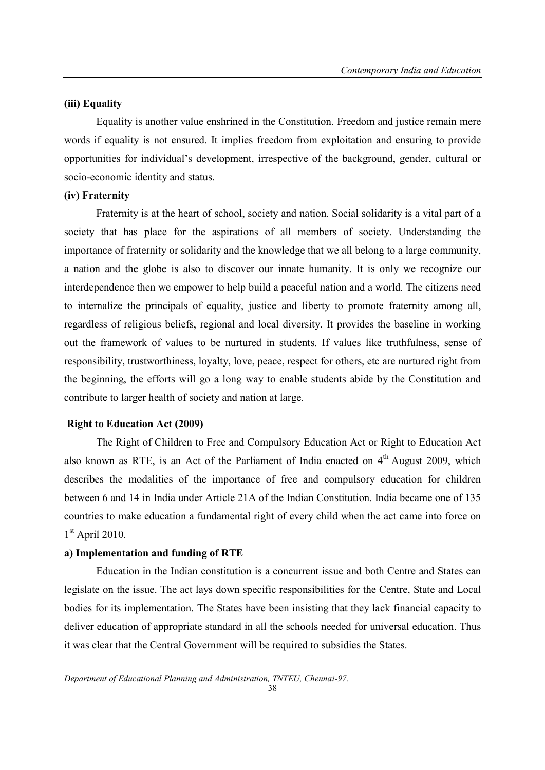**(iii) Equality**

Equality is another value enshrined in the Constitution. Freedom and justice remain mere words if equality is not ensured. It implies freedom from exploitation and ensuring to provide opportunities for individual's development, irrespective of the background, gender, cultural or socio-economic identity and status.

**(iv) Fraternity**

Fraternity is at the heart of school, society and nation. Social solidarity is a vital part of a society that has place for the aspirations of all members of society. Understanding the importance of fraternity or solidarity and the knowledge that we all belong to a large community, a nation and the globe is also to discover our innate humanity. It is only we recognize our interdependence then we empower to help build a peaceful nation and a world. The citizens need to internalize the principals of equality, justice and liberty to promote fraternity among all, regardless of religious beliefs, regional and local diversity. It provides the baseline in working out the framework of values to be nurtured in students. If values like truthfulness, sense of responsibility, trustworthiness, loyalty, love, peace, respect for others, etc are nurtured right from the beginning, the efforts will go a long way to enable students abide by the Constitution and contribute to larger health of society and nation at large.

**Right to Education Act (2009)**

The Right of Children to Free and Compulsory Education Act or Right to Education Act also known as RTE, is an Act of the Parliament of India enacted on 4th August 2009, which describes the modalities of the importance of free and compulsory education for children between 6 and 14 in India under Article 21A of the Indian Constitution. India became one of 135 countries to make education a fundamental right of every child when the act came into force on 1st April 2010.

**a) Implementation and funding of RTE**

Education in the Indian constitution is a concurrent issue and both Centre and States can legislate on the issue. The act lays down specific responsibilities for the Centre, State and Local bodies for its implementation. The States have been insisting that they lack financial capacity to deliver education of appropriate standard in all the schools needed for universal education. Thus it was clear that the Central Government will be required to subsidies the States.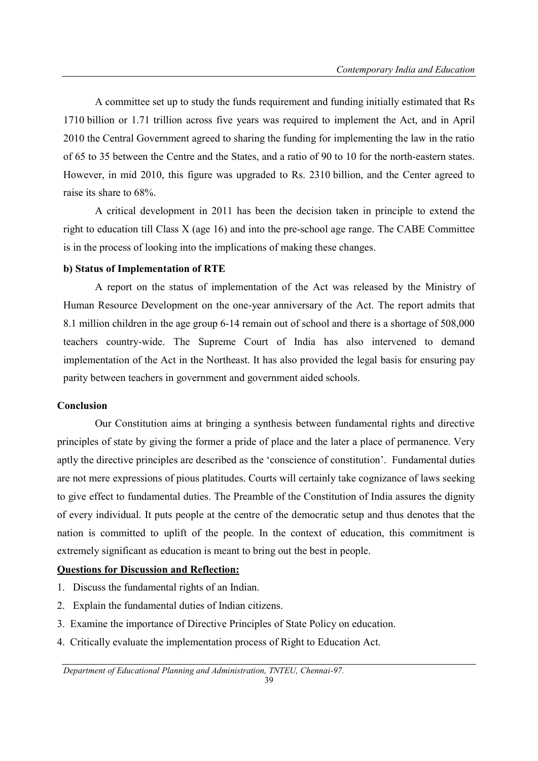A committee set up to study the funds requirement and funding initially estimated that Rs 1710 billion or 1.71 trillion across five years was required to implement the Act, and in April 2010 the Central Government agreed to sharing the funding for implementing the law in the ratio of 65 to 35 between the Centre and the States, and a ratio of 90 to 10 for the north-eastern states. However, in mid 2010, this figure was upgraded to Rs. 2310 billion, and the Center agreed to raise its share to 68%.

A critical development in 2011 has been the decision taken in principle to extend the right to education till Class X (age 16) and into the pre-school age range. The CABE Committee is in the process of looking into the implications of making these changes.

**b) Status of Implementation of RTE**

A report on the status of implementation of the Act was released by the Ministry of Human Resource Development on the one-year anniversary of the Act. The report admits that 8.1 million children in the age group 6-14 remain out of school and there is a shortage of 508,000 teachers country-wide. The Supreme Court of India has also intervened to demand implementation of the Act in the Northeast. It has also provided the legal basis for ensuring pay parity between teachers in government and government aided schools.

**Conclusion**

Our Constitution aims at bringing a synthesis between fundamental rights and directive principles of state by giving the former a pride of place and the later a place of permanence. Very aptly the directive principles are described as the 'conscience of constitution'. Fundamental duties are not mere expressions of pious platitudes. Courts will certainly take cognizance of laws seeking to give effect to fundamental duties. The Preamble of the Constitution of India assures the dignity of every individual. It puts people at the centre of the democratic setup and thus denotes that the nation is committed to uplift of the people. In the context of education, this commitment is extremely significant as education is meant to bring out the best in people.

**Questions for Discussion and Reflection:**

1. Discuss the fundamental rights of an Indian.
2. Explain the fundamental duties of Indian citizens.
3. Examine the importance of Directive Principles of State Policy on education.
4. Critically evaluate the implementation process of Right to Education Act.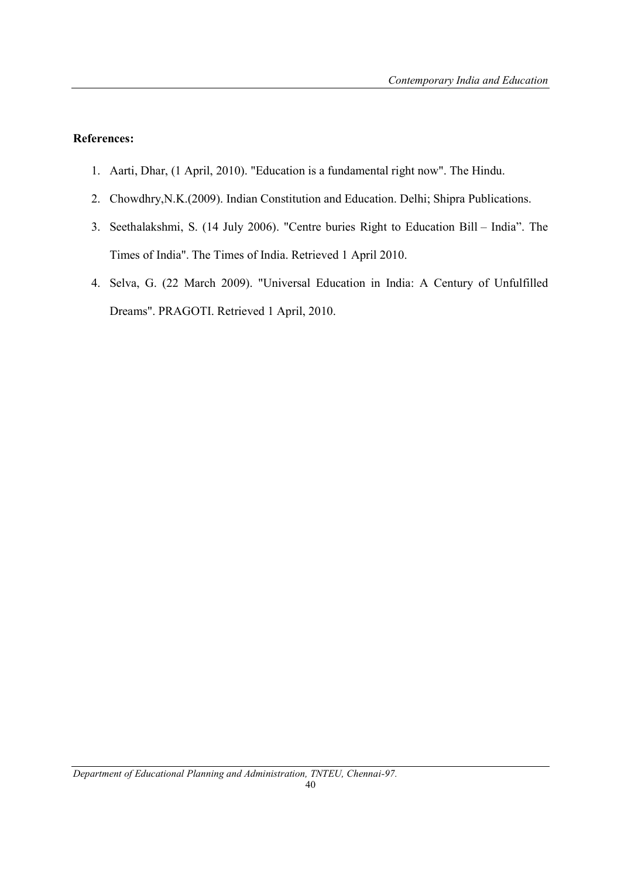**References:**

1. Aarti, Dhar, (1 April, 2010). "Education is a fundamental right now". The Hindu.
2. Chowdhry,N.K.(2009). Indian Constitution and Education. Delhi; Shipra Publications.
3. Seethalakshmi, S. (14 July 2006). "Centre buries Right to Education Bill – India". The Times of India". The Times of India. Retrieved 1 April 2010.
4. Selva, G. (22 March 2009). "Universal Education in India: A Century of Unfulfilled Dreams". PRAGOTI. Retrieved 1 April, 2010.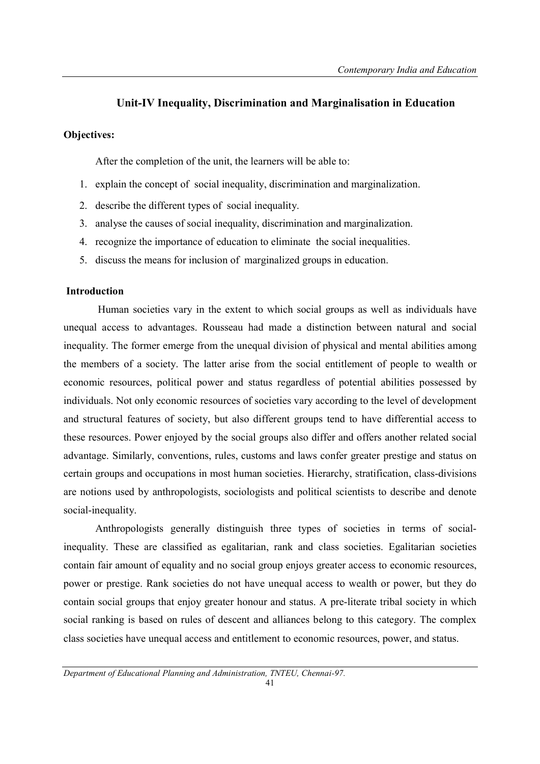## Unit-IV Inequality, Discrimination and Marginalisation in Education

**Objectives:**

After the completion of the unit, the learners will be able to:

1. explain the concept of social inequality, discrimination and marginalization.
2. describe the different types of social inequality.
3. analyse the causes of social inequality, discrimination and marginalization.
4. recognize the importance of education to eliminate the social inequalities.
5. discuss the means for inclusion of marginalized groups in education.

**Introduction**

Human societies vary in the extent to which social groups as well as individuals have unequal access to advantages. Rousseau had made a distinction between natural and social inequality. The former emerge from the unequal division of physical and mental abilities among the members of a society. The latter arise from the social entitlement of people to wealth or economic resources, political power and status regardless of potential abilities possessed by individuals. Not only economic resources of societies vary according to the level of development and structural features of society, but also different groups tend to have differential access to these resources. Power enjoyed by the social groups also differ and offers another related social advantage. Similarly, conventions, rules, customs and laws confer greater prestige and status on certain groups and occupations in most human societies. Hierarchy, stratification, class-divisions are notions used by anthropologists, sociologists and political scientists to describe and denote social-inequality.

Anthropologists generally distinguish three types of societies in terms of social-inequality. These are classified as egalitarian, rank and class societies. Egalitarian societies contain fair amount of equality and no social group enjoys greater access to economic resources, power or prestige. Rank societies do not have unequal access to wealth or power, but they do contain social groups that enjoy greater honour and status. A pre-literate tribal society in which social ranking is based on rules of descent and alliances belong to this category. The complex class societies have unequal access and entitlement to economic resources, power, and status.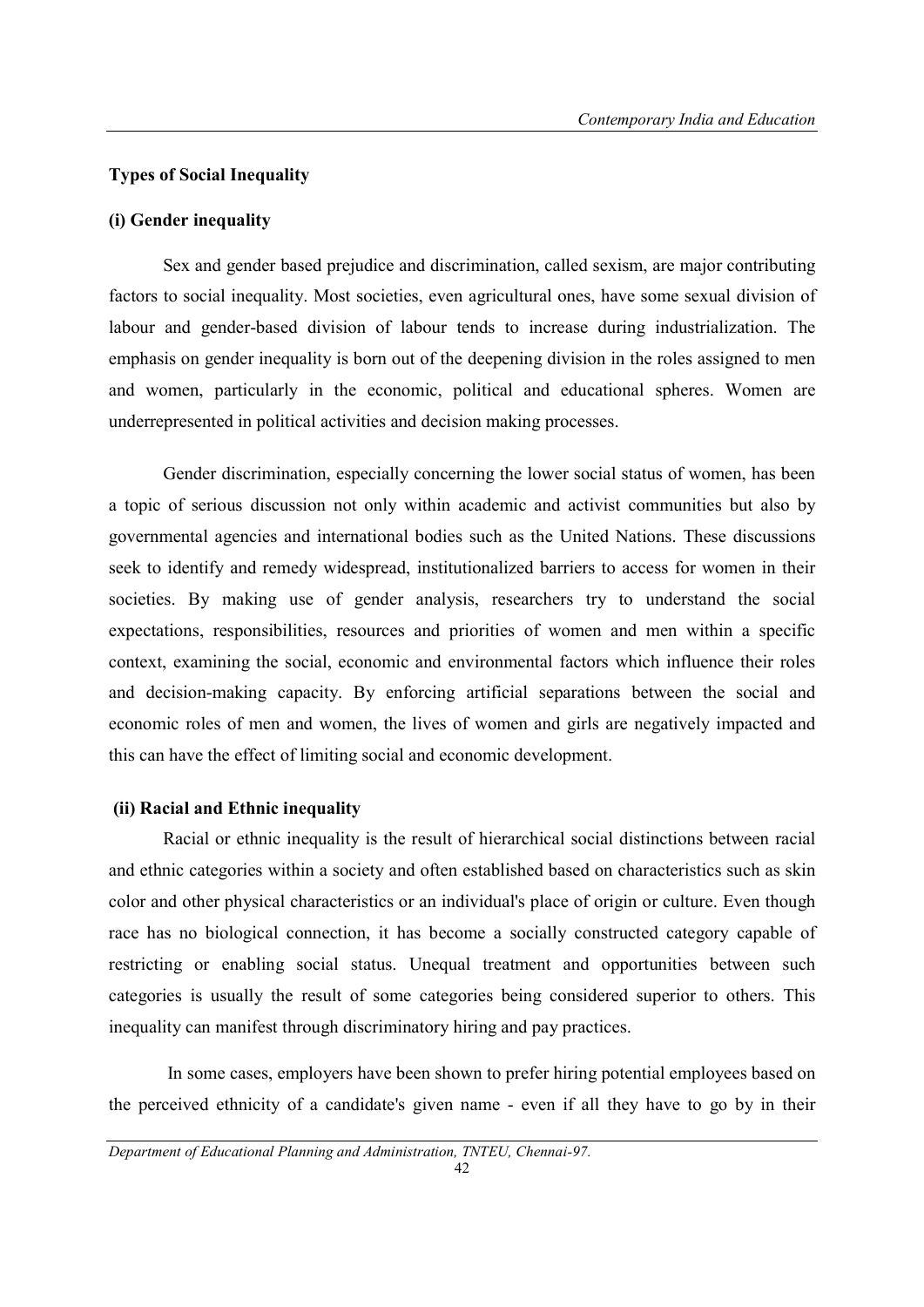### Types of Social Inequality

#### (i) Gender inequality

Sex and gender based prejudice and discrimination, called sexism, are major contributing factors to social inequality. Most societies, even agricultural ones, have some sexual division of labour and gender-based division of labour tends to increase during industrialization. The emphasis on gender inequality is born out of the deepening division in the roles assigned to men and women, particularly in the economic, political and educational spheres. Women are underrepresented in political activities and decision making processes.

Gender discrimination, especially concerning the lower social status of women, has been a topic of serious discussion not only within academic and activist communities but also by governmental agencies and international bodies such as the United Nations. These discussions seek to identify and remedy widespread, institutionalized barriers to access for women in their societies. By making use of gender analysis, researchers try to understand the social expectations, responsibilities, resources and priorities of women and men within a specific context, examining the social, economic and environmental factors which influence their roles and decision-making capacity. By enforcing artificial separations between the social and economic roles of men and women, the lives of women and girls are negatively impacted and this can have the effect of limiting social and economic development.

#### (ii) Racial and Ethnic inequality

Racial or ethnic inequality is the result of hierarchical social distinctions between racial and ethnic categories within a society and often established based on characteristics such as skin color and other physical characteristics or an individual's place of origin or culture. Even though race has no biological connection, it has become a socially constructed category capable of restricting or enabling social status. Unequal treatment and opportunities between such categories is usually the result of some categories being considered superior to others. This inequality can manifest through discriminatory hiring and pay practices.

In some cases, employers have been shown to prefer hiring potential employees based on the perceived ethnicity of a candidate's given name - even if all they have to go by in their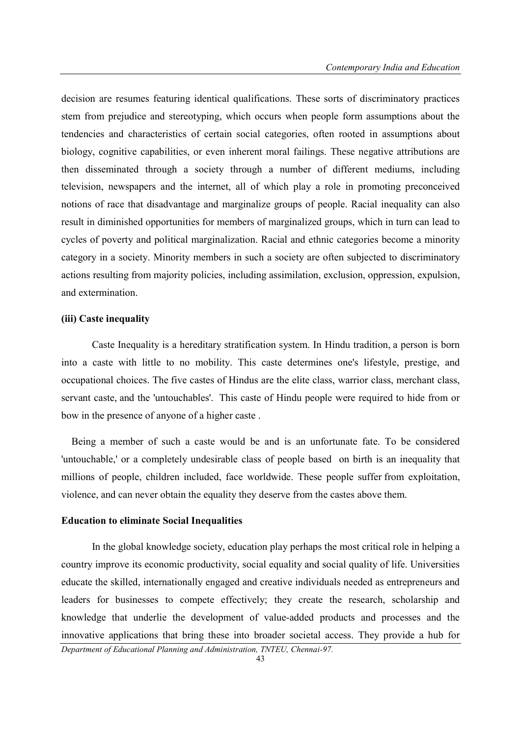decision are resumes featuring identical qualifications. These sorts of discriminatory practices stem from prejudice and stereotyping, which occurs when people form assumptions about the tendencies and characteristics of certain social categories, often rooted in assumptions about biology, cognitive capabilities, or even inherent moral failings. These negative attributions are then disseminated through a society through a number of different mediums, including television, newspapers and the internet, all of which play a role in promoting preconceived notions of race that disadvantage and marginalize groups of people. Racial inequality can also result in diminished opportunities for members of marginalized groups, which in turn can lead to cycles of poverty and political marginalization. Racial and ethnic categories become a minority category in a society. Minority members in such a society are often subjected to discriminatory actions resulting from majority policies, including assimilation, exclusion, oppression, expulsion, and extermination.

**(iii) Caste inequality**

Caste Inequality is a hereditary stratification system. In Hindu tradition, a person is born into a caste with little to no mobility. This caste determines one's lifestyle, prestige, and occupational choices. The five castes of Hindus are the elite class, warrior class, merchant class, servant caste, and the 'untouchables'. This caste of Hindu people were required to hide from or bow in the presence of anyone of a higher caste .

Being a member of such a caste would be and is an unfortunate fate. To be considered 'untouchable,' or a completely undesirable class of people based on birth is an inequality that millions of people, children included, face worldwide. These people suffer from exploitation, violence, and can never obtain the equality they deserve from the castes above them.

**Education to eliminate Social Inequalities**

In the global knowledge society, education play perhaps the most critical role in helping a country improve its economic productivity, social equality and social quality of life. Universities educate the skilled, internationally engaged and creative individuals needed as entrepreneurs and leaders for businesses to compete effectively; they create the research, scholarship and knowledge that underlie the development of value-added products and processes and the innovative applications that bring these into broader societal access. They provide a hub for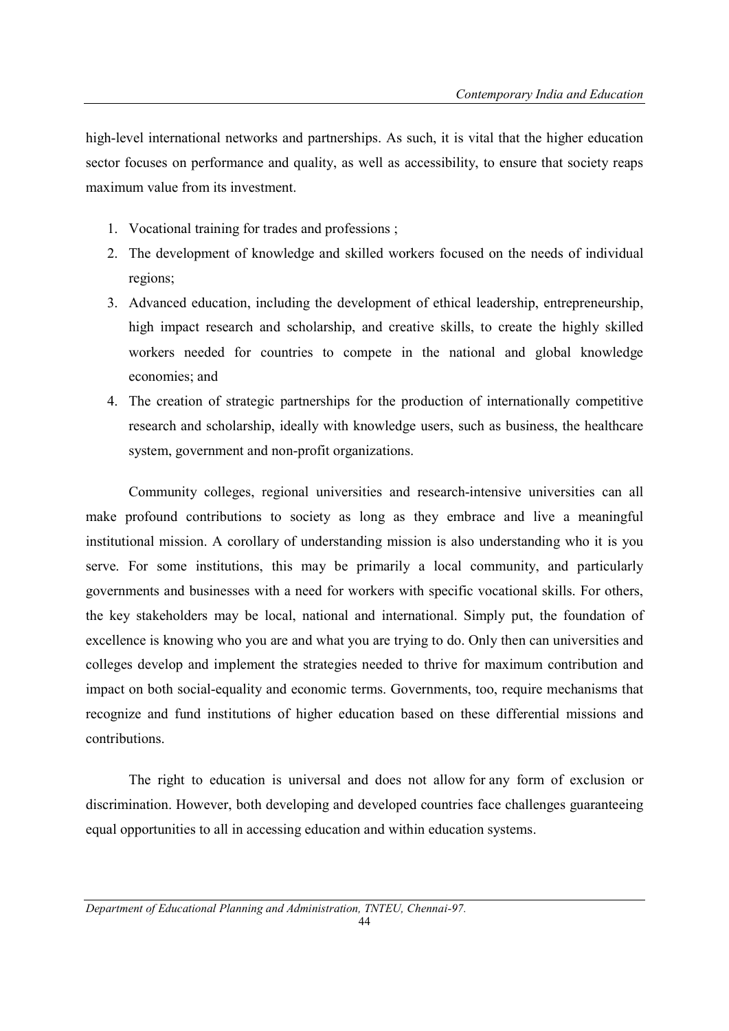high-level international networks and partnerships. As such, it is vital that the higher education sector focuses on performance and quality, as well as accessibility, to ensure that society reaps maximum value from its investment.

1. Vocational training for trades and professions ;
2. The development of knowledge and skilled workers focused on the needs of individual regions;
3. Advanced education, including the development of ethical leadership, entrepreneurship, high impact research and scholarship, and creative skills, to create the highly skilled workers needed for countries to compete in the national and global knowledge economies; and
4. The creation of strategic partnerships for the production of internationally competitive research and scholarship, ideally with knowledge users, such as business, the healthcare system, government and non-profit organizations.

Community colleges, regional universities and research-intensive universities can all make profound contributions to society as long as they embrace and live a meaningful institutional mission. A corollary of understanding mission is also understanding who it is you serve. For some institutions, this may be primarily a local community, and particularly governments and businesses with a need for workers with specific vocational skills. For others, the key stakeholders may be local, national and international. Simply put, the foundation of excellence is knowing who you are and what you are trying to do. Only then can universities and colleges develop and implement the strategies needed to thrive for maximum contribution and impact on both social-equality and economic terms. Governments, too, require mechanisms that recognize and fund institutions of higher education based on these differential missions and contributions.

The right to education is universal and does not allow for any form of exclusion or discrimination. However, both developing and developed countries face challenges guaranteeing equal opportunities to all in accessing education and within education systems.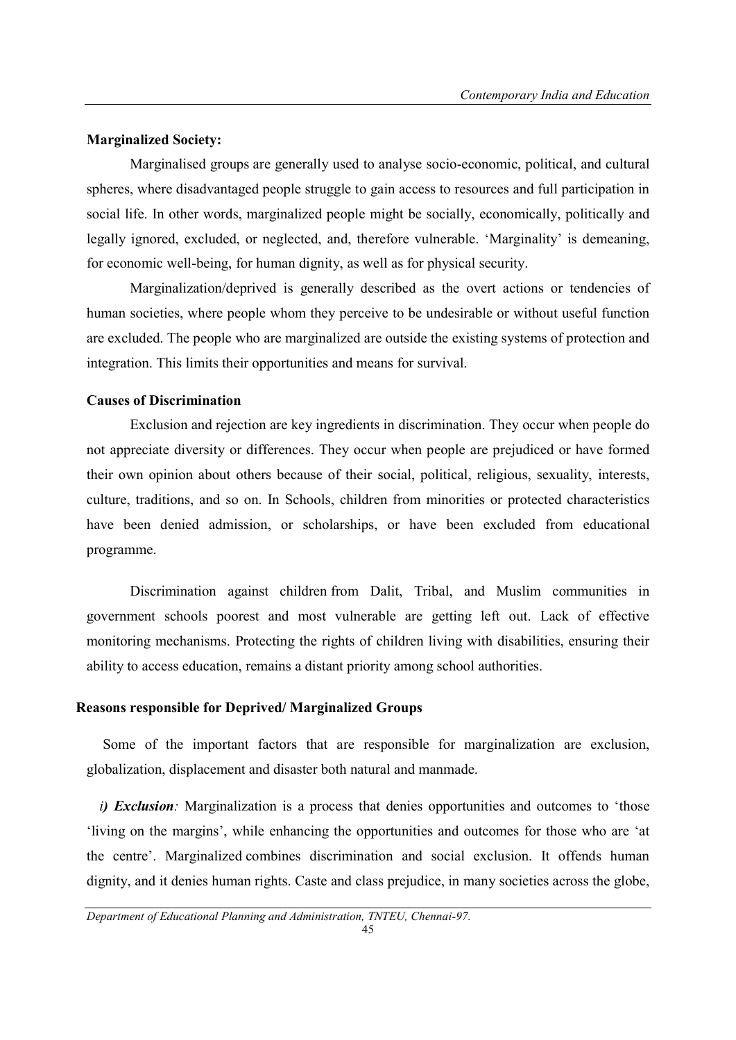**Marginalized Society:**

Marginalised groups are generally used to analyse socio-economic, political, and cultural spheres, where disadvantaged people struggle to gain access to resources and full participation in social life. In other words, marginalized people might be socially, economically, politically and legally ignored, excluded, or neglected, and, therefore vulnerable. 'Marginality' is demeaning, for economic well-being, for human dignity, as well as for physical security.

Marginalization/deprived is generally described as the overt actions or tendencies of human societies, where people whom they perceive to be undesirable or without useful function are excluded. The people who are marginalized are outside the existing systems of protection and integration. This limits their opportunities and means for survival.

**Causes of Discrimination**

Exclusion and rejection are key ingredients in discrimination. They occur when people do not appreciate diversity or differences. They occur when people are prejudiced or have formed their own opinion about others because of their social, political, religious, sexuality, interests, culture, traditions, and so on. In Schools, children from minorities or protected characteristics have been denied admission, or scholarships, or have been excluded from educational programme.

Discrimination against children from Dalit, Tribal, and Muslim communities in government schools poorest and most vulnerable are getting left out. Lack of effective monitoring mechanisms. Protecting the rights of children living with disabilities, ensuring their ability to access education, remains a distant priority among school authorities.

**Reasons responsible for Deprived/ Marginalized Groups**

Some of the important factors that are responsible for marginalization are exclusion, globalization, displacement and disaster both natural and manmade.

***i) Exclusion:*** Marginalization is a process that denies opportunities and outcomes to 'those 'living on the margins', while enhancing the opportunities and outcomes for those who are 'at the centre'. Marginalized combines discrimination and social exclusion. It offends human dignity, and it denies human rights. Caste and class prejudice, in many societies across the globe,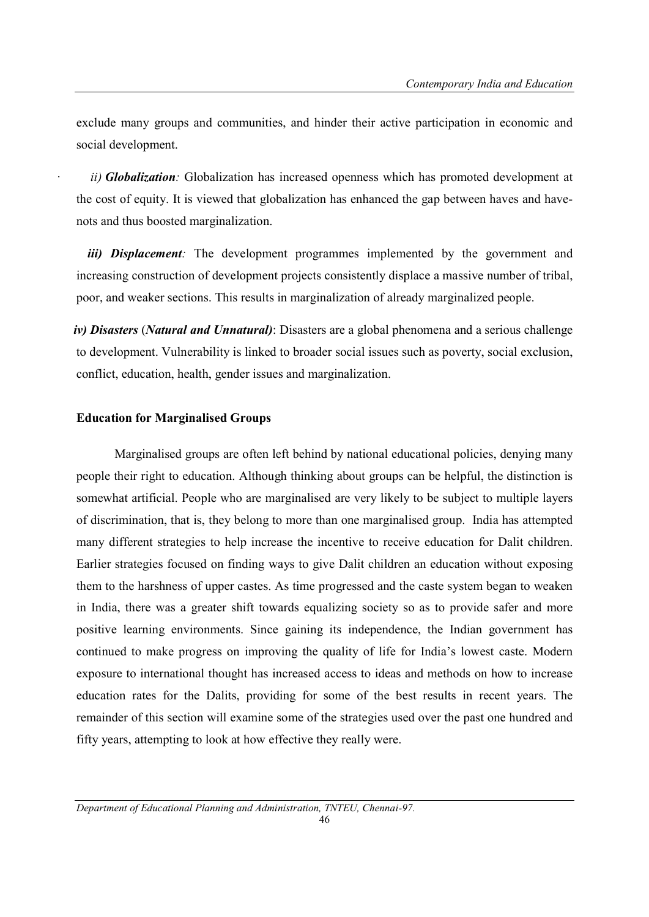exclude many groups and communities, and hinder their active participation in economic and social development.

*ii)* ***Globalization****:* Globalization has increased openness which has promoted development at the cost of equity. It is viewed that globalization has enhanced the gap between haves and have-nots and thus boosted marginalization.

***iii) Displacement****:* The development programmes implemented by the government and increasing construction of development projects consistently displace a massive number of tribal, poor, and weaker sections. This results in marginalization of already marginalized people.

***iv) Disasters*** **(*Natural and Unnatural)***: Disasters are a global phenomena and a serious challenge to development. Vulnerability is linked to broader social issues such as poverty, social exclusion, conflict, education, health, gender issues and marginalization.

**Education for Marginalised Groups**

Marginalised groups are often left behind by national educational policies, denying many people their right to education. Although thinking about groups can be helpful, the distinction is somewhat artificial. People who are marginalised are very likely to be subject to multiple layers of discrimination, that is, they belong to more than one marginalised group. India has attempted many different strategies to help increase the incentive to receive education for Dalit children. Earlier strategies focused on finding ways to give Dalit children an education without exposing them to the harshness of upper castes. As time progressed and the caste system began to weaken in India, there was a greater shift towards equalizing society so as to provide safer and more positive learning environments. Since gaining its independence, the Indian government has continued to make progress on improving the quality of life for India's lowest caste. Modern exposure to international thought has increased access to ideas and methods on how to increase education rates for the Dalits, providing for some of the best results in recent years. The remainder of this section will examine some of the strategies used over the past one hundred and fifty years, attempting to look at how effective they really were.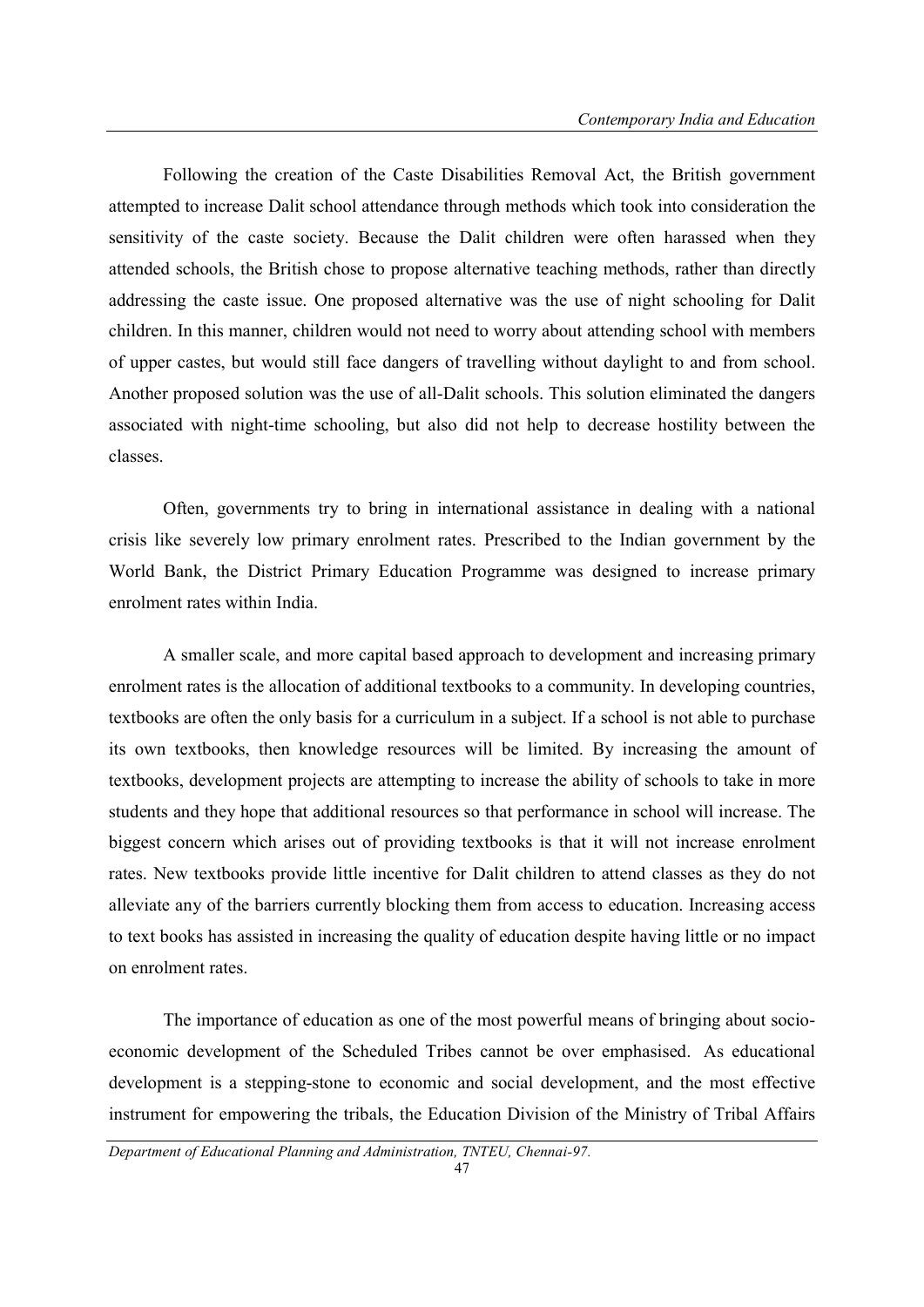Following the creation of the Caste Disabilities Removal Act, the British government attempted to increase Dalit school attendance through methods which took into consideration the sensitivity of the caste society. Because the Dalit children were often harassed when they attended schools, the British chose to propose alternative teaching methods, rather than directly addressing the caste issue. One proposed alternative was the use of night schooling for Dalit children. In this manner, children would not need to worry about attending school with members of upper castes, but would still face dangers of travelling without daylight to and from school. Another proposed solution was the use of all-Dalit schools. This solution eliminated the dangers associated with night-time schooling, but also did not help to decrease hostility between the classes.

Often, governments try to bring in international assistance in dealing with a national crisis like severely low primary enrolment rates. Prescribed to the Indian government by the World Bank, the District Primary Education Programme was designed to increase primary enrolment rates within India.

A smaller scale, and more capital based approach to development and increasing primary enrolment rates is the allocation of additional textbooks to a community. In developing countries, textbooks are often the only basis for a curriculum in a subject. If a school is not able to purchase its own textbooks, then knowledge resources will be limited. By increasing the amount of textbooks, development projects are attempting to increase the ability of schools to take in more students and they hope that additional resources so that performance in school will increase. The biggest concern which arises out of providing textbooks is that it will not increase enrolment rates. New textbooks provide little incentive for Dalit children to attend classes as they do not alleviate any of the barriers currently blocking them from access to education. Increasing access to text books has assisted in increasing the quality of education despite having little or no impact on enrolment rates.

The importance of education as one of the most powerful means of bringing about socio-economic development of the Scheduled Tribes cannot be over emphasised. As educational development is a stepping-stone to economic and social development, and the most effective instrument for empowering the tribals, the Education Division of the Ministry of Tribal Affairs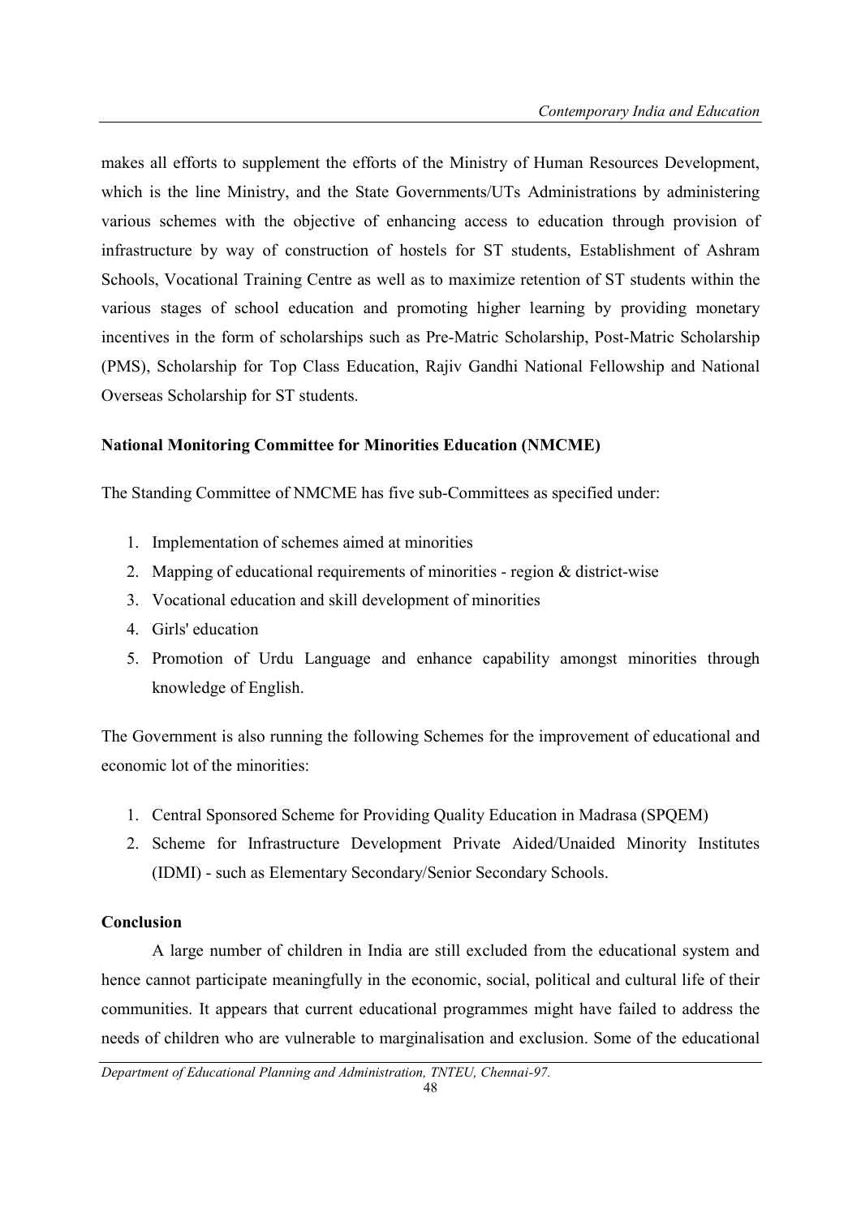makes all efforts to supplement the efforts of the Ministry of Human Resources Development, which is the line Ministry, and the State Governments/UTs Administrations by administering various schemes with the objective of enhancing access to education through provision of infrastructure by way of construction of hostels for ST students, Establishment of Ashram Schools, Vocational Training Centre as well as to maximize retention of ST students within the various stages of school education and promoting higher learning by providing monetary incentives in the form of scholarships such as Pre-Matric Scholarship, Post-Matric Scholarship (PMS), Scholarship for Top Class Education, Rajiv Gandhi National Fellowship and National Overseas Scholarship for ST students.

**National Monitoring Committee for Minorities Education (NMCME)**

The Standing Committee of NMCME has five sub-Committees as specified under:

1. Implementation of schemes aimed at minorities
2. Mapping of educational requirements of minorities - region & district-wise
3. Vocational education and skill development of minorities
4. Girls' education
5. Promotion of Urdu Language and enhance capability amongst minorities through knowledge of English.

The Government is also running the following Schemes for the improvement of educational and economic lot of the minorities:

1. Central Sponsored Scheme for Providing Quality Education in Madrasa (SPQEM)
2. Scheme for Infrastructure Development Private Aided/Unaided Minority Institutes (IDMI) - such as Elementary Secondary/Senior Secondary Schools.

**Conclusion**

A large number of children in India are still excluded from the educational system and hence cannot participate meaningfully in the economic, social, political and cultural life of their communities. It appears that current educational programmes might have failed to address the needs of children who are vulnerable to marginalisation and exclusion. Some of the educational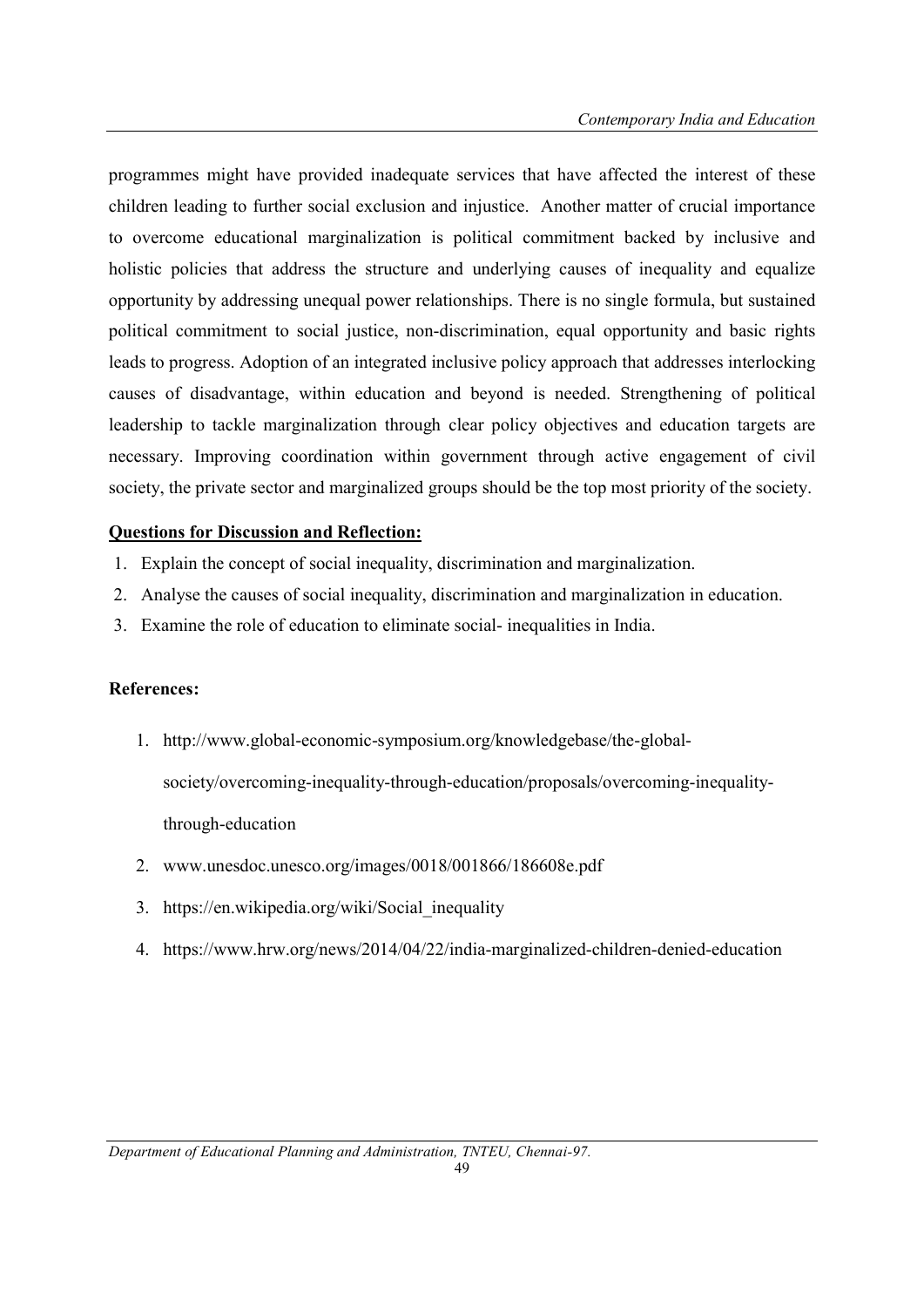programmes might have provided inadequate services that have affected the interest of these children leading to further social exclusion and injustice. Another matter of crucial importance to overcome educational marginalization is political commitment backed by inclusive and holistic policies that address the structure and underlying causes of inequality and equalize opportunity by addressing unequal power relationships. There is no single formula, but sustained political commitment to social justice, non-discrimination, equal opportunity and basic rights leads to progress. Adoption of an integrated inclusive policy approach that addresses interlocking causes of disadvantage, within education and beyond is needed. Strengthening of political leadership to tackle marginalization through clear policy objectives and education targets are necessary. Improving coordination within government through active engagement of civil society, the private sector and marginalized groups should be the top most priority of the society.

**Questions for Discussion and Reflection:**

1. Explain the concept of social inequality, discrimination and marginalization.
2. Analyse the causes of social inequality, discrimination and marginalization in education.
3. Examine the role of education to eliminate social- inequalities in India.

**References:**

1. http://www.global-economic-symposium.org/knowledgebase/the-global-society/overcoming-inequality-through-education/proposals/overcoming-inequality-through-education
2. www.unesdoc.unesco.org/images/0018/001866/186608e.pdf
3. https://en.wikipedia.org/wiki/Social_inequality
4. https://www.hrw.org/news/2014/04/22/india-marginalized-children-denied-education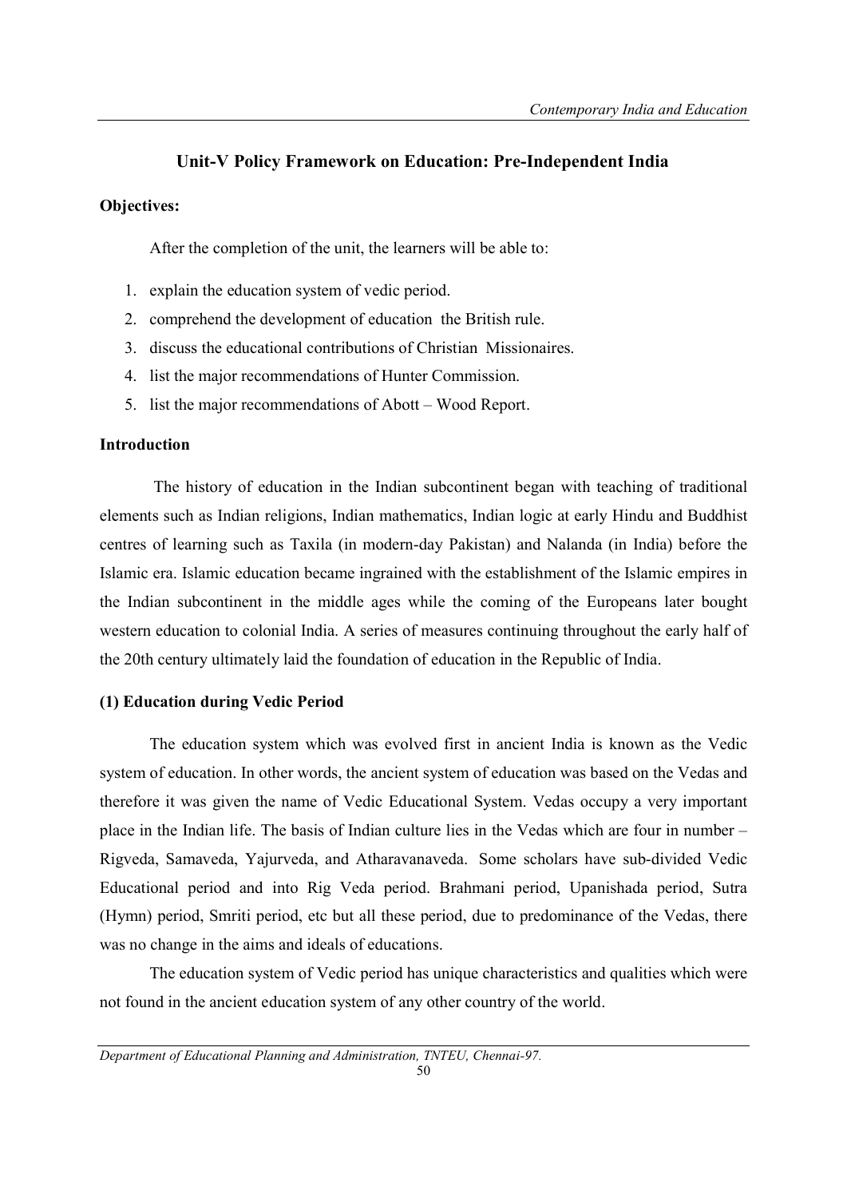## Unit-V Policy Framework on Education: Pre-Independent India

**Objectives:**

After the completion of the unit, the learners will be able to:

1. explain the education system of vedic period.
2. comprehend the development of education the British rule.
3. discuss the educational contributions of Christian Missionaires.
4. list the major recommendations of Hunter Commission.
5. list the major recommendations of Abott – Wood Report.

**Introduction**

The history of education in the Indian subcontinent began with teaching of traditional elements such as Indian religions, Indian mathematics, Indian logic at early Hindu and Buddhist centres of learning such as Taxila (in modern-day Pakistan) and Nalanda (in India) before the Islamic era. Islamic education became ingrained with the establishment of the Islamic empires in the Indian subcontinent in the middle ages while the coming of the Europeans later bought western education to colonial India. A series of measures continuing throughout the early half of the 20th century ultimately laid the foundation of education in the Republic of India.

**(1) Education during Vedic Period**

The education system which was evolved first in ancient India is known as the Vedic system of education. In other words, the ancient system of education was based on the Vedas and therefore it was given the name of Vedic Educational System. Vedas occupy a very important place in the Indian life. The basis of Indian culture lies in the Vedas which are four in number – Rigveda, Samaveda, Yajurveda, and Atharavanaveda. Some scholars have sub-divided Vedic Educational period and into Rig Veda period. Brahmani period, Upanishada period, Sutra (Hymn) period, Smriti period, etc but all these period, due to predominance of the Vedas, there was no change in the aims and ideals of educations.

The education system of Vedic period has unique characteristics and qualities which were not found in the ancient education system of any other country of the world.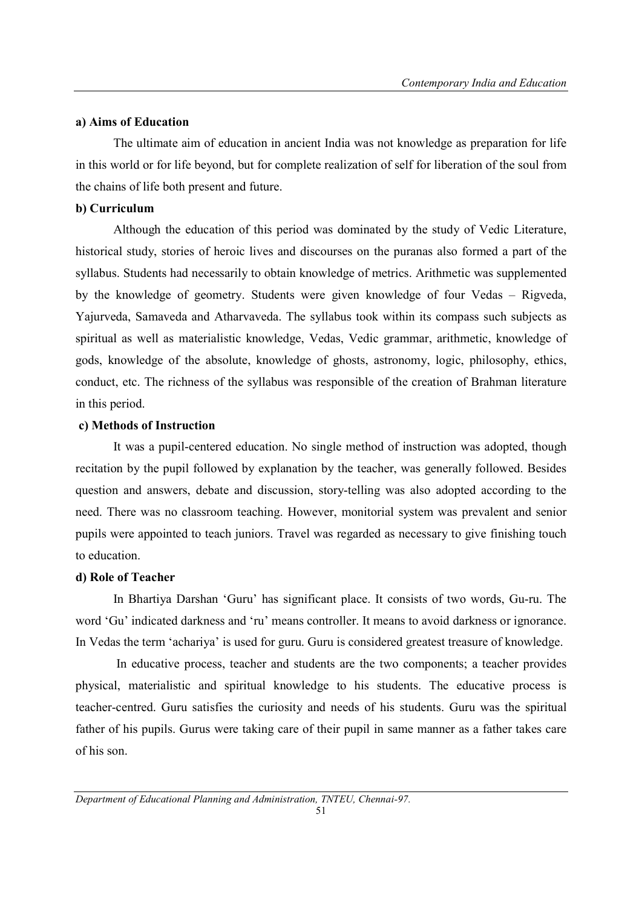### a) Aims of Education

The ultimate aim of education in ancient India was not knowledge as preparation for life in this world or for life beyond, but for complete realization of self for liberation of the soul from the chains of life both present and future.

### b) Curriculum

Although the education of this period was dominated by the study of Vedic Literature, historical study, stories of heroic lives and discourses on the puranas also formed a part of the syllabus. Students had necessarily to obtain knowledge of metrics. Arithmetic was supplemented by the knowledge of geometry. Students were given knowledge of four Vedas – Rigveda, Yajurveda, Samaveda and Atharvaveda. The syllabus took within its compass such subjects as spiritual as well as materialistic knowledge, Vedas, Vedic grammar, arithmetic, knowledge of gods, knowledge of the absolute, knowledge of ghosts, astronomy, logic, philosophy, ethics, conduct, etc. The richness of the syllabus was responsible of the creation of Brahman literature in this period.

### c) Methods of Instruction

It was a pupil-centered education. No single method of instruction was adopted, though recitation by the pupil followed by explanation by the teacher, was generally followed. Besides question and answers, debate and discussion, story-telling was also adopted according to the need. There was no classroom teaching. However, monitorial system was prevalent and senior pupils were appointed to teach juniors. Travel was regarded as necessary to give finishing touch to education.

### d) Role of Teacher

In Bhartiya Darshan 'Guru' has significant place. It consists of two words, Gu-ru. The word 'Gu' indicated darkness and 'ru' means controller. It means to avoid darkness or ignorance. In Vedas the term 'achariya' is used for guru. Guru is considered greatest treasure of knowledge.

In educative process, teacher and students are the two components; a teacher provides physical, materialistic and spiritual knowledge to his students. The educative process is teacher-centred. Guru satisfies the curiosity and needs of his students. Guru was the spiritual father of his pupils. Gurus were taking care of their pupil in same manner as a father takes care of his son.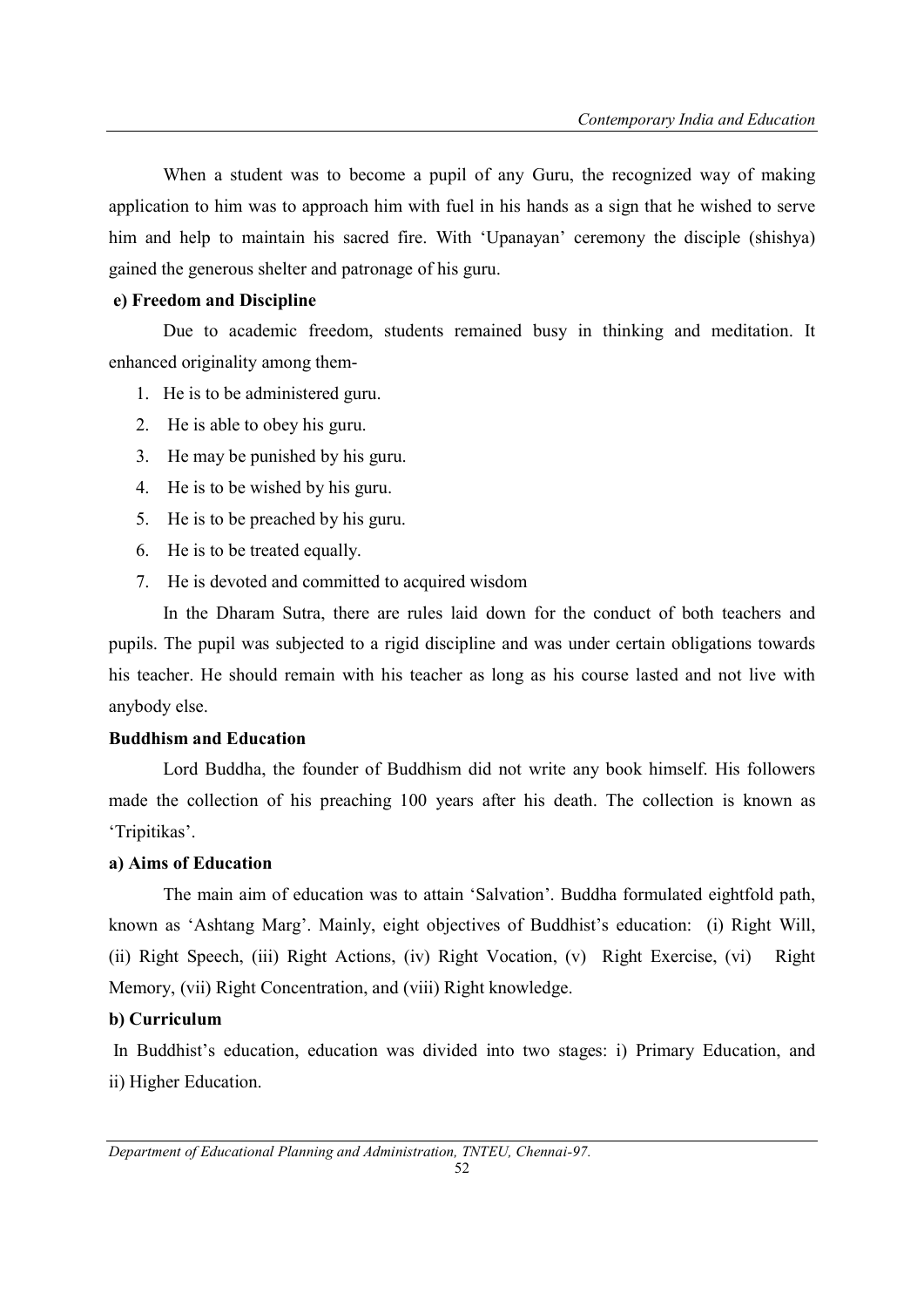When a student was to become a pupil of any Guru, the recognized way of making application to him was to approach him with fuel in his hands as a sign that he wished to serve him and help to maintain his sacred fire. With 'Upanayan' ceremony the disciple (shishya) gained the generous shelter and patronage of his guru.

**e) Freedom and Discipline**

Due to academic freedom, students remained busy in thinking and meditation. It enhanced originality among them-

1. He is to be administered guru.
2. He is able to obey his guru.
3. He may be punished by his guru.
4. He is to be wished by his guru.
5. He is to be preached by his guru.
6. He is to be treated equally.
7. He is devoted and committed to acquired wisdom

In the Dharam Sutra, there are rules laid down for the conduct of both teachers and pupils. The pupil was subjected to a rigid discipline and was under certain obligations towards his teacher. He should remain with his teacher as long as his course lasted and not live with anybody else.

**Buddhism and Education**

Lord Buddha, the founder of Buddhism did not write any book himself. His followers made the collection of his preaching 100 years after his death. The collection is known as 'Tripitikas'.

**a) Aims of Education**

The main aim of education was to attain 'Salvation'. Buddha formulated eightfold path, known as 'Ashtang Marg'. Mainly, eight objectives of Buddhist's education: (i) Right Will, (ii) Right Speech, (iii) Right Actions, (iv) Right Vocation, (v) Right Exercise, (vi) Right Memory, (vii) Right Concentration, and (viii) Right knowledge.

**b) Curriculum**

In Buddhist's education, education was divided into two stages: i) Primary Education, and ii) Higher Education.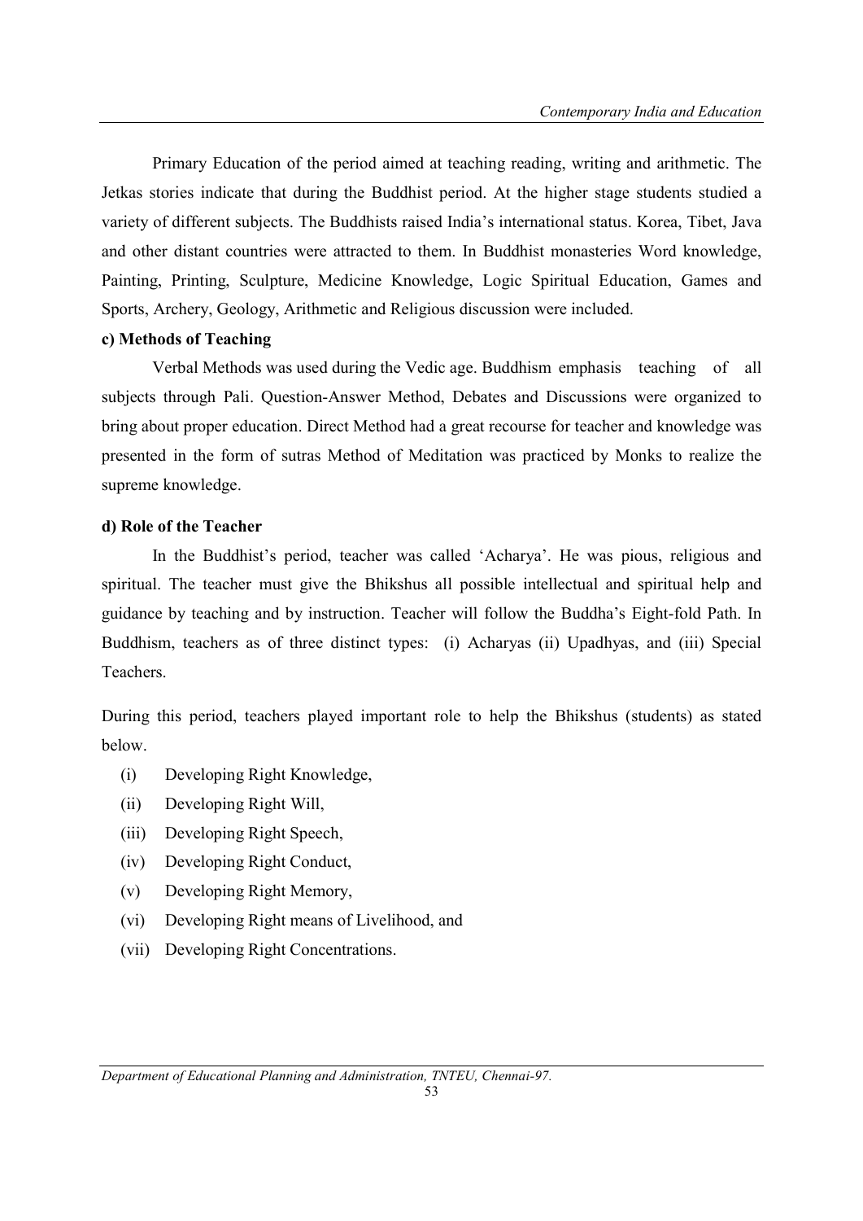Primary Education of the period aimed at teaching reading, writing and arithmetic. The Jetkas stories indicate that during the Buddhist period. At the higher stage students studied a variety of different subjects. The Buddhists raised India's international status. Korea, Tibet, Java and other distant countries were attracted to them. In Buddhist monasteries Word knowledge, Painting, Printing, Sculpture, Medicine Knowledge, Logic Spiritual Education, Games and Sports, Archery, Geology, Arithmetic and Religious discussion were included.

**c) Methods of Teaching**

Verbal Methods was used during the Vedic age. Buddhism emphasis teaching of all subjects through Pali. Question-Answer Method, Debates and Discussions were organized to bring about proper education. Direct Method had a great recourse for teacher and knowledge was presented in the form of sutras Method of Meditation was practiced by Monks to realize the supreme knowledge.

**d) Role of the Teacher**

In the Buddhist's period, teacher was called 'Acharya'. He was pious, religious and spiritual. The teacher must give the Bhikshus all possible intellectual and spiritual help and guidance by teaching and by instruction. Teacher will follow the Buddha's Eight-fold Path. In Buddhism, teachers as of three distinct types: (i) Acharyas (ii) Upadhyas, and (iii) Special Teachers.

During this period, teachers played important role to help the Bhikshus (students) as stated below.

(i) Developing Right Knowledge,
(ii) Developing Right Will,
(iii) Developing Right Speech,
(iv) Developing Right Conduct,
(v) Developing Right Memory,
(vi) Developing Right means of Livelihood, and
(vii) Developing Right Concentrations.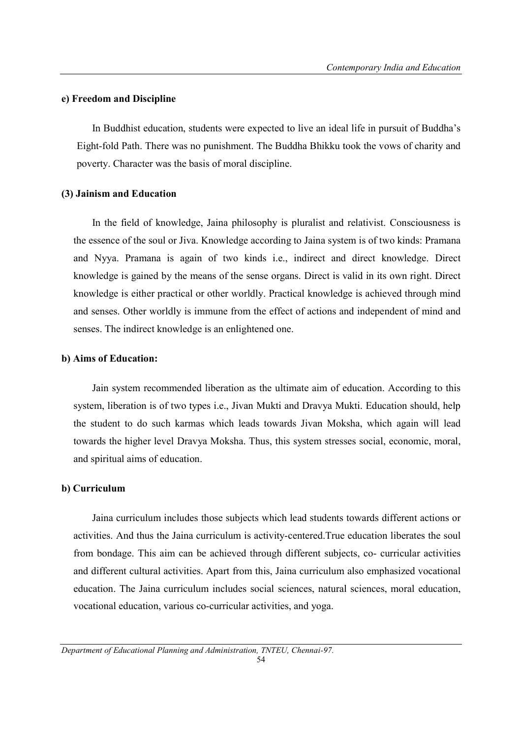#### e) Freedom and Discipline

In Buddhist education, students were expected to live an ideal life in pursuit of Buddha's Eight-fold Path. There was no punishment. The Buddha Bhikku took the vows of charity and poverty. Character was the basis of moral discipline.

#### (3) Jainism and Education

In the field of knowledge, Jaina philosophy is pluralist and relativist. Consciousness is the essence of the soul or Jiva. Knowledge according to Jaina system is of two kinds: Pramana and Nyya. Pramana is again of two kinds i.e., indirect and direct knowledge. Direct knowledge is gained by the means of the sense organs. Direct is valid in its own right. Direct knowledge is either practical or other worldly. Practical knowledge is achieved through mind and senses. Other worldly is immune from the effect of actions and independent of mind and senses. The indirect knowledge is an enlightened one.

#### b) Aims of Education:

Jain system recommended liberation as the ultimate aim of education. According to this system, liberation is of two types i.e., Jivan Mukti and Dravya Mukti. Education should, help the student to do such karmas which leads towards Jivan Moksha, which again will lead towards the higher level Dravya Moksha. Thus, this system stresses social, economic, moral, and spiritual aims of education.

#### b) Curriculum

Jaina curriculum includes those subjects which lead students towards different actions or activities. And thus the Jaina curriculum is activity-centered.True education liberates the soul from bondage. This aim can be achieved through different subjects, co- curricular activities and different cultural activities. Apart from this, Jaina curriculum also emphasized vocational education. The Jaina curriculum includes social sciences, natural sciences, moral education, vocational education, various co-curricular activities, and yoga.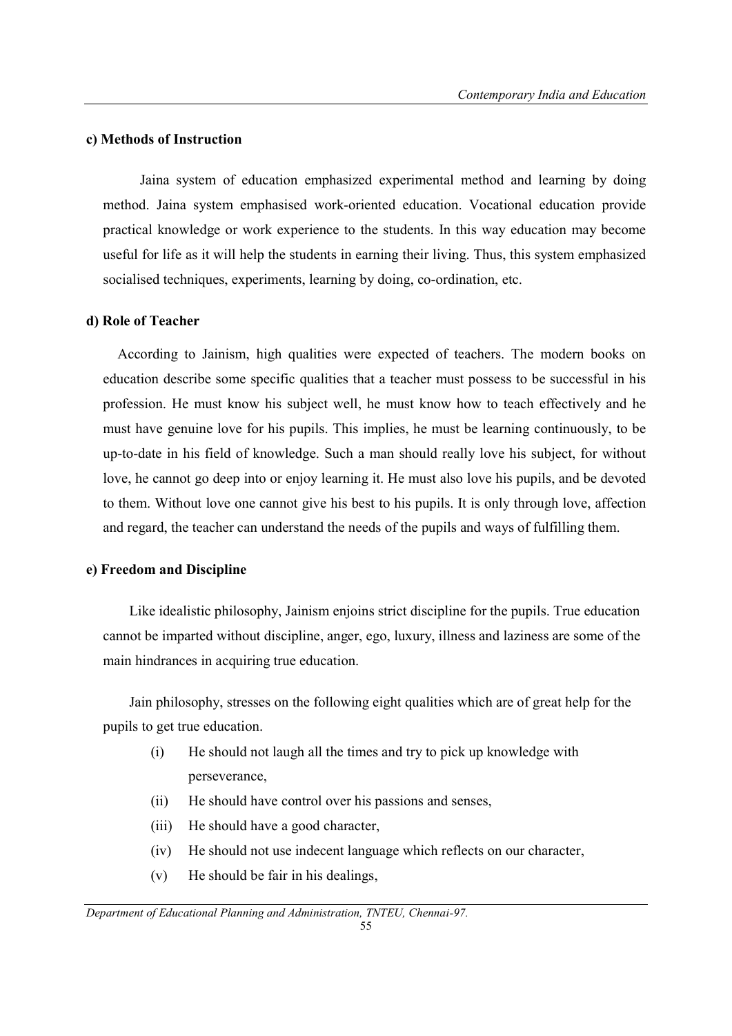#### c) Methods of Instruction

Jaina system of education emphasized experimental method and learning by doing method. Jaina system emphasised work-oriented education. Vocational education provide practical knowledge or work experience to the students. In this way education may become useful for life as it will help the students in earning their living. Thus, this system emphasized socialised techniques, experiments, learning by doing, co-ordination, etc.

#### d) Role of Teacher

According to Jainism, high qualities were expected of teachers. The modern books on education describe some specific qualities that a teacher must possess to be successful in his profession. He must know his subject well, he must know how to teach effectively and he must have genuine love for his pupils. This implies, he must be learning continuously, to be up-to-date in his field of knowledge. Such a man should really love his subject, for without love, he cannot go deep into or enjoy learning it. He must also love his pupils, and be devoted to them. Without love one cannot give his best to his pupils. It is only through love, affection and regard, the teacher can understand the needs of the pupils and ways of fulfilling them.

#### e) Freedom and Discipline

Like idealistic philosophy, Jainism enjoins strict discipline for the pupils. True education cannot be imparted without discipline, anger, ego, luxury, illness and laziness are some of the main hindrances in acquiring true education.

Jain philosophy, stresses on the following eight qualities which are of great help for the pupils to get true education.

(i) He should not laugh all the times and try to pick up knowledge with perseverance,

(ii) He should have control over his passions and senses,

(iii) He should have a good character,

(iv) He should not use indecent language which reflects on our character,

(v) He should be fair in his dealings,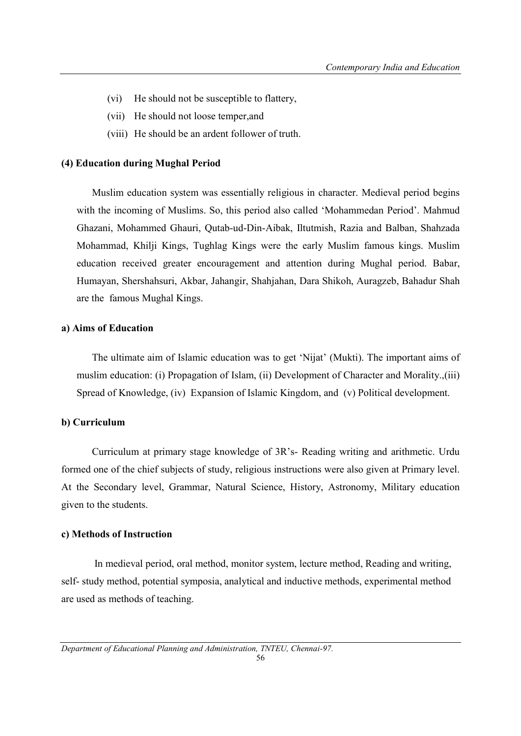(vi) He should not be susceptible to flattery,

(vii) He should not loose temper,and

(viii) He should be an ardent follower of truth.

**(4) Education during Mughal Period**

Muslim education system was essentially religious in character. Medieval period begins with the incoming of Muslims. So, this period also called 'Mohammedan Period'. Mahmud Ghazani, Mohammed Ghauri, Qutab-ud-Din-Aibak, Iltutmish, Razia and Balban, Shahzada Mohammad, Khilji Kings, Tughlag Kings were the early Muslim famous kings. Muslim education received greater encouragement and attention during Mughal period. Babar, Humayan, Shershahsuri, Akbar, Jahangir, Shahjahan, Dara Shikoh, Auragzeb, Bahadur Shah are the famous Mughal Kings.

**a) Aims of Education**

The ultimate aim of Islamic education was to get 'Nijat' (Mukti). The important aims of muslim education: (i) Propagation of Islam, (ii) Development of Character and Morality.,(iii) Spread of Knowledge, (iv) Expansion of Islamic Kingdom, and (v) Political development.

**b) Curriculum**

Curriculum at primary stage knowledge of 3R's- Reading writing and arithmetic. Urdu formed one of the chief subjects of study, religious instructions were also given at Primary level. At the Secondary level, Grammar, Natural Science, History, Astronomy, Military education given to the students.

**c) Methods of Instruction**

In medieval period, oral method, monitor system, lecture method, Reading and writing, self- study method, potential symposia, analytical and inductive methods, experimental method are used as methods of teaching.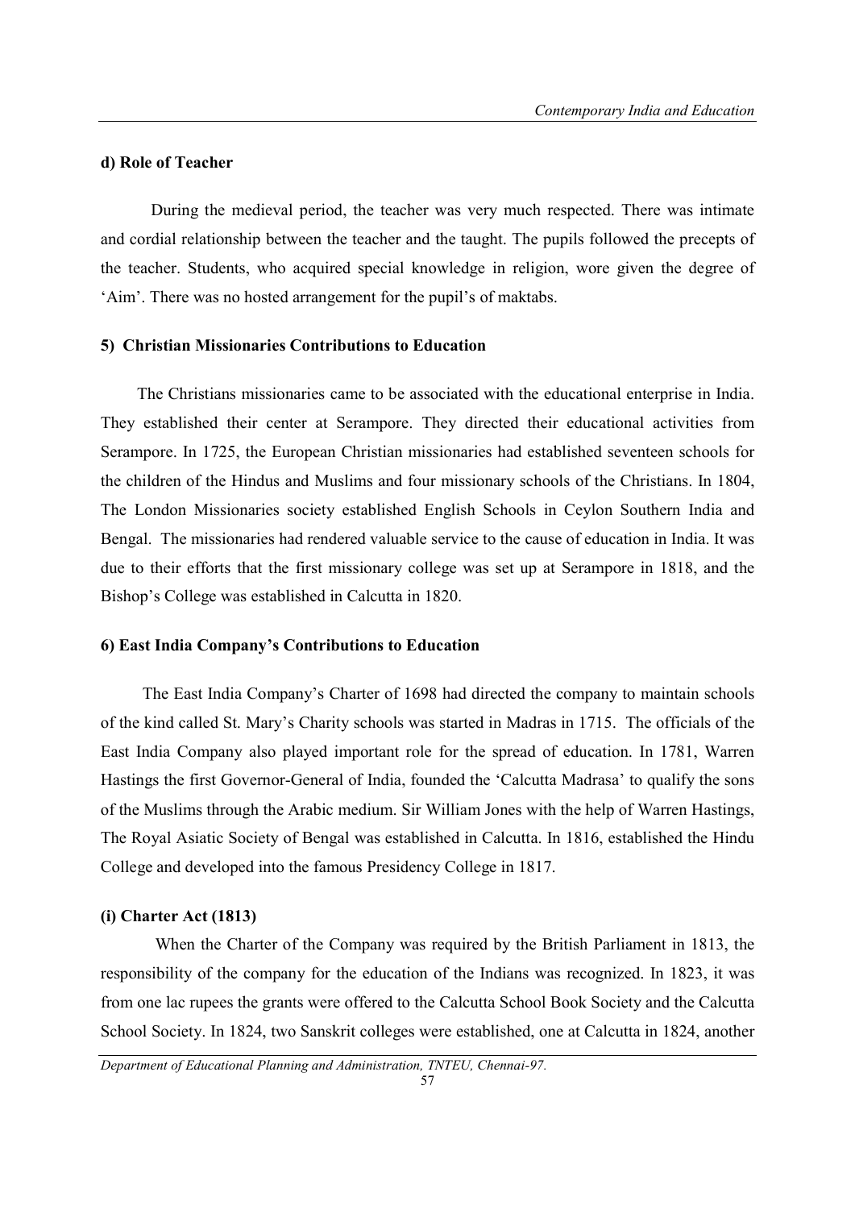#### d) Role of Teacher

During the medieval period, the teacher was very much respected. There was intimate and cordial relationship between the teacher and the taught. The pupils followed the precepts of the teacher. Students, who acquired special knowledge in religion, wore given the degree of 'Aim'. There was no hosted arrangement for the pupil's of maktabs.

#### 5) Christian Missionaries Contributions to Education

The Christians missionaries came to be associated with the educational enterprise in India. They established their center at Serampore. They directed their educational activities from Serampore. In 1725, the European Christian missionaries had established seventeen schools for the children of the Hindus and Muslims and four missionary schools of the Christians. In 1804, The London Missionaries society established English Schools in Ceylon Southern India and Bengal. The missionaries had rendered valuable service to the cause of education in India. It was due to their efforts that the first missionary college was set up at Serampore in 1818, and the Bishop's College was established in Calcutta in 1820.

#### 6) East India Company's Contributions to Education

The East India Company's Charter of 1698 had directed the company to maintain schools of the kind called St. Mary's Charity schools was started in Madras in 1715. The officials of the East India Company also played important role for the spread of education. In 1781, Warren Hastings the first Governor-General of India, founded the 'Calcutta Madrasa' to qualify the sons of the Muslims through the Arabic medium. Sir William Jones with the help of Warren Hastings, The Royal Asiatic Society of Bengal was established in Calcutta. In 1816, established the Hindu College and developed into the famous Presidency College in 1817.

#### (i) Charter Act (1813)

When the Charter of the Company was required by the British Parliament in 1813, the responsibility of the company for the education of the Indians was recognized. In 1823, it was from one lac rupees the grants were offered to the Calcutta School Book Society and the Calcutta School Society. In 1824, two Sanskrit colleges were established, one at Calcutta in 1824, another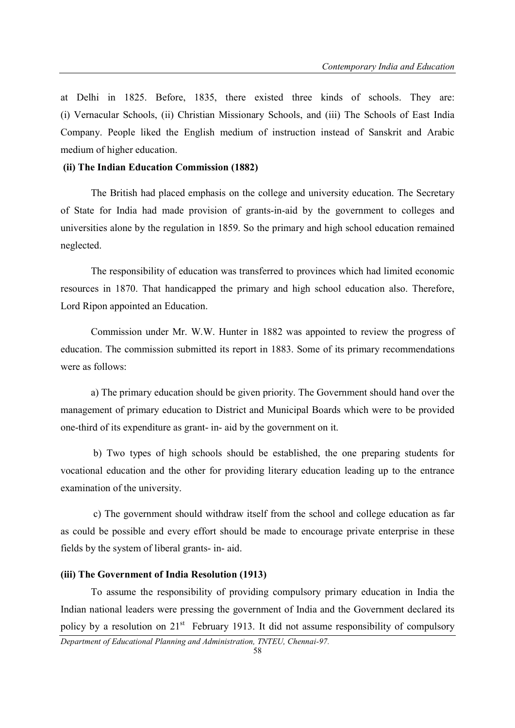at Delhi in 1825. Before, 1835, there existed three kinds of schools. They are: (i) Vernacular Schools, (ii) Christian Missionary Schools, and (iii) The Schools of East India Company. People liked the English medium of instruction instead of Sanskrit and Arabic medium of higher education.

**(ii) The Indian Education Commission (1882)**

The British had placed emphasis on the college and university education. The Secretary of State for India had made provision of grants-in-aid by the government to colleges and universities alone by the regulation in 1859. So the primary and high school education remained neglected.

The responsibility of education was transferred to provinces which had limited economic resources in 1870. That handicapped the primary and high school education also. Therefore, Lord Ripon appointed an Education.

Commission under Mr. W.W. Hunter in 1882 was appointed to review the progress of education. The commission submitted its report in 1883. Some of its primary recommendations were as follows:

a) The primary education should be given priority. The Government should hand over the management of primary education to District and Municipal Boards which were to be provided one-third of its expenditure as grant- in- aid by the government on it.

b) Two types of high schools should be established, the one preparing students for vocational education and the other for providing literary education leading up to the entrance examination of the university.

c) The government should withdraw itself from the school and college education as far as could be possible and every effort should be made to encourage private enterprise in these fields by the system of liberal grants- in- aid.

**(iii) The Government of India Resolution (1913)**

To assume the responsibility of providing compulsory primary education in India the Indian national leaders were pressing the government of India and the Government declared its policy by a resolution on 21st February 1913. It did not assume responsibility of compulsory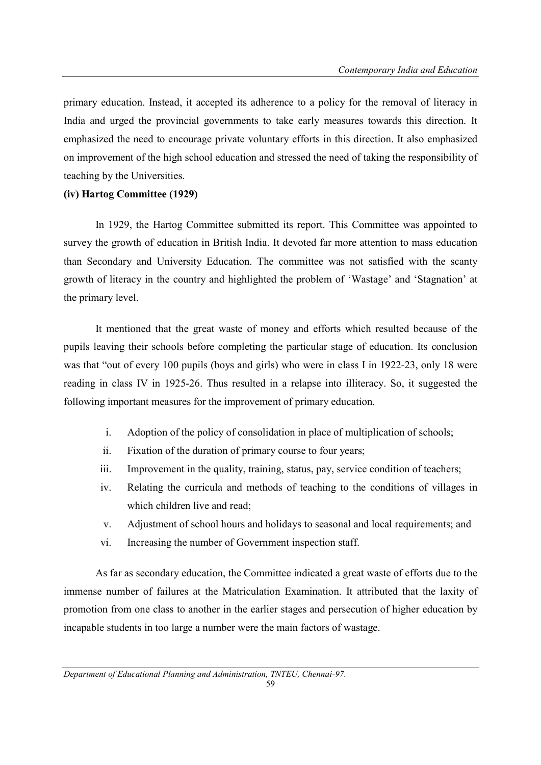primary education. Instead, it accepted its adherence to a policy for the removal of literacy in India and urged the provincial governments to take early measures towards this direction. It emphasized the need to encourage private voluntary efforts in this direction. It also emphasized on improvement of the high school education and stressed the need of taking the responsibility of teaching by the Universities.

**(iv) Hartog Committee (1929)**

In 1929, the Hartog Committee submitted its report. This Committee was appointed to survey the growth of education in British India. It devoted far more attention to mass education than Secondary and University Education. The committee was not satisfied with the scanty growth of literacy in the country and highlighted the problem of 'Wastage' and 'Stagnation' at the primary level.

It mentioned that the great waste of money and efforts which resulted because of the pupils leaving their schools before completing the particular stage of education. Its conclusion was that "out of every 100 pupils (boys and girls) who were in class I in 1922-23, only 18 were reading in class IV in 1925-26. Thus resulted in a relapse into illiteracy. So, it suggested the following important measures for the improvement of primary education.

i. Adoption of the policy of consolidation in place of multiplication of schools;
ii. Fixation of the duration of primary course to four years;
iii. Improvement in the quality, training, status, pay, service condition of teachers;
iv. Relating the curricula and methods of teaching to the conditions of villages in which children live and read;
v. Adjustment of school hours and holidays to seasonal and local requirements; and
vi. Increasing the number of Government inspection staff.

As far as secondary education, the Committee indicated a great waste of efforts due to the immense number of failures at the Matriculation Examination. It attributed that the laxity of promotion from one class to another in the earlier stages and persecution of higher education by incapable students in too large a number were the main factors of wastage.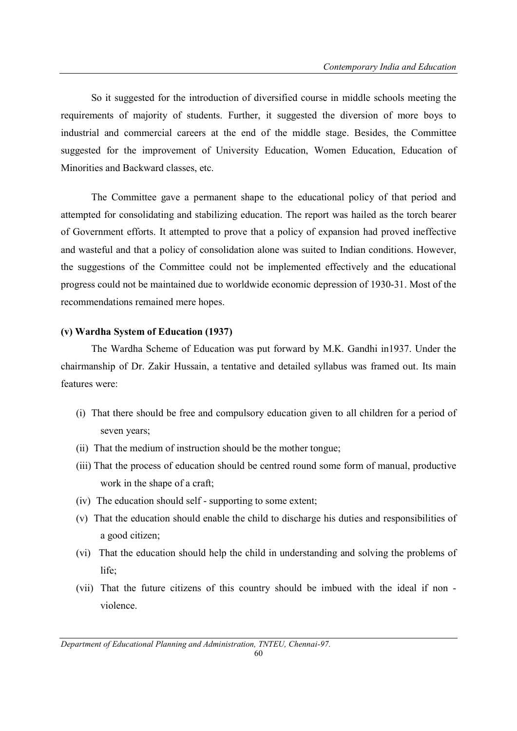So it suggested for the introduction of diversified course in middle schools meeting the requirements of majority of students. Further, it suggested the diversion of more boys to industrial and commercial careers at the end of the middle stage. Besides, the Committee suggested for the improvement of University Education, Women Education, Education of Minorities and Backward classes, etc.

The Committee gave a permanent shape to the educational policy of that period and attempted for consolidating and stabilizing education. The report was hailed as the torch bearer of Government efforts. It attempted to prove that a policy of expansion had proved ineffective and wasteful and that a policy of consolidation alone was suited to Indian conditions. However, the suggestions of the Committee could not be implemented effectively and the educational progress could not be maintained due to worldwide economic depression of 1930-31. Most of the recommendations remained mere hopes.

**(v) Wardha System of Education (1937)**

The Wardha Scheme of Education was put forward by M.K. Gandhi in1937. Under the chairmanship of Dr. Zakir Hussain, a tentative and detailed syllabus was framed out. Its main features were:

(i) That there should be free and compulsory education given to all children for a period of seven years;

(ii) That the medium of instruction should be the mother tongue;

(iii) That the process of education should be centred round some form of manual, productive work in the shape of a craft;

(iv) The education should self - supporting to some extent;

(v) That the education should enable the child to discharge his duties and responsibilities of a good citizen;

(vi) That the education should help the child in understanding and solving the problems of life;

(vii) That the future citizens of this country should be imbued with the ideal if non - violence.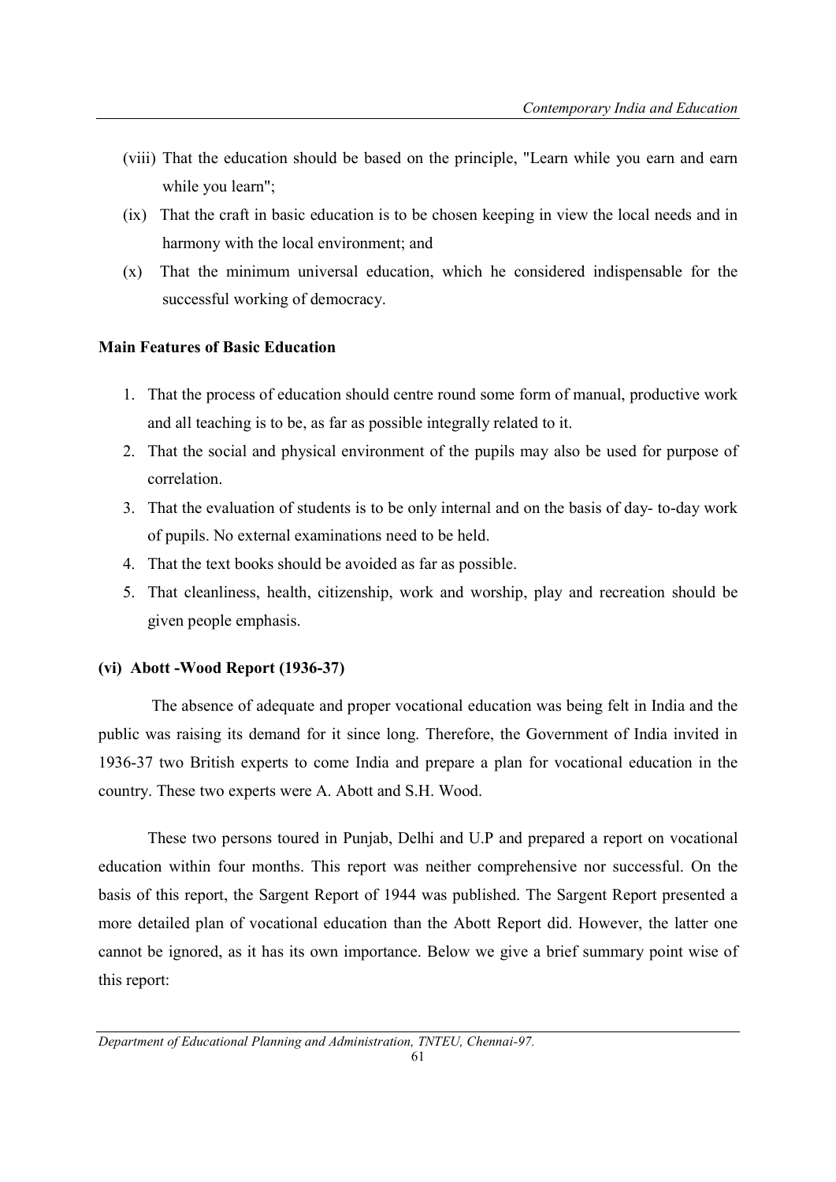(viii) That the education should be based on the principle, "Learn while you earn and earn while you learn";

(ix) That the craft in basic education is to be chosen keeping in view the local needs and in harmony with the local environment; and

(x) That the minimum universal education, which he considered indispensable for the successful working of democracy.

**Main Features of Basic Education**

1. That the process of education should centre round some form of manual, productive work and all teaching is to be, as far as possible integrally related to it.
2. That the social and physical environment of the pupils may also be used for purpose of correlation.
3. That the evaluation of students is to be only internal and on the basis of day- to-day work of pupils. No external examinations need to be held.
4. That the text books should be avoided as far as possible.
5. That cleanliness, health, citizenship, work and worship, play and recreation should be given people emphasis.

**(vi) Abott -Wood Report (1936-37)**

The absence of adequate and proper vocational education was being felt in India and the public was raising its demand for it since long. Therefore, the Government of India invited in 1936-37 two British experts to come India and prepare a plan for vocational education in the country. These two experts were A. Abott and S.H. Wood.

These two persons toured in Punjab, Delhi and U.P and prepared a report on vocational education within four months. This report was neither comprehensive nor successful. On the basis of this report, the Sargent Report of 1944 was published. The Sargent Report presented a more detailed plan of vocational education than the Abott Report did. However, the latter one cannot be ignored, as it has its own importance. Below we give a brief summary point wise of this report: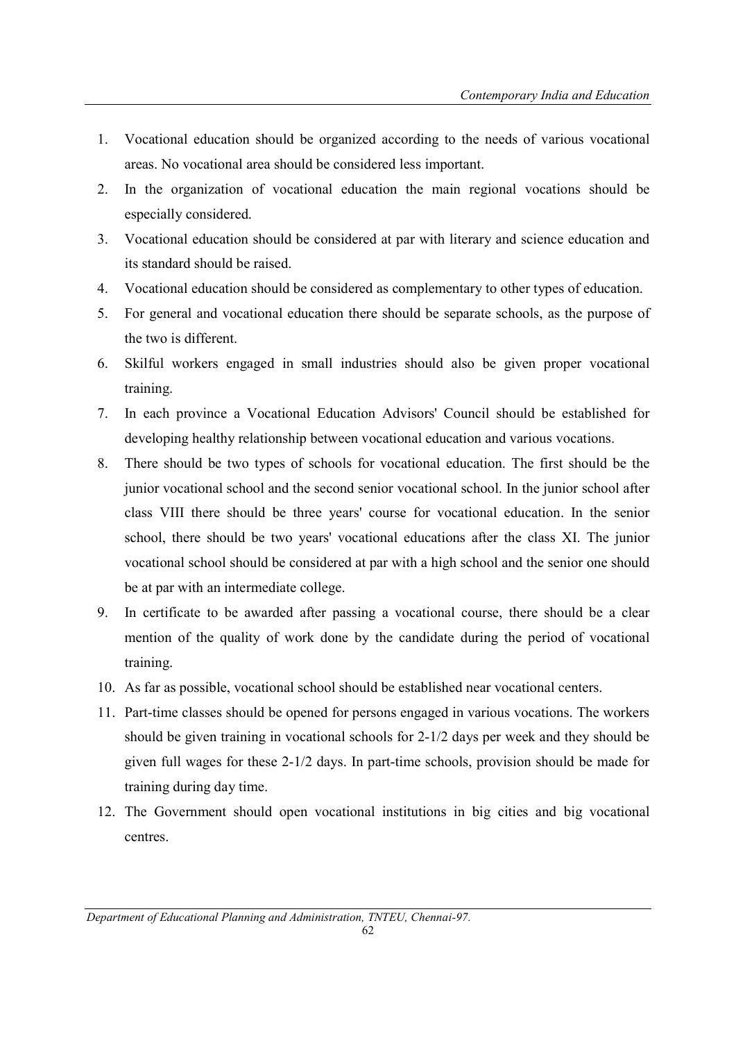1. Vocational education should be organized according to the needs of various vocational areas. No vocational area should be considered less important.
2. In the organization of vocational education the main regional vocations should be especially considered.
3. Vocational education should be considered at par with literary and science education and its standard should be raised.
4. Vocational education should be considered as complementary to other types of education.
5. For general and vocational education there should be separate schools, as the purpose of the two is different.
6. Skilful workers engaged in small industries should also be given proper vocational training.
7. In each province a Vocational Education Advisors' Council should be established for developing healthy relationship between vocational education and various vocations.
8. There should be two types of schools for vocational education. The first should be the junior vocational school and the second senior vocational school. In the junior school after class VIII there should be three years' course for vocational education. In the senior school, there should be two years' vocational educations after the class XI. The junior vocational school should be considered at par with a high school and the senior one should be at par with an intermediate college.
9. In certificate to be awarded after passing a vocational course, there should be a clear mention of the quality of work done by the candidate during the period of vocational training.
10. As far as possible, vocational school should be established near vocational centers.
11. Part-time classes should be opened for persons engaged in various vocations. The workers should be given training in vocational schools for 2-1/2 days per week and they should be given full wages for these 2-1/2 days. In part-time schools, provision should be made for training during day time.
12. The Government should open vocational institutions in big cities and big vocational centres.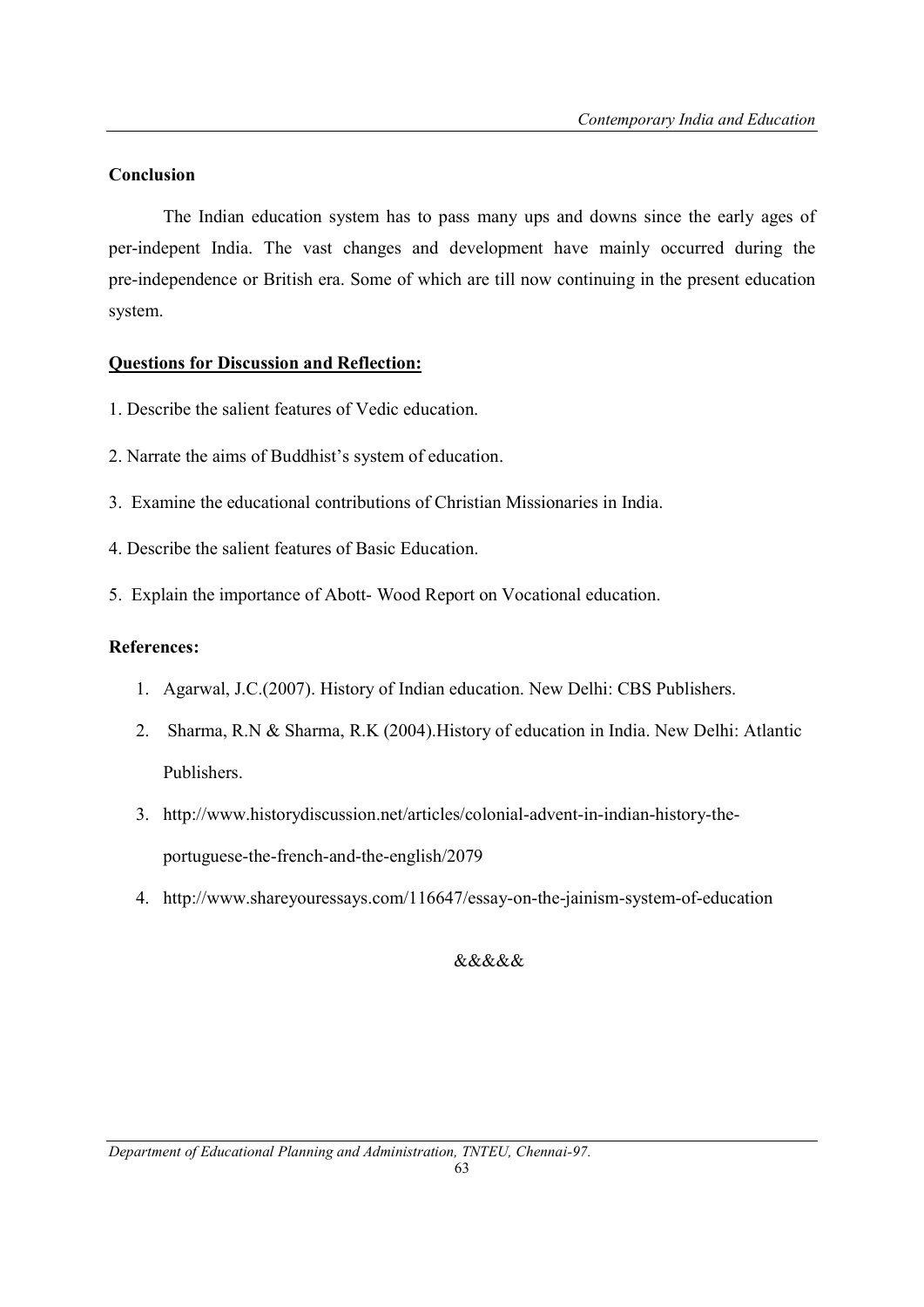**Conclusion**

The Indian education system has to pass many ups and downs since the early ages of per-indepent India. The vast changes and development have mainly occurred during the pre-independence or British era. Some of which are till now continuing in the present education system.

**Questions for Discussion and Reflection:**

1. Describe the salient features of Vedic education.

2. Narrate the aims of Buddhist's system of education.

3. Examine the educational contributions of Christian Missionaries in India.

4. Describe the salient features of Basic Education.

5. Explain the importance of Abott- Wood Report on Vocational education.

**References:**

1. Agarwal, J.C.(2007). History of Indian education. New Delhi: CBS Publishers.
2. Sharma, R.N & Sharma, R.K (2004).History of education in India. New Delhi: Atlantic Publishers.
3. http://www.historydiscussion.net/articles/colonial-advent-in-indian-history-the-portuguese-the-french-and-the-english/2079
4. http://www.shareyouressays.com/116647/essay-on-the-jainism-system-of-education

&&&&&